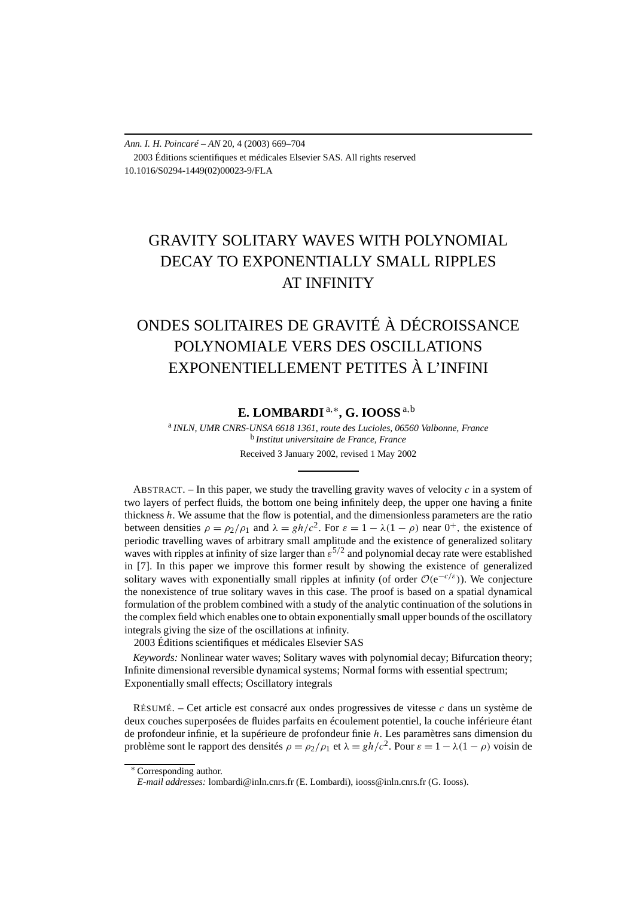Ann. I. H. Poincaré – AN 20, 4 (2003) 669–704
2003 Éditions scientifiques et médicales Elsevier SAS. All rights reserved
10.1016/S0294-1449(02)00023-9/FLA

# GRAVITY SOLITARY WAVES WITH POLYNOMIAL DECAY TO EXPONENTIALLY SMALL RIPPLES AT INFINITY

# ONDES SOLITAIRES DE GRAVITÉ À DÉCROISSANCE POLYNOMIALE VERS DES OSCILLATIONS EXPONENTIELLEMENT PETITES À L'INFINI

**E. LOMBARDI** [a,∗], **G. IOOSS** [a,b]

[a] *INLN, UMR CNRS-UNSA 6618 1361, route des Lucioles, 06560 Valbonne, France*
[b] *Institut universitaire de France, France*

Received 3 January 2002, revised 1 May 2002

ABSTRACT. – In this paper, we study the travelling gravity waves of velocity $c$ in a system of two layers of perfect fluids, the bottom one being infinitely deep, the upper one having a finite thickness $h$. We assume that the flow is potential, and the dimensionless parameters are the ratio between densities $\rho = \rho_2/\rho_1$ and $\lambda = gh/c^2$. For $\varepsilon = 1 - \lambda(1-\rho)$ near $0^+$, the existence of periodic travelling waves of arbitrary small amplitude and the existence of generalized solitary waves with ripples at infinity of size larger than $\varepsilon^{5/2}$ and polynomial decay rate were established in [7]. In this paper we improve this former result by showing the existence of generalized solitary waves with exponentially small ripples at infinity (of order $\mathcal{O}(\mathrm{e}^{-c/\varepsilon})$). We conjecture the nonexistence of true solitary waves in this case. The proof is based on a spatial dynamical formulation of the problem combined with a study of the analytic continuation of the solutions in the complex field which enables one to obtain exponentially small upper bounds of the oscillatory integrals giving the size of the oscillations at infinity.
2003 Éditions scientifiques et médicales Elsevier SAS

*Keywords:* Nonlinear water waves; Solitary waves with polynomial decay; Bifurcation theory; Infinite dimensional reversible dynamical systems; Normal forms with essential spectrum; Exponentially small effects; Oscillatory integrals

RÉSUMÉ. – Cet article est consacré aux ondes progressives de vitesse $c$ dans un système de deux couches superposées de fluides parfaits en écoulement potentiel, la couche inférieure étant de profondeur infinie, et la supérieure de profondeur finie $h$. Les paramètres sans dimension du problème sont le rapport des densités $\rho = \rho_2/\rho_1$ et $\lambda = gh/c^2$. Pour $\varepsilon = 1 - \lambda(1-\rho)$ voisin de

∗ Corresponding author.
*E-mail addresses:* lombardi@inln.cnrs.fr (E. Lombardi), iooss@inln.cnrs.fr (G. Iooss).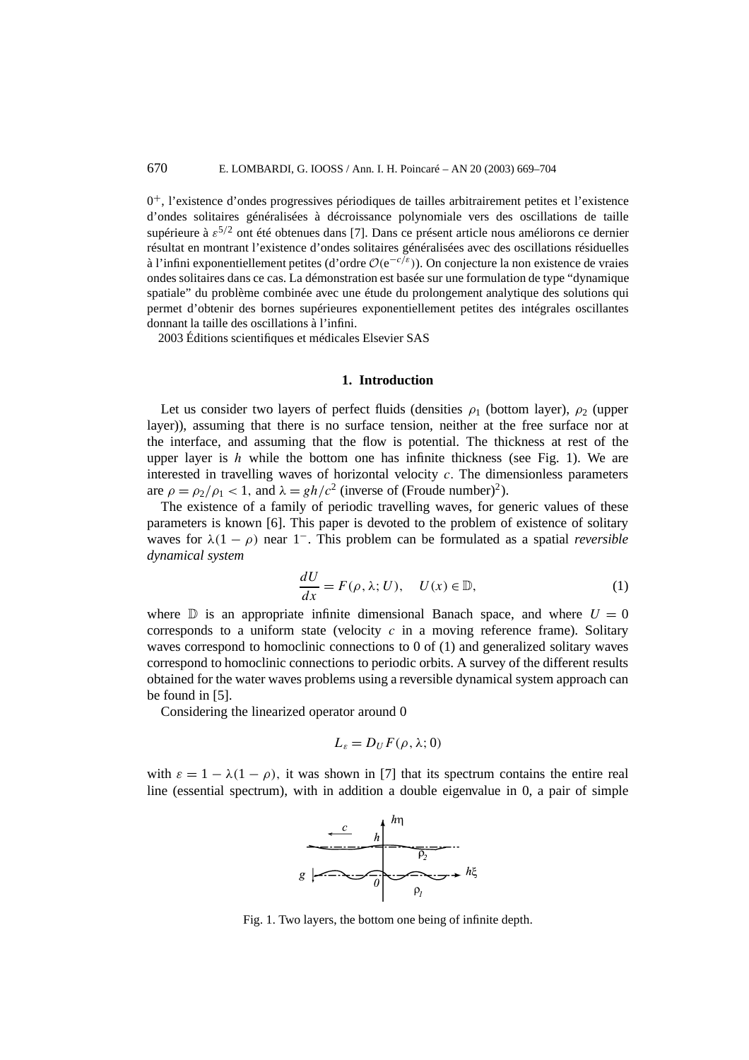$0^+$, l'existence d'ondes progressives périodiques de tailles arbitrairement petites et l'existence d'ondes solitaires généralisées à décroissance polynomiale vers des oscillations de taille supérieure à $\varepsilon^{5/2}$ ont été obtenues dans [7]. Dans ce présent article nous améliorons ce dernier résultat en montrant l'existence d'ondes solitaires généralisées avec des oscillations résiduelles à l'infini exponentiellement petites (d'ordre $\mathcal{O}(e^{-c/\varepsilon})$). On conjecture la non existence de vraies ondes solitaires dans ce cas. La démonstration est basée sur une formulation de type "dynamique spatiale" du problème combinée avec une étude du prolongement analytique des solutions qui permet d'obtenir des bornes supérieures exponentiellement petites des intégrales oscillantes donnant la taille des oscillations à l'infini.

2003 Éditions scientifiques et médicales Elsevier SAS

## 1. Introduction

Let us consider two layers of perfect fluids (densities $\rho_1$ (bottom layer), $\rho_2$ (upper layer)), assuming that there is no surface tension, neither at the free surface nor at the interface, and assuming that the flow is potential. The thickness at rest of the upper layer is $h$ while the bottom one has infinite thickness (see Fig. 1). We are interested in travelling waves of horizontal velocity $c$. The dimensionless parameters are $\rho = \rho_2/\rho_1 < 1$, and $\lambda = gh/c^2$ (inverse of (Froude number)$^2$).

The existence of a family of periodic travelling waves, for generic values of these parameters is known [6]. This paper is devoted to the problem of existence of solitary waves for $\lambda(1-\rho)$ near $1^-$. This problem can be formulated as a spatial *reversible dynamical system*

$$\frac{dU}{dx} = F(\rho, \lambda; U), \quad U(x) \in \mathbb{D}, \tag{1}$$

where $\mathbb{D}$ is an appropriate infinite dimensional Banach space, and where $U = 0$ corresponds to a uniform state (velocity $c$ in a moving reference frame). Solitary waves correspond to homoclinic connections to 0 of (1) and generalized solitary waves correspond to homoclinic connections to periodic orbits. A survey of the different results obtained for the water waves problems using a reversible dynamical system approach can be found in [5].

Considering the linearized operator around 0

$$L_\varepsilon = D_U F(\rho, \lambda; 0)$$

with $\varepsilon = 1 - \lambda(1-\rho)$, it was shown in [7] that its spectrum contains the entire real line (essential spectrum), with in addition a double eigenvalue in 0, a pair of simple

Fig. 1. Two layers, the bottom one being of infinite depth.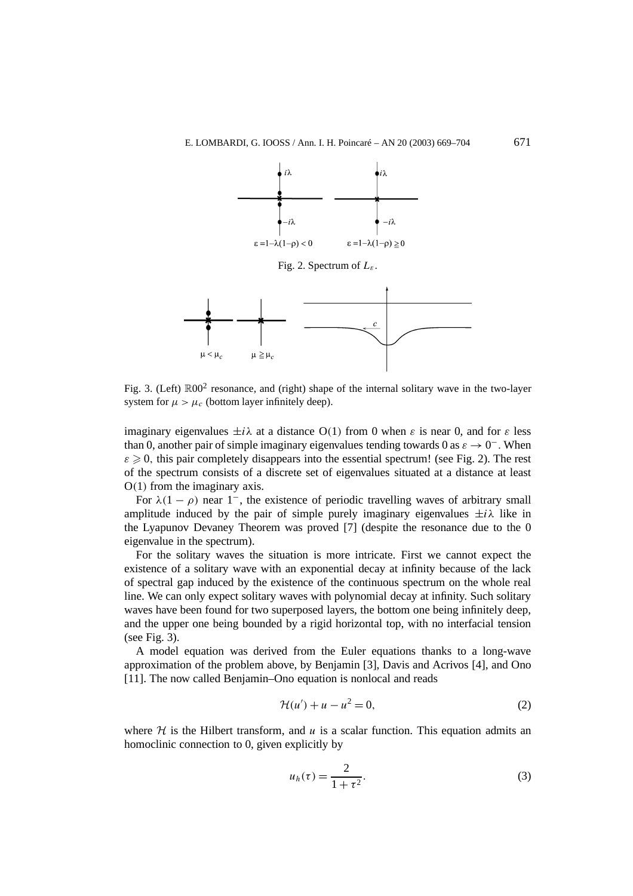Fig. 2. Spectrum of $L_\varepsilon$.

Fig. 3. (Left) $\mathbb{R}00^2$ resonance, and (right) shape of the internal solitary wave in the two-layer system for $\mu > \mu_c$ (bottom layer infinitely deep).

imaginary eigenvalues $\pm i\lambda$ at a distance $O(1)$ from 0 when $\varepsilon$ is near 0, and for $\varepsilon$ less than 0, another pair of simple imaginary eigenvalues tending towards 0 as $\varepsilon \to 0^-$. When $\varepsilon \geqslant 0$, this pair completely disappears into the essential spectrum! (see Fig. 2). The rest of the spectrum consists of a discrete set of eigenvalues situated at a distance at least $O(1)$ from the imaginary axis.

For $\lambda(1-\rho)$ near $1^-$, the existence of periodic travelling waves of arbitrary small amplitude induced by the pair of simple purely imaginary eigenvalues $\pm i\lambda$ like in the Lyapunov Devaney Theorem was proved [7] (despite the resonance due to the 0 eigenvalue in the spectrum).

For the solitary waves the situation is more intricate. First we cannot expect the existence of a solitary wave with an exponential decay at infinity because of the lack of spectral gap induced by the existence of the continuous spectrum on the whole real line. We can only expect solitary waves with polynomial decay at infinity. Such solitary waves have been found for two superposed layers, the bottom one being infinitely deep, and the upper one being bounded by a rigid horizontal top, with no interfacial tension (see Fig. 3).

A model equation was derived from the Euler equations thanks to a long-wave approximation of the problem above, by Benjamin [3], Davis and Acrivos [4], and Ono [11]. The now called Benjamin–Ono equation is nonlocal and reads

$$\mathcal{H}(u') + u - u^2 = 0, \tag{2}$$

where $\mathcal{H}$ is the Hilbert transform, and $u$ is a scalar function. This equation admits an homoclinic connection to 0, given explicitly by

$$u_h(\tau) = \frac{2}{1+\tau^2}. \tag{3}$$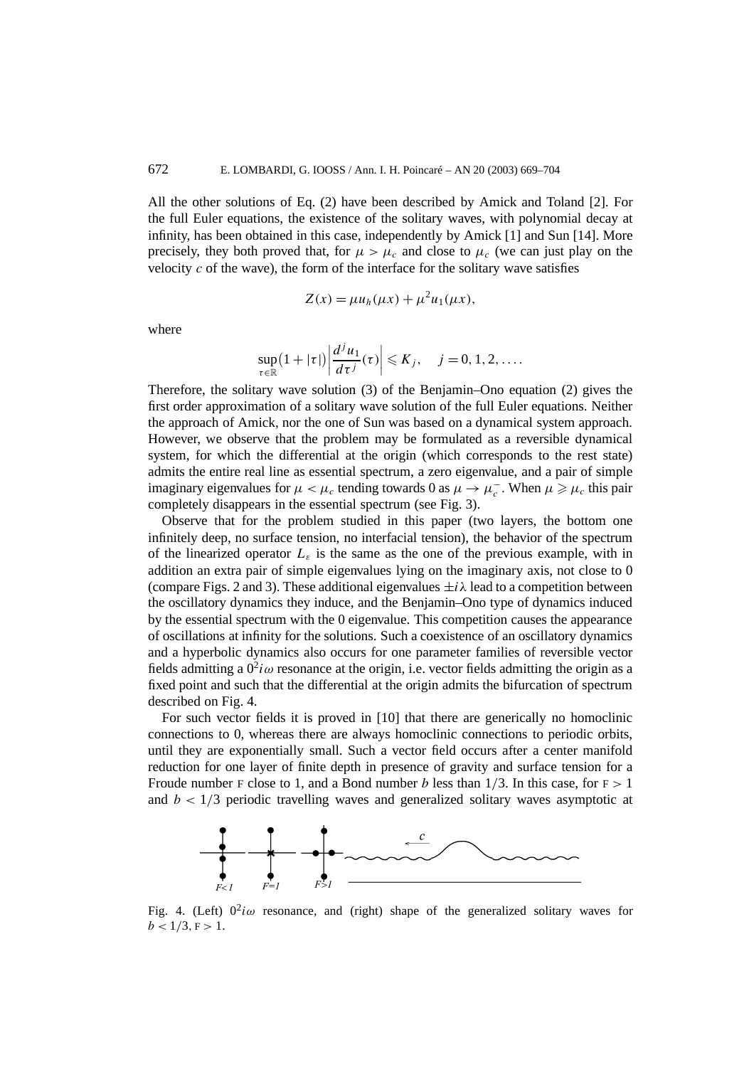All the other solutions of Eq. (2) have been described by Amick and Toland [2]. For the full Euler equations, the existence of the solitary waves, with polynomial decay at infinity, has been obtained in this case, independently by Amick [1] and Sun [14]. More precisely, they both proved that, for $\mu > \mu_c$ and close to $\mu_c$ (we can just play on the velocity $c$ of the wave), the form of the interface for the solitary wave satisfies

$$Z(x) = \mu u_h(\mu x) + \mu^2 u_1(\mu x),$$

where

$$\sup_{\tau \in \mathbb{R}} \bigl(1 + |\tau|\bigr) \left| \frac{d^j u_1}{d\tau^j}(\tau) \right| \leqslant K_j, \quad j = 0, 1, 2, \ldots.$$

Therefore, the solitary wave solution (3) of the Benjamin–Ono equation (2) gives the first order approximation of a solitary wave solution of the full Euler equations. Neither the approach of Amick, nor the one of Sun was based on a dynamical system approach. However, we observe that the problem may be formulated as a reversible dynamical system, for which the differential at the origin (which corresponds to the rest state) admits the entire real line as essential spectrum, a zero eigenvalue, and a pair of simple imaginary eigenvalues for $\mu < \mu_c$ tending towards 0 as $\mu \to \mu_c^-$. When $\mu \geqslant \mu_c$ this pair completely disappears in the essential spectrum (see Fig. 3).

Observe that for the problem studied in this paper (two layers, the bottom one infinitely deep, no surface tension, no interfacial tension), the behavior of the spectrum of the linearized operator $L_\varepsilon$ is the same as the one of the previous example, with in addition an extra pair of simple eigenvalues lying on the imaginary axis, not close to 0 (compare Figs. 2 and 3). These additional eigenvalues $\pm i\lambda$ lead to a competition between the oscillatory dynamics they induce, and the Benjamin–Ono type of dynamics induced by the essential spectrum with the 0 eigenvalue. This competition causes the appearance of oscillations at infinity for the solutions. Such a coexistence of an oscillatory dynamics and a hyperbolic dynamics also occurs for one parameter families of reversible vector fields admitting a $0^2 i\omega$ resonance at the origin, i.e. vector fields admitting the origin as a fixed point and such that the differential at the origin admits the bifurcation of spectrum described on Fig. 4.

For such vector fields it is proved in [10] that there are generically no homoclinic connections to 0, whereas there are always homoclinic connections to periodic orbits, until they are exponentially small. Such a vector field occurs after a center manifold reduction for one layer of finite depth in presence of gravity and surface tension for a Froude number F close to 1, and a Bond number $b$ less than $1/3$. In this case, for $F > 1$ and $b < 1/3$ periodic travelling waves and generalized solitary waves asymptotic at

Fig. 4. (Left) $0^2 i\omega$ resonance, and (right) shape of the generalized solitary waves for $b < 1/3$, $F > 1$.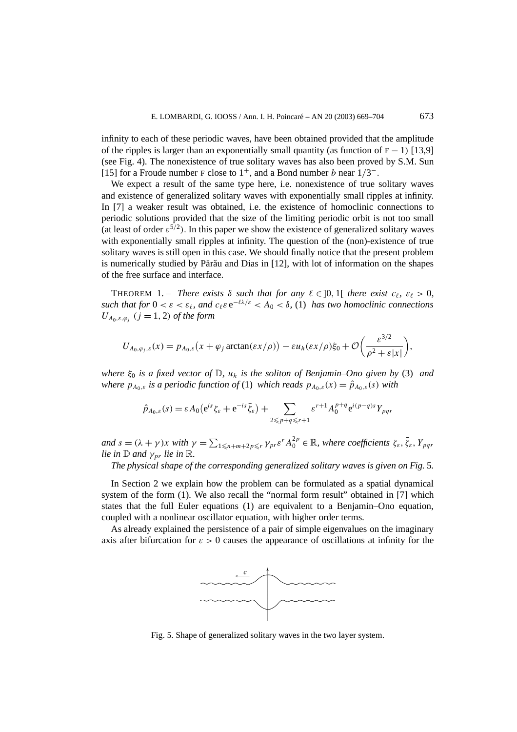infinity to each of these periodic waves, have been obtained provided that the amplitude of the ripples is larger than an exponentially small quantity (as function of $F - 1$) [13,9] (see Fig. 4). The nonexistence of true solitary waves has also been proved by S.M. Sun [15] for a Froude number $F$ close to $1^+$, and a Bond number $b$ near $1/3^-$.

We expect a result of the same type here, i.e. nonexistence of true solitary waves and existence of generalized solitary waves with exponentially small ripples at infinity. In [7] a weaker result was obtained, i.e. the existence of homoclinic connections to periodic solutions provided that the size of the limiting periodic orbit is not too small (at least of order $\varepsilon^{5/2}$). In this paper we show the existence of generalized solitary waves with exponentially small ripples at infinity. The question of the (non)-existence of true solitary waves is still open in this case. We should finally notice that the present problem is numerically studied by Părău and Dias in [12], with lot of information on the shapes of the free surface and interface.

THEOREM 1. – *There exists $\delta$ such that for any $\ell \in ]0,1[$ there exist $c_\ell$, $\varepsilon_\ell > 0$, such that for $0 < \varepsilon < \varepsilon_\ell$, and $c_\ell \varepsilon \, \mathrm{e}^{-\ell\lambda/\varepsilon} < A_0 < \delta$,* (1) *has two homoclinic connections $U_{A_0,\varepsilon,\varphi_j}$ $(j = 1, 2)$ of the form*

$$U_{A_0,\varphi_j,\varepsilon}(x) = p_{A_0,\varepsilon}\big(x + \varphi_j \arctan(\varepsilon x/\rho)\big) - \varepsilon u_h(\varepsilon x/\rho)\xi_0 + \mathcal{O}\left(\frac{\varepsilon^{3/2}}{\rho^2 + \varepsilon|x|}\right),$$

*where $\xi_0$ is a fixed vector of $\mathbb{D}$, $u_h$ is the soliton of Benjamin–Ono given by* (3) *and where $p_{A_0,\varepsilon}$ is a periodic function of* (1) *which reads $p_{A_0,\varepsilon}(x) = \hat{p}_{A_0,\varepsilon}(s)$ with*

$$\hat{p}_{A_0,\varepsilon}(s) = \varepsilon A_0\big(\mathrm{e}^{is}\zeta_\varepsilon + \mathrm{e}^{-is}\bar{\zeta}_\varepsilon\big) + \sum_{2 \leqslant p+q \leqslant r+1} \varepsilon^{r+1} A_0^{p+q} \mathrm{e}^{i(p-q)s} Y_{pqr}$$

*and $s = (\lambda + \gamma)x$ with $\gamma = \sum_{1 \leqslant n+m+2p \leqslant r} \gamma_{pr} \varepsilon^r A_0^{2p} \in \mathbb{R}$, where coefficients $\zeta_\varepsilon$, $\bar{\zeta}_\varepsilon$, $Y_{pqr}$ lie in $\mathbb{D}$ and $\gamma_{pr}$ lie in $\mathbb{R}$.*

*The physical shape of the corresponding generalized solitary waves is given on Fig.* 5*.*

In Section 2 we explain how the problem can be formulated as a spatial dynamical system of the form (1). We also recall the "normal form result" obtained in [7] which states that the full Euler equations (1) are equivalent to a Benjamin–Ono equation, coupled with a nonlinear oscillator equation, with higher order terms.

As already explained the persistence of a pair of simple eigenvalues on the imaginary axis after bifurcation for $\varepsilon > 0$ causes the appearance of oscillations at infinity for the

Fig. 5. Shape of generalized solitary waves in the two layer system.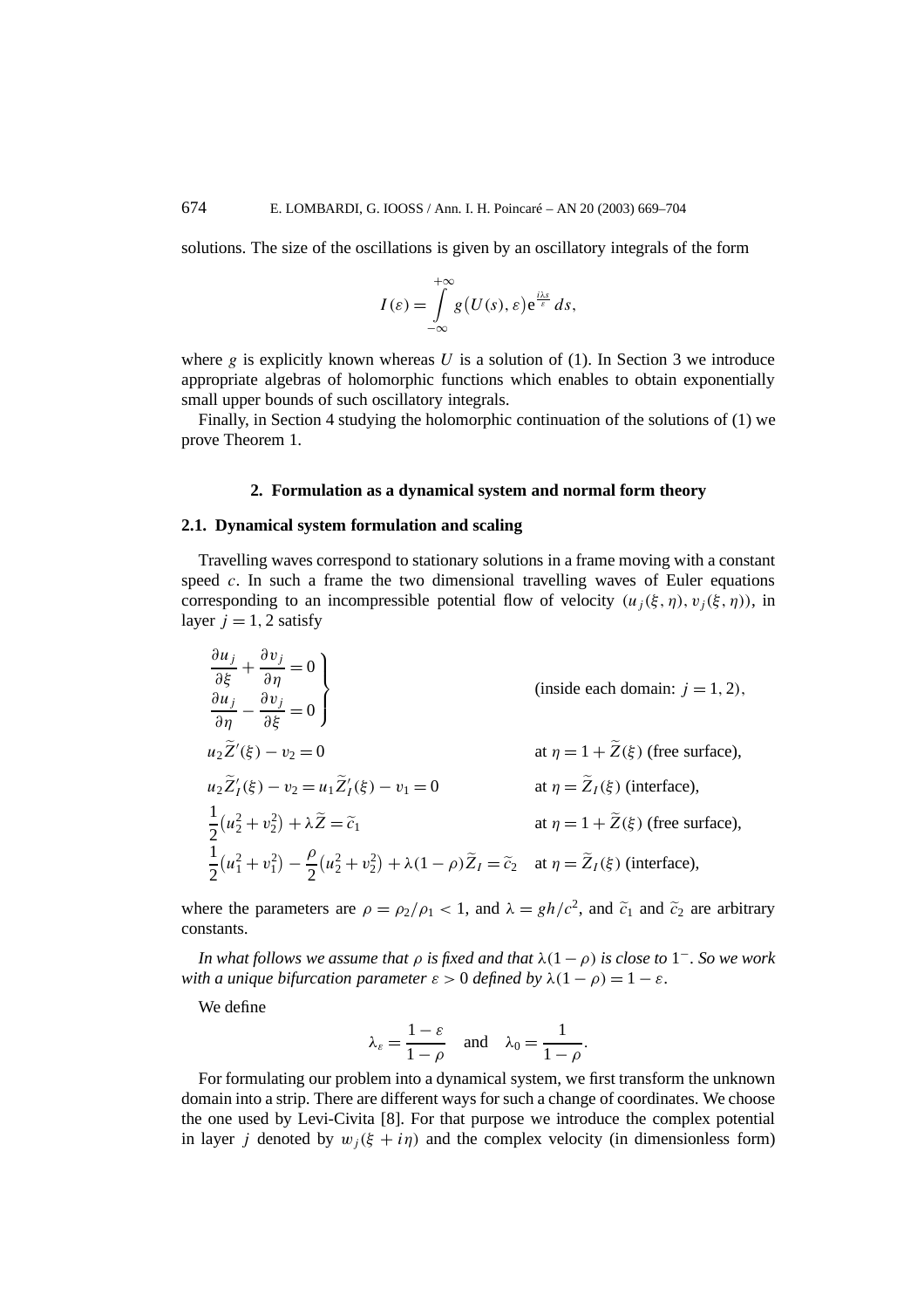solutions. The size of the oscillations is given by an oscillatory integrals of the form

$$I(\varepsilon) = \int_{-\infty}^{+\infty} g\big(U(s), \varepsilon\big) \mathrm{e}^{\frac{i\lambda s}{\varepsilon}}\, ds,$$

where $g$ is explicitly known whereas $U$ is a solution of (1). In Section 3 we introduce appropriate algebras of holomorphic functions which enables to obtain exponentially small upper bounds of such oscillatory integrals.

Finally, in Section 4 studying the holomorphic continuation of the solutions of (1) we prove Theorem 1.

## 2. Formulation as a dynamical system and normal form theory

### 2.1. Dynamical system formulation and scaling

Travelling waves correspond to stationary solutions in a frame moving with a constant speed $c$. In such a frame the two dimensional travelling waves of Euler equations corresponding to an incompressible potential flow of velocity $(u_j(\xi, \eta), v_j(\xi, \eta))$, in layer $j = 1, 2$ satisfy

$$\left.\begin{aligned} &\frac{\partial u_j}{\partial \xi} + \frac{\partial v_j}{\partial \eta} = 0 \\ &\frac{\partial u_j}{\partial \eta} - \frac{\partial v_j}{\partial \xi} = 0 \end{aligned}\right\} \qquad \text{(inside each domain: } j = 1, 2\text{)},$$

$$u_2 \widetilde{Z}'(\xi) - v_2 = 0 \qquad \text{at } \eta = 1 + \widetilde{Z}(\xi) \text{ (free surface)},$$

$$u_2 \widetilde{Z}_I'(\xi) - v_2 = u_1 \widetilde{Z}_I'(\xi) - v_1 = 0 \qquad \text{at } \eta = \widetilde{Z}_I(\xi) \text{ (interface)},$$

$$\frac{1}{2}\big(u_2^2 + v_2^2\big) + \lambda \widetilde{Z} = \widetilde{c}_1 \qquad \text{at } \eta = 1 + \widetilde{Z}(\xi) \text{ (free surface)},$$

$$\frac{1}{2}\big(u_1^2 + v_1^2\big) - \frac{\rho}{2}\big(u_2^2 + v_2^2\big) + \lambda(1-\rho)\widetilde{Z}_I = \widetilde{c}_2 \quad \text{at } \eta = \widetilde{Z}_I(\xi) \text{ (interface)},$$

where the parameters are $\rho = \rho_2/\rho_1 < 1$, and $\lambda = gh/c^2$, and $\widetilde{c}_1$ and $\widetilde{c}_2$ are arbitrary constants.

*In what follows we assume that $\rho$ is fixed and that $\lambda(1-\rho)$ is close to $1^-$. So we work with a unique bifurcation parameter $\varepsilon > 0$ defined by $\lambda(1-\rho) = 1 - \varepsilon$.*

We define

$$\lambda_\varepsilon = \frac{1-\varepsilon}{1-\rho} \quad \text{and} \quad \lambda_0 = \frac{1}{1-\rho}.$$

For formulating our problem into a dynamical system, we first transform the unknown domain into a strip. There are different ways for such a change of coordinates. We choose the one used by Levi-Civita [8]. For that purpose we introduce the complex potential in layer $j$ denoted by $w_j(\xi + i\eta)$ and the complex velocity (in dimensionless form)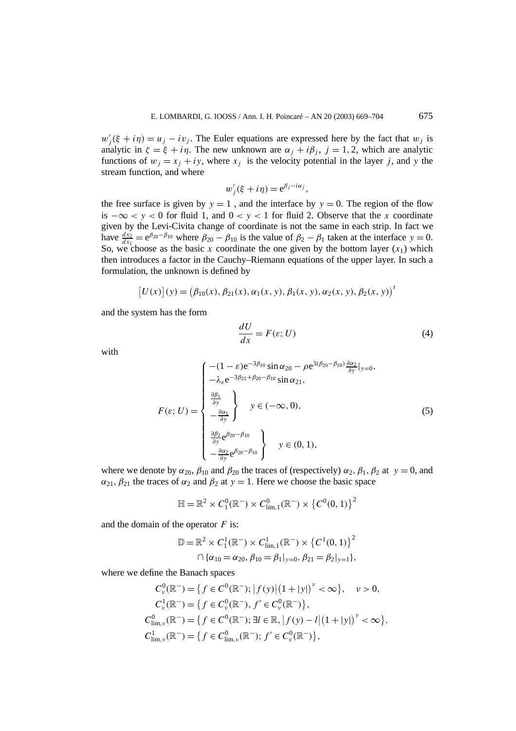$w_j'(\xi + i\eta) = u_j - iv_j$. The Euler equations are expressed here by the fact that $w_j$ is analytic in $\zeta = \xi + i\eta$. The new unknown are $\alpha_j + i\beta_j$, $j = 1, 2$, which are analytic functions of $w_j = x_j + iy$, where $x_j$ is the velocity potential in the layer $j$, and $y$ the stream function, and where

$$w_j'(\xi + i\eta) = \mathrm{e}^{\beta_j - i\alpha_j},$$

the free surface is given by $y = 1$ , and the interface by $y = 0$. The region of the flow is $-\infty < y < 0$ for fluid 1, and $0 < y < 1$ for fluid 2. Observe that the $x$ coordinate given by the Levi-Civita change of coordinate is not the same in each strip. In fact we have $\frac{dx_2}{dx_1} = \mathrm{e}^{\beta_{20} - \beta_{10}}$ where $\beta_{20} - \beta_{10}$ is the value of $\beta_2 - \beta_1$ taken at the interface $y = 0$. So, we choose as the basic $x$ coordinate the one given by the bottom layer $(x_1)$ which then introduces a factor in the Cauchy–Riemann equations of the upper layer. In such a formulation, the unknown is defined by

$$\big[U(x)\big](y) = \big(\beta_{10}(x), \beta_{21}(x), \alpha_1(x, y), \beta_1(x, y), \alpha_2(x, y), \beta_2(x, y)\big)^t$$

and the system has the form

$$\frac{dU}{dx} = F(\varepsilon; U) \tag{4}$$

with

$$F(\varepsilon; U) = \begin{cases} -(1-\varepsilon)\mathrm{e}^{-3\beta_{10}} \sin \alpha_{20} - \rho \mathrm{e}^{3(\beta_{20} - \beta_{10})} \frac{\partial \alpha_2}{\partial y}\big|_{y=0}, \\ -\lambda_\varepsilon \mathrm{e}^{-3\beta_{21} + \beta_{20} - \beta_{10}} \sin \alpha_{21}, \\ \left.\begin{array}{l} \frac{\partial \beta_1}{\partial y} \\ -\frac{\partial \alpha_1}{\partial y} \end{array}\right\} \quad y \in (-\infty, 0), \\ \left.\begin{array}{l} \frac{\partial \beta_2}{\partial y}\mathrm{e}^{\beta_{20} - \beta_{10}} \\ -\frac{\partial \alpha_2}{\partial y}\mathrm{e}^{\beta_{20} - \beta_{10}} \end{array}\right\} \quad y \in (0, 1), \end{cases} \tag{5}$$

where we denote by $\alpha_{20}$, $\beta_{10}$ and $\beta_{20}$ the traces of (respectively) $\alpha_2, \beta_1, \beta_2$ at $y = 0$, and $\alpha_{21}, \beta_{21}$ the traces of $\alpha_2$ and $\beta_2$ at $y = 1$. Here we choose the basic space

$$\mathbb{H} = \mathbb{R}^2 \times C_1^0(\mathbb{R}^-) \times C_{\lim,1}^0(\mathbb{R}^-) \times \big\{C^0(0, 1)\big\}^2$$

and the domain of the operator $F$ is:

$$\begin{aligned} \mathbb{D} = \mathbb{R}^2 \times C_1^1(\mathbb{R}^-) \times C_{\lim,1}^1(\mathbb{R}^-) \times \big\{C^1(0, 1)\big\}^2 \\ \cap \{\alpha_{10} = \alpha_{20}, \beta_{10} = \beta_1|_{y=0}, \beta_{21} = \beta_2|_{y=1}\}, \end{aligned}$$

where we define the Banach spaces

$$\begin{aligned} C_\nu^0(\mathbb{R}^-) &= \big\{f \in C^0(\mathbb{R}^-); \big|f(y)\big|\big(1 + |y|\big)^\nu < \infty\big\}, \quad \nu > 0, \\ C_\nu^1(\mathbb{R}^-) &= \big\{f \in C_\nu^0(\mathbb{R}^-), f' \in C_\nu^0(\mathbb{R}^-)\big\}, \\ C_{\lim,\nu}^0(\mathbb{R}^-) &= \big\{f \in C^0(\mathbb{R}^-); \exists l \in \mathbb{R}, \big|f(y) - l\big|\big(1 + |y|\big)^\nu < \infty\big\}, \\ C_{\lim,\nu}^1(\mathbb{R}^-) &= \big\{f \in C_{\lim,\nu}^0(\mathbb{R}^-); f' \in C_\nu^0(\mathbb{R}^-)\big\}, \end{aligned}$$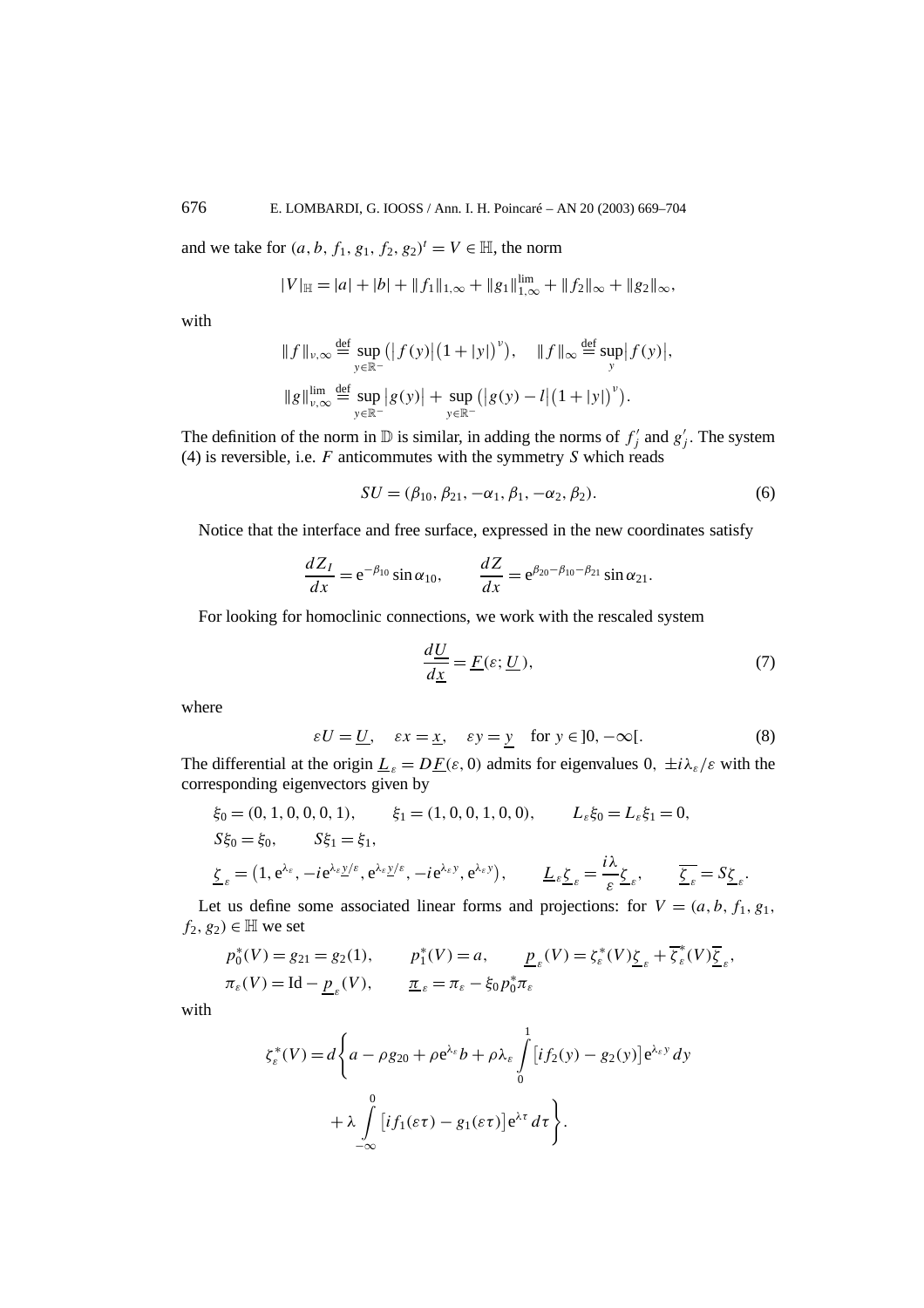and we take for $(a, b, f_1, g_1, f_2, g_2)^t = V \in \mathbb{H}$, the norm

$$|V|_{\mathbb{H}} = |a| + |b| + \|f_1\|_{1,\infty} + \|g_1\|_{1,\infty}^{\lim} + \|f_2\|_\infty + \|g_2\|_\infty,$$

with

$$\|f\|_{\nu,\infty} \stackrel{\text{def}}{=} \sup_{y\in\mathbb{R}^-}\big(|f(y)|\big(1+|y|\big)^\nu\big), \quad \|f\|_\infty \stackrel{\text{def}}{=} \sup_y |f(y)|,$$

$$\|g\|_{\nu,\infty}^{\lim} \stackrel{\text{def}}{=} \sup_{y\in\mathbb{R}^-}|g(y)| + \sup_{y\in\mathbb{R}^-}\big(|g(y)-l|\big(1+|y|\big)^\nu\big).$$

The definition of the norm in $\mathbb{D}$ is similar, in adding the norms of $f_j'$ and $g_j'$. The system (4) is reversible, i.e. $F$ anticommutes with the symmetry $S$ which reads

$$SU = (\beta_{10}, \beta_{21}, -\alpha_1, \beta_1, -\alpha_2, \beta_2). \tag{6}$$

Notice that the interface and free surface, expressed in the new coordinates satisfy

$$\frac{dZ_I}{dx} = e^{-\beta_{10}}\sin\alpha_{10}, \qquad \frac{dZ}{dx} = e^{\beta_{20}-\beta_{10}-\beta_{21}}\sin\alpha_{21}.$$

For looking for homoclinic connections, we work with the rescaled system

$$\frac{d\underline{U}}{d\underline{x}} = \underline{F}(\varepsilon; \underline{U}), \tag{7}$$

where

$$\varepsilon U = \underline{U}, \quad \varepsilon x = \underline{x}, \quad \varepsilon y = \underline{y} \quad \text{for } y \in ]0, -\infty[. \tag{8}$$

The differential at the origin $\underline{L}_\varepsilon = D\underline{F}(\varepsilon, 0)$ admits for eigenvalues $0$, $\pm i\lambda_\varepsilon/\varepsilon$ with the corresponding eigenvectors given by

$$\xi_0 = (0,1,0,0,0,1), \qquad \xi_1 = (1,0,0,1,0,0), \qquad L_\varepsilon\xi_0 = L_\varepsilon\xi_1 = 0,$$

$$S\xi_0 = \xi_0, \qquad S\xi_1 = \xi_1,$$

$$\underline{\zeta}_\varepsilon = \big(1, e^{\lambda_\varepsilon}, -ie^{\lambda_\varepsilon \underline{y}/\varepsilon}, e^{\lambda_\varepsilon \underline{y}/\varepsilon}, -ie^{\lambda_\varepsilon y}, e^{\lambda_\varepsilon y}\big), \qquad \underline{L}_\varepsilon \underline{\zeta}_\varepsilon = \frac{i\lambda}{\varepsilon}\underline{\zeta}_\varepsilon, \qquad \overline{\underline{\zeta}_\varepsilon} = S\underline{\zeta}_\varepsilon.$$

Let us define some associated linear forms and projections: for $V = (a, b, f_1, g_1, f_2, g_2) \in \mathbb{H}$ we set

$$p_0^*(V) = g_{21} = g_2(1), \qquad p_1^*(V) = a, \qquad \underline{p}_\varepsilon(V) = \zeta_\varepsilon^*(V)\underline{\zeta}_\varepsilon + \overline{\zeta}_\varepsilon^*(V)\overline{\underline{\zeta}}_\varepsilon,$$

$$\pi_\varepsilon(V) = \mathrm{Id} - \underline{p}_\varepsilon(V), \qquad \underline{\pi}_\varepsilon = \pi_\varepsilon - \xi_0 p_0^*\pi_\varepsilon$$

with

$$\zeta_\varepsilon^*(V) = d\Bigg\{a - \rho g_{20} + \rho e^{\lambda_\varepsilon} b + \rho\lambda_\varepsilon \int_0^1 \big[if_2(y) - g_2(y)\big]e^{\lambda_\varepsilon y}\,dy + \lambda \int_{-\infty}^0 \big[if_1(\varepsilon\tau) - g_1(\varepsilon\tau)\big]e^{\lambda\tau}\,d\tau\Bigg\}.$$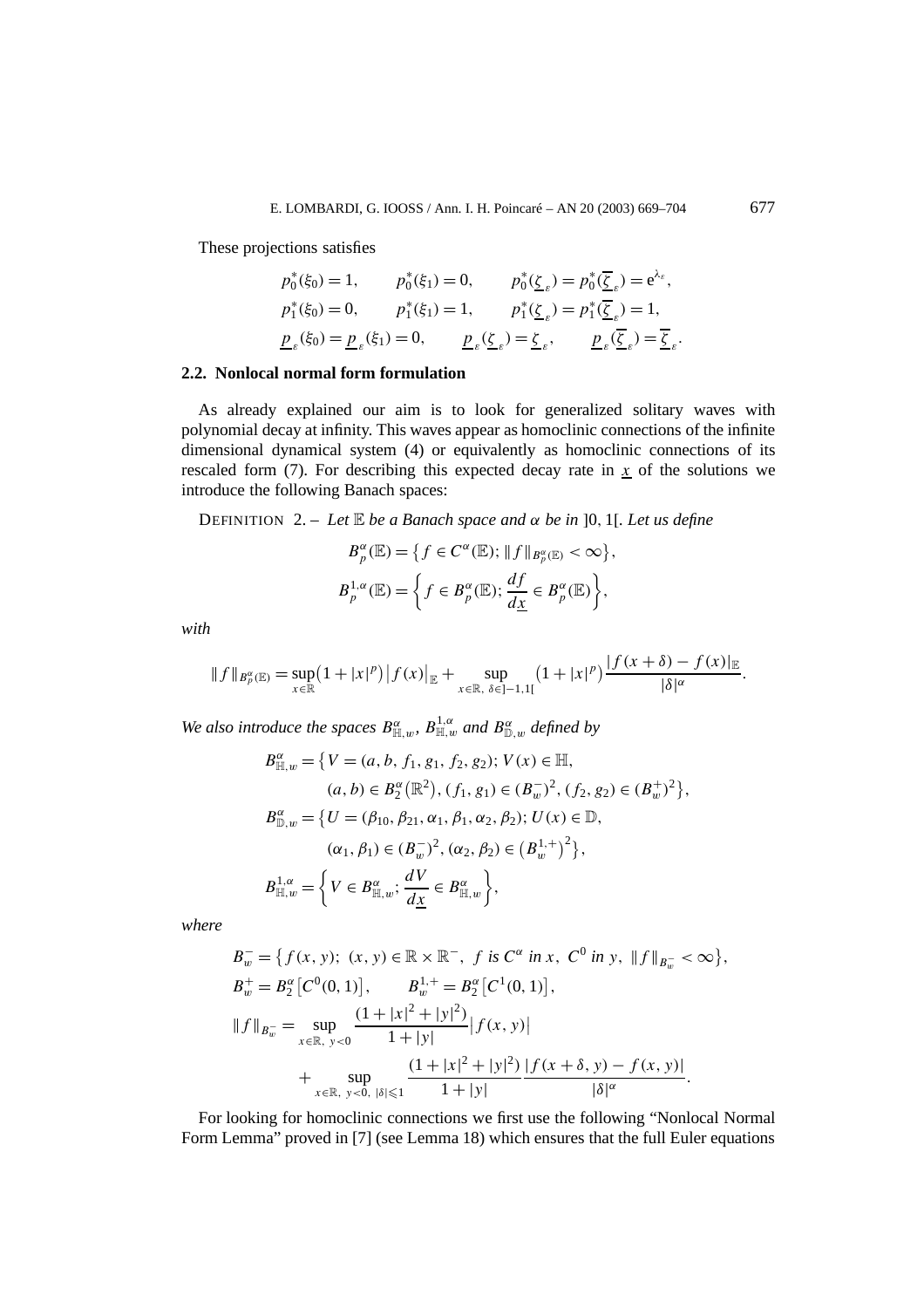These projections satisfies

$$p_0^*(\xi_0) = 1, \qquad p_0^*(\xi_1) = 0, \qquad p_0^*(\underline{\zeta}_\varepsilon) = p_0^*(\overline{\underline{\zeta}}_\varepsilon) = e^{\lambda_\varepsilon},$$
$$p_1^*(\xi_0) = 0, \qquad p_1^*(\xi_1) = 1, \qquad p_1^*(\underline{\zeta}_\varepsilon) = p_1^*(\overline{\underline{\zeta}}_\varepsilon) = 1,$$
$$\underline{p}_\varepsilon(\xi_0) = \underline{p}_\varepsilon(\xi_1) = 0, \qquad \underline{p}_\varepsilon(\underline{\zeta}_\varepsilon) = \underline{\zeta}_\varepsilon, \qquad \underline{p}_\varepsilon(\overline{\underline{\zeta}}_\varepsilon) = \overline{\underline{\zeta}}_\varepsilon.$$

### 2.2. Nonlocal normal form formulation

As already explained our aim is to look for generalized solitary waves with polynomial decay at infinity. This waves appear as homoclinic connections of the infinite dimensional dynamical system (4) or equivalently as homoclinic connections of its rescaled form (7). For describing this expected decay rate in $\underline{x}$ of the solutions we introduce the following Banach spaces:

DEFINITION 2. – *Let $\mathbb{E}$ be a Banach space and $\alpha$ be in $]0,1[$. Let us define*

$$B_p^\alpha(\mathbb{E}) = \left\{ f \in C^\alpha(\mathbb{E});\ \|f\|_{B_p^\alpha(\mathbb{E})} < \infty \right\},$$
$$B_p^{1,\alpha}(\mathbb{E}) = \left\{ f \in B_p^\alpha(\mathbb{E});\ \frac{df}{d\underline{x}} \in B_p^\alpha(\mathbb{E}) \right\},$$

*with*

$$\|f\|_{B_p^\alpha(\mathbb{E})} = \sup_{x\in\mathbb{R}} \left(1+|x|^p\right)\left|f(x)\right|_{\mathbb{E}} + \sup_{x\in\mathbb{R},\ \delta\in]-1,1[} \left(1+|x|^p\right)\frac{|f(x+\delta)-f(x)|_{\mathbb{E}}}{|\delta|^\alpha}.$$

*We also introduce the spaces $B_{\mathbb{H},w}^\alpha$, $B_{\mathbb{H},w}^{1,\alpha}$ and $B_{\mathbb{D},w}^\alpha$ defined by*

$$B_{\mathbb{H},w}^\alpha = \left\{ V = (a,b,f_1,g_1,f_2,g_2);\ V(x) \in \mathbb{H},\right.$$
$$\left. (a,b) \in B_2^\alpha\left(\mathbb{R}^2\right),\ (f_1,g_1) \in (B_w^-)^2,\ (f_2,g_2) \in (B_w^+)^2 \right\},$$
$$B_{\mathbb{D},w}^\alpha = \left\{ U = (\beta_{10},\beta_{21},\alpha_1,\beta_1,\alpha_2,\beta_2);\ U(x) \in \mathbb{D},\right.$$
$$\left. (\alpha_1,\beta_1) \in (B_w^-)^2,\ (\alpha_2,\beta_2) \in \left(B_w^{1,+}\right)^2 \right\},$$
$$B_{\mathbb{H},w}^{1,\alpha} = \left\{ V \in B_{\mathbb{H},w}^\alpha;\ \frac{dV}{d\underline{x}} \in B_{\mathbb{H},w}^\alpha \right\},$$

*where*

$$B_w^- = \left\{ f(x,y);\ (x,y) \in \mathbb{R}\times\mathbb{R}^-,\ f \text{ is } C^\alpha \text{ in } x,\ C^0 \text{ in } y,\ \|f\|_{B_w^-} < \infty \right\},$$
$$B_w^+ = B_2^\alpha\left[C^0(0,1)\right], \qquad B_w^{1,+} = B_2^\alpha\left[C^1(0,1)\right],$$
$$\|f\|_{B_w^-} = \sup_{x\in\mathbb{R},\ y<0} \frac{(1+|x|^2+|y|^2)}{1+|y|}\left|f(x,y)\right|$$
$$+ \sup_{x\in\mathbb{R},\ y<0,\ |\delta|\leqslant 1} \frac{(1+|x|^2+|y|^2)}{1+|y|}\frac{|f(x+\delta,y)-f(x,y)|}{|\delta|^\alpha}.$$

For looking for homoclinic connections we first use the following "Nonlocal Normal Form Lemma" proved in [7] (see Lemma 18) which ensures that the full Euler equations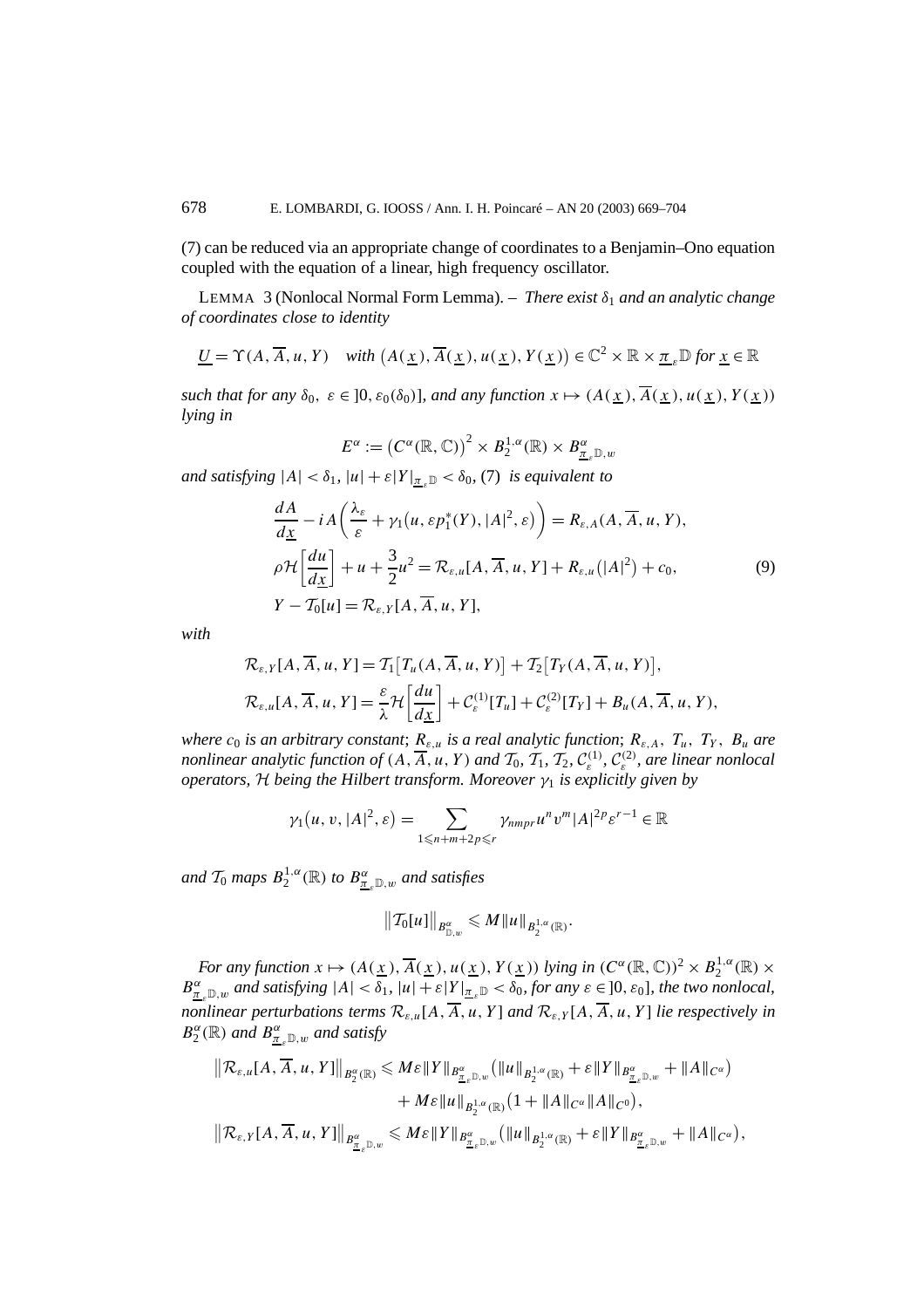(7) can be reduced via an appropriate change of coordinates to a Benjamin–Ono equation coupled with the equation of a linear, high frequency oscillator.

LEMMA 3 (Nonlocal Normal Form Lemma). – *There exist $\delta_1$ and an analytic change of coordinates close to identity*

$$\underline{U} = \Upsilon(A, \overline{A}, u, Y) \quad \text{with } \left(A(\underline{x}), \overline{A}(\underline{x}), u(\underline{x}), Y(\underline{x})\right) \in \mathbb{C}^2 \times \mathbb{R} \times \underline{\pi}_{\varepsilon}\mathbb{D} \text{ for } \underline{x} \in \mathbb{R}$$

*such that for any $\delta_0$, $\varepsilon \in ]0, \varepsilon_0(\delta_0)]$, and any function $x \mapsto (A(\underline{x}), \overline{A}(\underline{x}), u(\underline{x}), Y(\underline{x}))$ lying in*

$$E^{\alpha} := \left(C^{\alpha}(\mathbb{R}, \mathbb{C})\right)^2 \times B_2^{1,\alpha}(\mathbb{R}) \times B^{\alpha}_{\underline{\pi}_{\varepsilon}\mathbb{D},w}$$

*and satisfying $|A| < \delta_1$, $|u| + \varepsilon|Y|_{\underline{\pi}_{\varepsilon}\mathbb{D}} < \delta_0$, (7) is equivalent to*

$$\begin{aligned}
&\frac{dA}{d\underline{x}} - iA\left(\frac{\lambda_{\varepsilon}}{\varepsilon} + \gamma_1\left(u, \varepsilon p_1^*(Y), |A|^2, \varepsilon\right)\right) = R_{\varepsilon,A}(A, \overline{A}, u, Y),\\
&\rho\mathcal{H}\left[\frac{du}{d\underline{x}}\right] + u + \frac{3}{2}u^2 = \mathcal{R}_{\varepsilon,u}[A, \overline{A}, u, Y] + R_{\varepsilon,u}\left(|A|^2\right) + c_0, \\
&Y - \mathcal{T}_0[u] = \mathcal{R}_{\varepsilon,Y}[A, \overline{A}, u, Y],
\end{aligned} \tag{9}$$

*with*

$$\begin{aligned}
\mathcal{R}_{\varepsilon,Y}[A, \overline{A}, u, Y] &= \mathcal{T}_1\left[T_u(A, \overline{A}, u, Y)\right] + \mathcal{T}_2\left[T_Y(A, \overline{A}, u, Y)\right],\\
\mathcal{R}_{\varepsilon,u}[A, \overline{A}, u, Y] &= \frac{\varepsilon}{\lambda}\mathcal{H}\left[\frac{du}{d\underline{x}}\right] + \mathcal{C}^{(1)}_{\varepsilon}[T_u] + \mathcal{C}^{(2)}_{\varepsilon}[T_Y] + B_u(A, \overline{A}, u, Y),
\end{aligned}$$

*where $c_0$ is an arbitrary constant; $R_{\varepsilon,u}$ is a real analytic function; $R_{\varepsilon,A}$, $T_u$, $T_Y$, $B_u$ are nonlinear analytic function of $(A, \overline{A}, u, Y)$ and $\mathcal{T}_0$, $\mathcal{T}_1$, $\mathcal{T}_2$, $\mathcal{C}^{(1)}_{\varepsilon}$, $\mathcal{C}^{(2)}_{\varepsilon}$, are linear nonlocal operators, $\mathcal{H}$ being the Hilbert transform. Moreover $\gamma_1$ is explicitly given by*

$$\gamma_1\left(u, v, |A|^2, \varepsilon\right) = \sum_{1 \leqslant n+m+2p \leqslant r} \gamma_{nmpr} u^n v^m |A|^{2p} \varepsilon^{r-1} \in \mathbb{R}$$

*and $\mathcal{T}_0$ maps $B_2^{1,\alpha}(\mathbb{R})$ to $B^{\alpha}_{\underline{\pi}_{\varepsilon}\mathbb{D},w}$ and satisfies*

$$\left\|\mathcal{T}_0[u]\right\|_{B^{\alpha}_{\mathbb{D},w}} \leqslant M\|u\|_{B_2^{1,\alpha}(\mathbb{R})}.$$

*For any function $x \mapsto (A(\underline{x}), \overline{A}(\underline{x}), u(\underline{x}), Y(\underline{x}))$ lying in $(C^{\alpha}(\mathbb{R}, \mathbb{C}))^2 \times B_2^{1,\alpha}(\mathbb{R}) \times B^{\alpha}_{\underline{\pi}_{\varepsilon}\mathbb{D},w}$ and satisfying $|A| < \delta_1$, $|u| + \varepsilon|Y|_{\underline{\pi}_{\varepsilon}\mathbb{D}} < \delta_0$, for any $\varepsilon \in ]0, \varepsilon_0]$, the two nonlocal, nonlinear perturbations terms $\mathcal{R}_{\varepsilon,u}[A, \overline{A}, u, Y]$ and $\mathcal{R}_{\varepsilon,Y}[A, \overline{A}, u, Y]$ lie respectively in $B_2^{\alpha}(\mathbb{R})$ and $B^{\alpha}_{\underline{\pi}_{\varepsilon}\mathbb{D},w}$ and satisfy*

$$\begin{aligned}
\left\|\mathcal{R}_{\varepsilon,u}[A, \overline{A}, u, Y]\right\|_{B_2^{\alpha}(\mathbb{R})} &\leqslant M\varepsilon\|Y\|_{B^{\alpha}_{\underline{\pi}_{\varepsilon}\mathbb{D},w}}\left(\|u\|_{B_2^{1,\alpha}(\mathbb{R})} + \varepsilon\|Y\|_{B^{\alpha}_{\underline{\pi}_{\varepsilon}\mathbb{D},w}} + \|A\|_{C^{\alpha}}\right)\\
&\quad + M\varepsilon\|u\|_{B_2^{1,\alpha}(\mathbb{R})}\left(1 + \|A\|_{C^{\alpha}}\|A\|_{C^0}\right),\\
\left\|\mathcal{R}_{\varepsilon,Y}[A, \overline{A}, u, Y]\right\|_{B^{\alpha}_{\underline{\pi}_{\varepsilon}\mathbb{D},w}} &\leqslant M\varepsilon\|Y\|_{B^{\alpha}_{\underline{\pi}_{\varepsilon}\mathbb{D},w}}\left(\|u\|_{B_2^{1,\alpha}(\mathbb{R})} + \varepsilon\|Y\|_{B^{\alpha}_{\underline{\pi}_{\varepsilon}\mathbb{D},w}} + \|A\|_{C^{\alpha}}\right),
\end{aligned}$$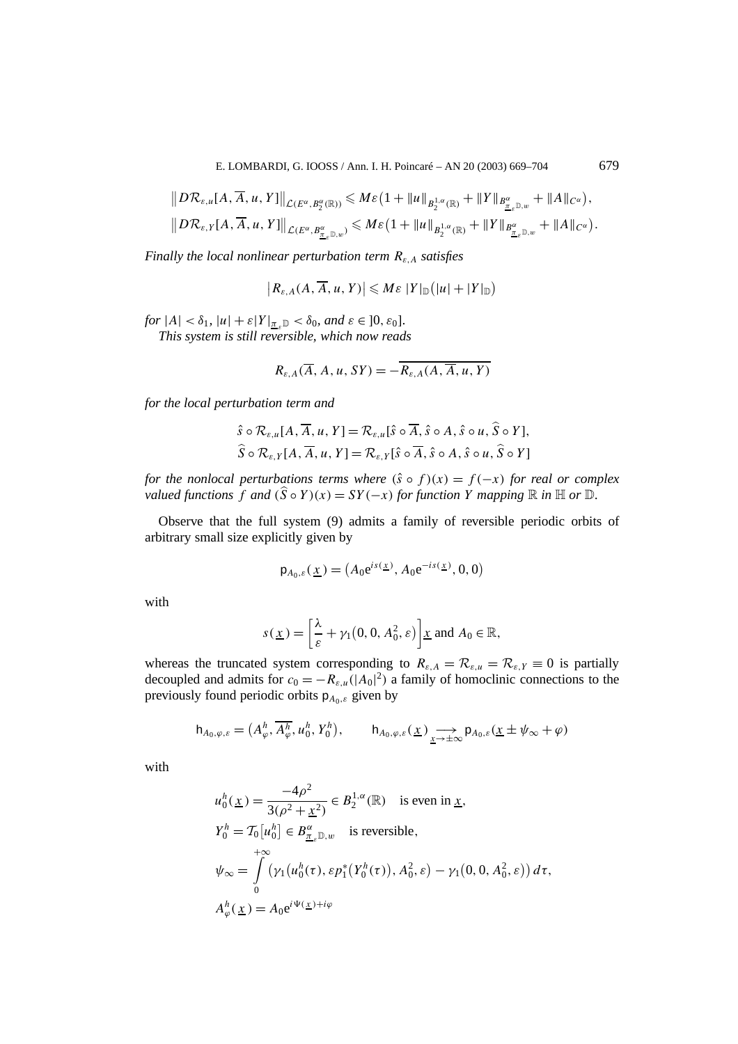$$\left\| D\mathcal{R}_{\varepsilon,u}[A,\overline{A},u,Y]\right\|_{\mathcal{L}(E^{\alpha},B_2^{\alpha}(\mathbb{R}))} \leqslant M\varepsilon\big(1+\|u\|_{B_2^{1,\alpha}(\mathbb{R})}+\|Y\|_{B^{\alpha}_{\underline{\pi}_{\varepsilon}\mathbb{D},w}}+\|A\|_{C^{\alpha}}\big),$$
$$\left\| D\mathcal{R}_{\varepsilon,Y}[A,\overline{A},u,Y]\right\|_{\mathcal{L}(E^{\alpha},B^{\alpha}_{\underline{\pi}_{\varepsilon}\mathbb{D},w})} \leqslant M\varepsilon\big(1+\|u\|_{B_2^{1,\alpha}(\mathbb{R})}+\|Y\|_{B^{\alpha}_{\underline{\pi}_{\varepsilon}\mathbb{D},w}}+\|A\|_{C^{\alpha}}\big).$$

*Finally the local nonlinear perturbation term $R_{\varepsilon,A}$ satisfies*

$$\left|R_{\varepsilon,A}(A,\overline{A},u,Y)\right| \leqslant M\varepsilon\,|Y|_{\mathbb{D}}\big(|u|+|Y|_{\mathbb{D}}\big)$$

*for $|A|<\delta_1$, $|u|+\varepsilon|Y|_{\underline{\pi}_{\varepsilon}\mathbb{D}}<\delta_0$, and $\varepsilon\in\,]0,\varepsilon_0]$.*

*This system is still reversible, which now reads*

$$R_{\varepsilon,A}(\overline{A},A,u,SY) = -\overline{R_{\varepsilon,A}(A,\overline{A},u,Y)}$$

*for the local perturbation term and*

$$\hat{s}\circ\mathcal{R}_{\varepsilon,u}[A,\overline{A},u,Y] = \mathcal{R}_{\varepsilon,u}[\hat{s}\circ\overline{A},\hat{s}\circ A,\hat{s}\circ u,\widehat{S}\circ Y],$$
$$\widehat{S}\circ\mathcal{R}_{\varepsilon,Y}[A,\overline{A},u,Y] = \mathcal{R}_{\varepsilon,Y}[\hat{s}\circ\overline{A},\hat{s}\circ A,\hat{s}\circ u,\widehat{S}\circ Y]$$

*for the nonlocal perturbations terms where $(\hat{s}\circ f)(x)=f(-x)$ for real or complex valued functions $f$ and $(\widehat{S}\circ Y)(x)=SY(-x)$ for function $Y$ mapping $\mathbb{R}$ in $\mathbb{H}$ or $\mathbb{D}$.*

Observe that the full system (9) admits a family of reversible periodic orbits of arbitrary small size explicitly given by

$$\mathsf{p}_{A_0,\varepsilon}(\underline{x}) = \big(A_0\mathrm{e}^{is(\underline{x})},A_0\mathrm{e}^{-is(\underline{x})},0,0\big)$$

with

$$s(\underline{x}) = \left[\frac{\lambda}{\varepsilon}+\gamma_1\big(0,0,A_0^2,\varepsilon\big)\right]\underline{x} \text{ and } A_0\in\mathbb{R},$$

whereas the truncated system corresponding to $R_{\varepsilon,A}=\mathcal{R}_{\varepsilon,u}=\mathcal{R}_{\varepsilon,Y}\equiv 0$ is partially decoupled and admits for $c_0=-R_{\varepsilon,u}(|A_0|^2)$ a family of homoclinic connections to the previously found periodic orbits $\mathsf{p}_{A_0,\varepsilon}$ given by

$$\mathsf{h}_{A_0,\varphi,\varepsilon} = \big(A_{\varphi}^h,\overline{A_{\varphi}^h},u_0^h,Y_0^h\big),\qquad \mathsf{h}_{A_0,\varphi,\varepsilon}(\underline{x}) \underset{\underline{x}\to\pm\infty}{\longrightarrow} \mathsf{p}_{A_0,\varepsilon}(\underline{x}\pm\psi_{\infty}+\varphi)$$

with

$$u_0^h(\underline{x}) = \frac{-4\rho^2}{3(\rho^2+\underline{x}^2)}\in B_2^{1,\alpha}(\mathbb{R})\quad\text{is even in }\underline{x},$$
$$Y_0^h = \mathcal{T}_0\big[u_0^h\big]\in B^{\alpha}_{\underline{\pi}_{\varepsilon}\mathbb{D},w}\quad\text{is reversible},$$
$$\psi_{\infty} = \int_0^{+\infty}\big(\gamma_1\big(u_0^h(\tau),\varepsilon p_1^*\big(Y_0^h(\tau)\big),A_0^2,\varepsilon\big)-\gamma_1\big(0,0,A_0^2,\varepsilon\big)\big)\,d\tau,$$
$$A_{\varphi}^h(\underline{x}) = A_0\mathrm{e}^{i\Psi(\underline{x})+i\varphi}$$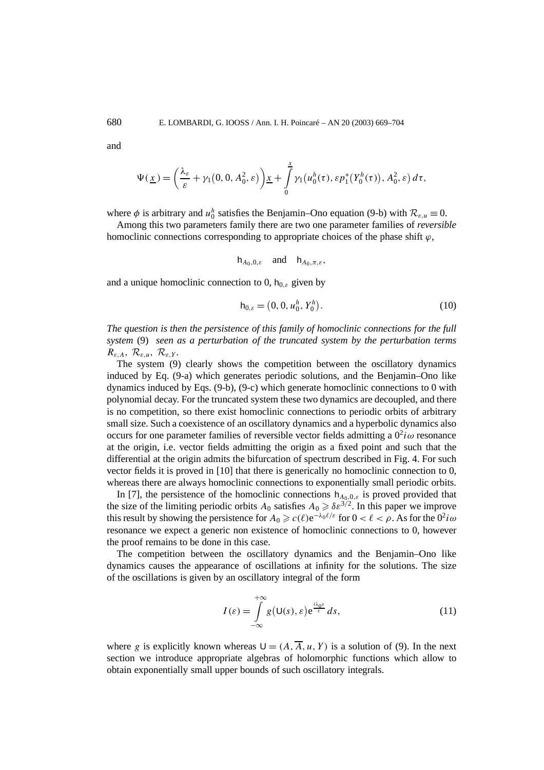and

$$\Psi(\underline{x}) = \left(\frac{\lambda_\varepsilon}{\varepsilon} + \gamma_1\big(0, 0, A_0^2, \varepsilon\big)\right)\underline{x} + \int_0^{\underline{x}} \gamma_1\big(u_0^h(\tau), \varepsilon p_1^*\big(Y_0^h(\tau)\big), A_0^2, \varepsilon\big)\, d\tau,$$

where $\phi$ is arbitrary and $u_0^h$ satisfies the Benjamin–Ono equation (9-b) with $\mathcal{R}_{\varepsilon,u} \equiv 0$.

Among this two parameters family there are two one parameter families of *reversible* homoclinic connections corresponding to appropriate choices of the phase shift $\varphi$,

$$\mathsf{h}_{A_0,0,\varepsilon} \quad \text{and} \quad \mathsf{h}_{A_0,\pi,\varepsilon},$$

and a unique homoclinic connection to 0, $\mathsf{h}_{0,\varepsilon}$ given by

$$\mathsf{h}_{0,\varepsilon} = \big(0, 0, u_0^h, Y_0^h\big). \tag{10}$$

*The question is then the persistence of this family of homoclinic connections for the full system* (9) *seen as a perturbation of the truncated system by the perturbation terms* $R_{\varepsilon,A}$, $\mathcal{R}_{\varepsilon,u}$, $\mathcal{R}_{\varepsilon,Y}$.

The system (9) clearly shows the competition between the oscillatory dynamics induced by Eq. (9-a) which generates periodic solutions, and the Benjamin–Ono like dynamics induced by Eqs. (9-b), (9-c) which generate homoclinic connections to 0 with polynomial decay. For the truncated system these two dynamics are decoupled, and there is no competition, so there exist homoclinic connections to periodic orbits of arbitrary small size. Such a coexistence of an oscillatory dynamics and a hyperbolic dynamics also occurs for one parameter families of reversible vector fields admitting a $0^2 i\omega$ resonance at the origin, i.e. vector fields admitting the origin as a fixed point and such that the differential at the origin admits the bifurcation of spectrum described in Fig. 4. For such vector fields it is proved in [10] that there is generically no homoclinic connection to 0, whereas there are always homoclinic connections to exponentially small periodic orbits.

In [7], the persistence of the homoclinic connections $\mathsf{h}_{A_0,0,\varepsilon}$ is proved provided that the size of the limiting periodic orbits $A_0$ satisfies $A_0 \geqslant \delta\varepsilon^{3/2}$. In this paper we improve this result by showing the persistence for $A_0 \geqslant c(\ell)\mathrm{e}^{-\lambda_0 \ell/\varepsilon}$ for $0 < \ell < \rho$. As for the $0^2 i\omega$ resonance we expect a generic non existence of homoclinic connections to 0, however the proof remains to be done in this case.

The competition between the oscillatory dynamics and the Benjamin–Ono like dynamics causes the appearance of oscillations at infinity for the solutions. The size of the oscillations is given by an oscillatory integral of the form

$$I(\varepsilon) = \int_{-\infty}^{+\infty} g\big(\mathsf{U}(s), \varepsilon\big)\mathrm{e}^{\frac{i\lambda_0 s}{\varepsilon}}\, ds, \tag{11}$$

where $g$ is explicitly known whereas $\mathsf{U} = (A, \overline{A}, u, Y)$ is a solution of (9). In the next section we introduce appropriate algebras of holomorphic functions which allow to obtain exponentially small upper bounds of such oscillatory integrals.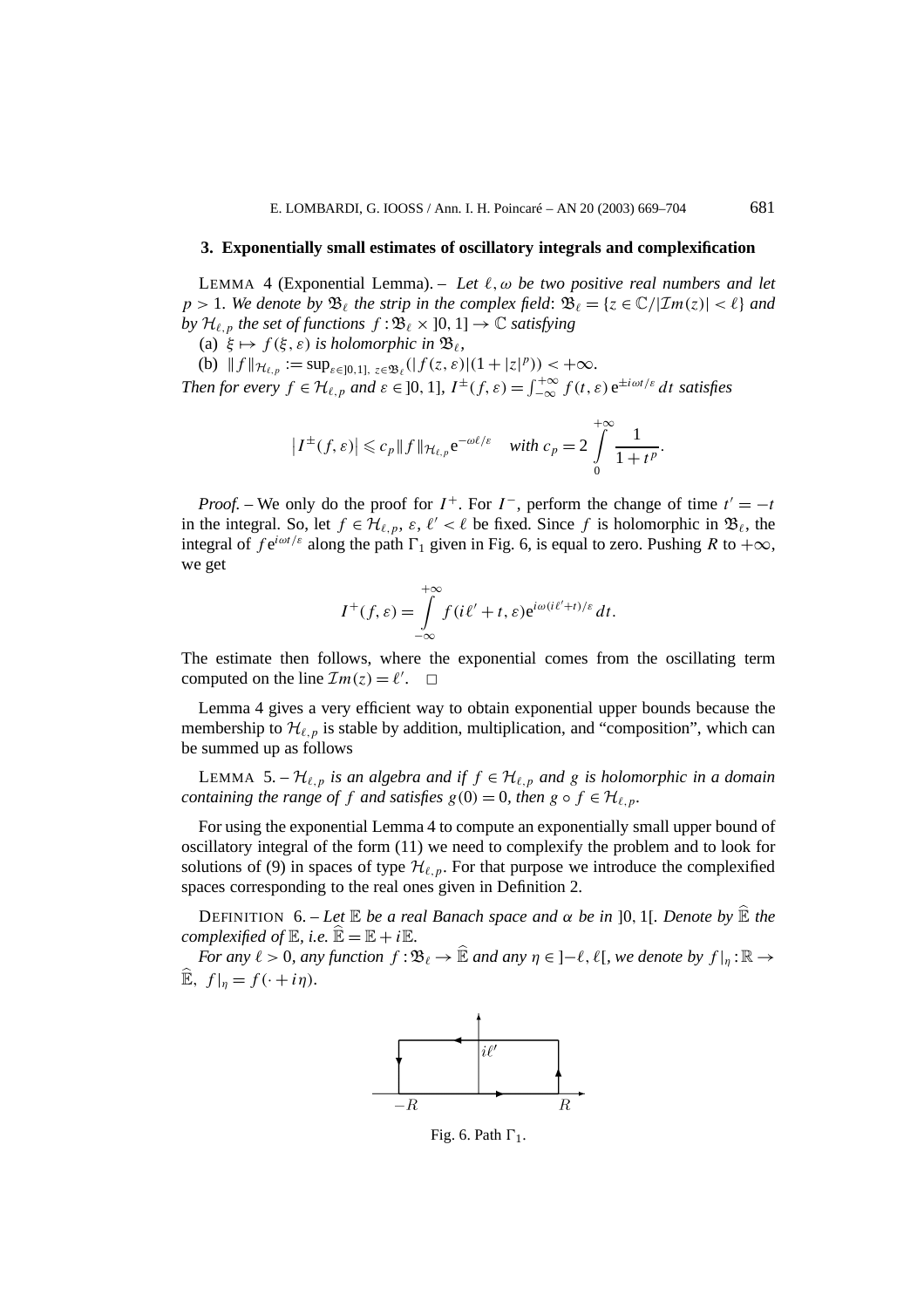## 3. Exponentially small estimates of oscillatory integrals and complexification

LEMMA 4 (Exponential Lemma). – *Let $\ell, \omega$ be two positive real numbers and let $p > 1$. We denote by $\mathfrak{B}_\ell$ the strip in the complex field: $\mathfrak{B}_\ell = \{z \in \mathbb{C} / |\mathcal{I}m(z)| < \ell\}$ and by $\mathcal{H}_{\ell,p}$ the set of functions $f : \mathfrak{B}_\ell \times ]0,1] \to \mathbb{C}$ satisfying*

(a) *$\xi \mapsto f(\xi, \varepsilon)$ is holomorphic in $\mathfrak{B}_\ell$,*

(b) *$\|f\|_{\mathcal{H}_{\ell,p}} := \sup_{\varepsilon \in ]0,1],\ z \in \mathfrak{B}_\ell} (|f(z,\varepsilon)|(1+|z|^p)) < +\infty$.*

*Then for every $f \in \mathcal{H}_{\ell,p}$ and $\varepsilon \in ]0,1]$, $I^\pm(f,\varepsilon) = \int_{-\infty}^{+\infty} f(t,\varepsilon)\,\mathrm{e}^{\pm i\omega t/\varepsilon}\,dt$ satisfies*

$$\left|I^\pm(f,\varepsilon)\right| \leqslant c_p \|f\|_{\mathcal{H}_{\ell,p}} \mathrm{e}^{-\omega\ell/\varepsilon} \quad \textit{with } c_p = 2\int_0^{+\infty} \frac{1}{1+t^p}.$$

*Proof.* – We only do the proof for $I^+$. For $I^-$, perform the change of time $t' = -t$ in the integral. So, let $f \in \mathcal{H}_{\ell,p}$, $\varepsilon$, $\ell' < \ell$ be fixed. Since $f$ is holomorphic in $\mathfrak{B}_\ell$, the integral of $f\mathrm{e}^{i\omega t/\varepsilon}$ along the path $\Gamma_1$ given in Fig. 6, is equal to zero. Pushing $R$ to $+\infty$, we get

$$I^+(f,\varepsilon) = \int_{-\infty}^{+\infty} f(i\ell' + t, \varepsilon)\mathrm{e}^{i\omega(i\ell'+t)/\varepsilon}\,dt.$$

The estimate then follows, where the exponential comes from the oscillating term computed on the line $\mathcal{I}m(z) = \ell'$. □

Lemma 4 gives a very efficient way to obtain exponential upper bounds because the membership to $\mathcal{H}_{\ell,p}$ is stable by addition, multiplication, and "composition", which can be summed up as follows

LEMMA 5. – *$\mathcal{H}_{\ell,p}$ is an algebra and if $f \in \mathcal{H}_{\ell,p}$ and $g$ is holomorphic in a domain containing the range of $f$ and satisfies $g(0) = 0$, then $g \circ f \in \mathcal{H}_{\ell,p}$.*

For using the exponential Lemma 4 to compute an exponentially small upper bound of oscillatory integral of the form (11) we need to complexify the problem and to look for solutions of (9) in spaces of type $\mathcal{H}_{\ell,p}$. For that purpose we introduce the complexified spaces corresponding to the real ones given in Definition 2.

DEFINITION 6. – *Let $\mathbb{E}$ be a real Banach space and $\alpha$ be in $]0,1[$. Denote by $\widehat{\mathbb{E}}$ the complexified of $\mathbb{E}$, i.e. $\widehat{\mathbb{E}} = \mathbb{E} + i\mathbb{E}$.*

*For any $\ell > 0$, any function $f : \mathfrak{B}_\ell \to \widehat{\mathbb{E}}$ and any $\eta \in ]-\ell, \ell[$, we denote by $f|_\eta : \mathbb{R} \to \widehat{\mathbb{E}}$, $f|_\eta = f(\cdot + i\eta)$.*

Fig. 6. Path $\Gamma_1$.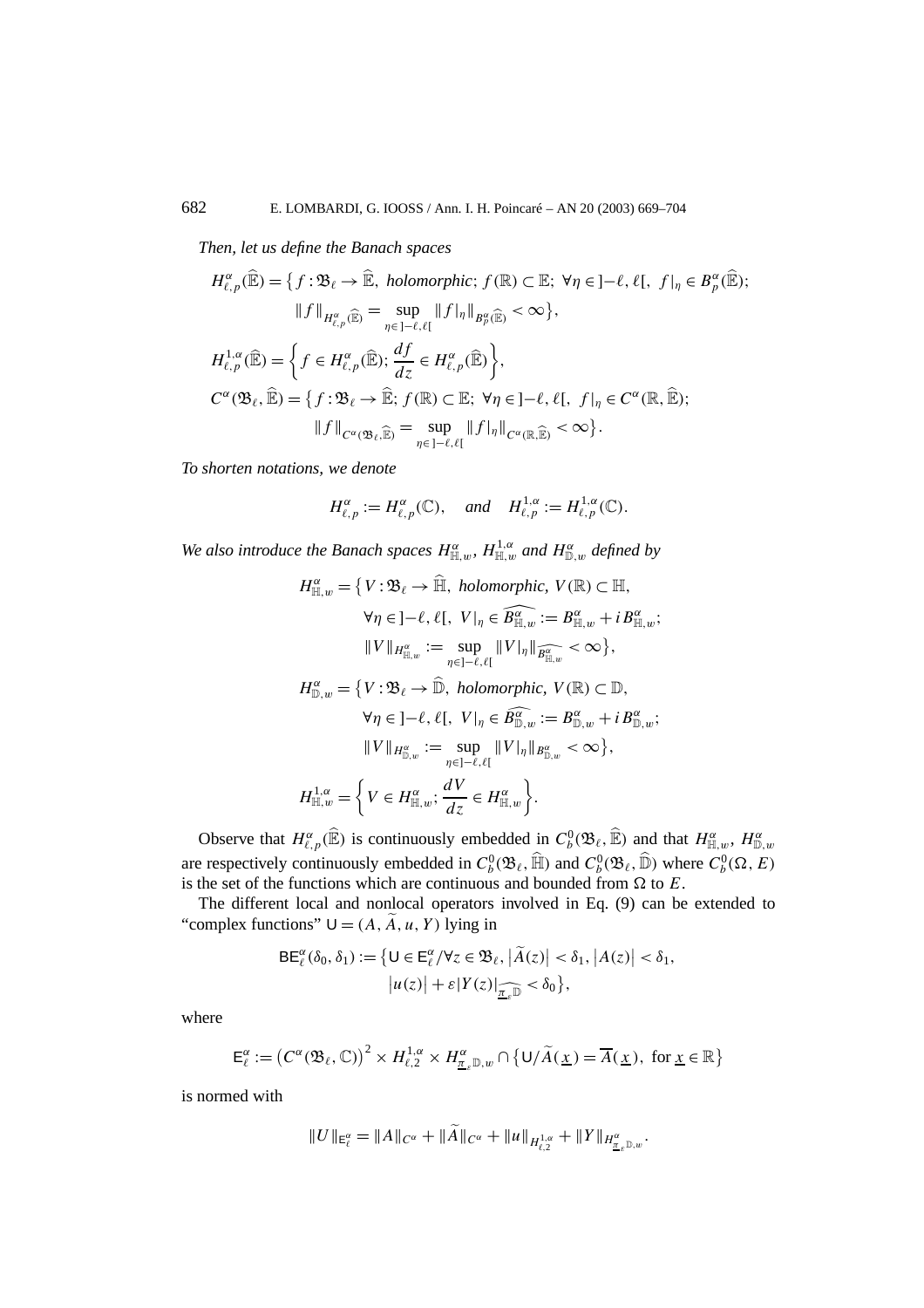*Then, let us define the Banach spaces*

$$
\begin{aligned}
H^{\alpha}_{\ell,p}(\widehat{\mathbb{E}}) &= \big\{ f:\mathfrak{B}_\ell \to \widehat{\mathbb{E}},\ \textit{holomorphic};\ f(\mathbb{R}) \subset \mathbb{E};\ \forall \eta \in ]-\ell,\ell[,\ f|_\eta \in B^{\alpha}_{p}(\widehat{\mathbb{E}});\\
&\qquad \|f\|_{H^{\alpha}_{\ell,p}(\widehat{\mathbb{E}})} = \sup_{\eta\in ]-\ell,\ell[} \|f|_\eta\|_{B^{\alpha}_{p}(\widehat{\mathbb{E}})} < \infty \big\},\\
H^{1,\alpha}_{\ell,p}(\widehat{\mathbb{E}}) &= \left\{ f \in H^{\alpha}_{\ell,p}(\widehat{\mathbb{E}});\ \frac{df}{dz} \in H^{\alpha}_{\ell,p}(\widehat{\mathbb{E}}) \right\},\\
C^{\alpha}(\mathfrak{B}_\ell,\widehat{\mathbb{E}}) &= \big\{ f:\mathfrak{B}_\ell \to \widehat{\mathbb{E}};\ f(\mathbb{R}) \subset \mathbb{E};\ \forall \eta \in ]-\ell,\ell[,\ f|_\eta \in C^{\alpha}(\mathbb{R},\widehat{\mathbb{E}});\\
&\qquad \|f\|_{C^{\alpha}(\mathfrak{B}_\ell,\widehat{\mathbb{E}})} = \sup_{\eta\in ]-\ell,\ell[} \|f|_\eta\|_{C^{\alpha}(\mathbb{R},\widehat{\mathbb{E}})} < \infty \big\}.
\end{aligned}
$$

*To shorten notations, we denote*

$$
H^{\alpha}_{\ell,p} := H^{\alpha}_{\ell,p}(\mathbb{C}), \quad \textit{and} \quad H^{1,\alpha}_{\ell,p} := H^{1,\alpha}_{\ell,p}(\mathbb{C}).
$$

*We also introduce the Banach spaces* $H^{\alpha}_{\mathbb{H},w}$, $H^{1,\alpha}_{\mathbb{H},w}$ *and* $H^{\alpha}_{\mathbb{D},w}$ *defined by*

$$
\begin{aligned}
H^{\alpha}_{\mathbb{H},w} &= \big\{ V:\mathfrak{B}_\ell \to \widehat{\mathbb{H}},\ \textit{holomorphic},\ V(\mathbb{R}) \subset \mathbb{H},\\
&\qquad \forall \eta \in ]-\ell,\ell[,\ V|_\eta \in \widehat{B^{\alpha}_{\mathbb{H},w}} := B^{\alpha}_{\mathbb{H},w} + i B^{\alpha}_{\mathbb{H},w};\\
&\qquad \|V\|_{H^{\alpha}_{\mathbb{H},w}} := \sup_{\eta\in ]-\ell,\ell[} \|V|_\eta\|_{\widehat{B^{\alpha}_{\mathbb{H},w}}} < \infty \big\},\\
H^{\alpha}_{\mathbb{D},w} &= \big\{ V:\mathfrak{B}_\ell \to \widehat{\mathbb{D}},\ \textit{holomorphic},\ V(\mathbb{R}) \subset \mathbb{D},\\
&\qquad \forall \eta \in ]-\ell,\ell[,\ V|_\eta \in \widehat{B^{\alpha}_{\mathbb{D},w}} := B^{\alpha}_{\mathbb{D},w} + i B^{\alpha}_{\mathbb{D},w};\\
&\qquad \|V\|_{H^{\alpha}_{\mathbb{D},w}} := \sup_{\eta\in ]-\ell,\ell[} \|V|_\eta\|_{B^{\alpha}_{\mathbb{D},w}} < \infty \big\},\\
H^{1,\alpha}_{\mathbb{H},w} &= \left\{ V \in H^{\alpha}_{\mathbb{H},w};\ \frac{dV}{dz} \in H^{\alpha}_{\mathbb{H},w} \right\}.
\end{aligned}
$$

Observe that $H^{\alpha}_{\ell,p}(\widehat{\mathbb{E}})$ is continuously embedded in $C^0_b(\mathfrak{B}_\ell,\widehat{\mathbb{E}})$ and that $H^{\alpha}_{\mathbb{H},w}$, $H^{\alpha}_{\mathbb{D},w}$ are respectively continuously embedded in $C^0_b(\mathfrak{B}_\ell,\widehat{\mathbb{H}})$ and $C^0_b(\mathfrak{B}_\ell,\widehat{\mathbb{D}})$ where $C^0_b(\Omega,E)$ is the set of the functions which are continuous and bounded from $\Omega$ to $E$.

The different local and nonlocal operators involved in Eq. (9) can be extended to "complex functions" $\mathsf{U} = (A,\widetilde{A},u,Y)$ lying in

$$
\begin{aligned}
\mathsf{BE}^{\alpha}_{\ell}(\delta_0,\delta_1) := \big\{ \mathsf{U} \in \mathsf{E}^{\alpha}_{\ell} / \forall z \in \mathfrak{B}_\ell,\ \big|\widetilde{A}(z)\big| < \delta_1,\ \big|A(z)\big| < \delta_1,\\
\big|u(z)\big| + \varepsilon |Y(z)|_{\widehat{\underline{\pi}_\varepsilon \mathbb{D}}} < \delta_0 \big\},
\end{aligned}
$$

where

$$
\mathsf{E}^{\alpha}_{\ell} := \big(C^{\alpha}(\mathfrak{B}_\ell,\mathbb{C})\big)^2 \times H^{1,\alpha}_{\ell,2} \times H^{\alpha}_{\underline{\pi}_\varepsilon \mathbb{D},w} \cap \big\{ \mathsf{U} / \widetilde{A}(\underline{x}) = \overline{A}(\underline{x}),\ \text{for } \underline{x} \in \mathbb{R} \big\}
$$

is normed with

$$
\|U\|_{\mathsf{E}^{\alpha}_{\ell}} = \|A\|_{C^{\alpha}} + \|\widetilde{A}\|_{C^{\alpha}} + \|u\|_{H^{1,\alpha}_{\ell,2}} + \|Y\|_{H^{\alpha}_{\underline{\pi}_\varepsilon \mathbb{D},w}}.
$$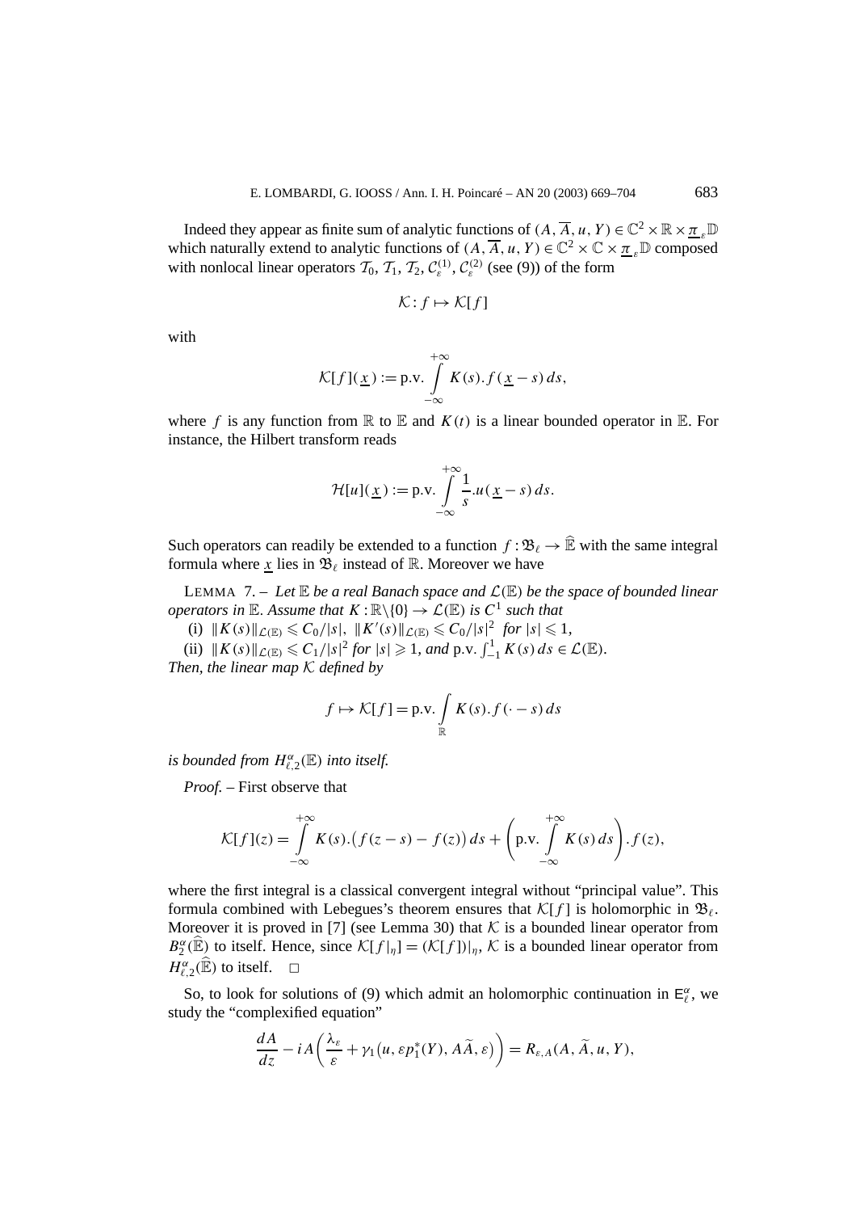Indeed they appear as finite sum of analytic functions of $(A, \overline{A}, u, Y) \in \mathbb{C}^2 \times \mathbb{R} \times \underline{\pi}_\varepsilon \mathbb{D}$ which naturally extend to analytic functions of $(A, \overline{A}, u, Y) \in \mathbb{C}^2 \times \mathbb{C} \times \underline{\pi}_\varepsilon \mathbb{D}$ composed with nonlocal linear operators $\mathcal{T}_0$, $\mathcal{T}_1$, $\mathcal{T}_2$, $\mathcal{C}_\varepsilon^{(1)}$, $\mathcal{C}_\varepsilon^{(2)}$ (see (9)) of the form

$$\mathcal{K} : f \mapsto \mathcal{K}[f]$$

with

$$\mathcal{K}[f](\underline{x}) := \text{p.v.} \int_{-\infty}^{+\infty} K(s).f(\underline{x} - s)\, ds,$$

where $f$ is any function from $\mathbb{R}$ to $\mathbb{E}$ and $K(t)$ is a linear bounded operator in $\mathbb{E}$. For instance, the Hilbert transform reads

$$\mathcal{H}[u](\underline{x}) := \text{p.v.} \int_{-\infty}^{+\infty} \frac{1}{s}.u(\underline{x} - s)\, ds.$$

Such operators can readily be extended to a function $f : \mathfrak{B}_\ell \to \widehat{\mathbb{E}}$ with the same integral formula where $\underline{x}$ lies in $\mathfrak{B}_\ell$ instead of $\mathbb{R}$. Moreover we have

LEMMA 7. – *Let $\mathbb{E}$ be a real Banach space and $\mathcal{L}(\mathbb{E})$ be the space of bounded linear operators in $\mathbb{E}$. Assume that $K : \mathbb{R}\backslash\{0\} \to \mathcal{L}(\mathbb{E})$ is $C^1$ such that*

(i) $\|K(s)\|_{\mathcal{L}(\mathbb{E})} \leqslant C_0/|s|$, $\|K'(s)\|_{\mathcal{L}(\mathbb{E})} \leqslant C_0/|s|^2$ *for* $|s| \leqslant 1$,

(ii) $\|K(s)\|_{\mathcal{L}(\mathbb{E})} \leqslant C_1/|s|^2$ *for* $|s| \geqslant 1$, *and* $\text{p.v.} \int_{-1}^{1} K(s)\, ds \in \mathcal{L}(\mathbb{E})$.

*Then, the linear map $\mathcal{K}$ defined by*

$$f \mapsto \mathcal{K}[f] = \text{p.v.} \int_{\mathbb{R}} K(s).f(\cdot - s)\, ds$$

*is bounded from $H^\alpha_{\ell,2}(\mathbb{E})$ into itself.*

*Proof.* – First observe that

$$\mathcal{K}[f](z) = \int_{-\infty}^{+\infty} K(s).\big(f(z-s) - f(z)\big)\, ds + \left(\text{p.v.} \int_{-\infty}^{+\infty} K(s)\, ds\right).f(z),$$

where the first integral is a classical convergent integral without "principal value". This formula combined with Lebegues's theorem ensures that $\mathcal{K}[f]$ is holomorphic in $\mathfrak{B}_\ell$. Moreover it is proved in [7] (see Lemma 30) that $\mathcal{K}$ is a bounded linear operator from $B_2^\alpha(\widehat{\mathbb{E}})$ to itself. Hence, since $\mathcal{K}[f|_\eta] = (\mathcal{K}[f])|_\eta$, $\mathcal{K}$ is a bounded linear operator from $H^\alpha_{\ell,2}(\widehat{\mathbb{E}})$ to itself. □

So, to look for solutions of (9) which admit an holomorphic continuation in $\mathsf{E}^\alpha_\ell$, we study the "complexified equation"

$$\frac{dA}{dz} - iA\left(\frac{\lambda_\varepsilon}{\varepsilon} + \gamma_1\big(u, \varepsilon p_1^*(Y), A\widetilde{A}, \varepsilon\big)\right) = R_{\varepsilon,A}(A, \widetilde{A}, u, Y),$$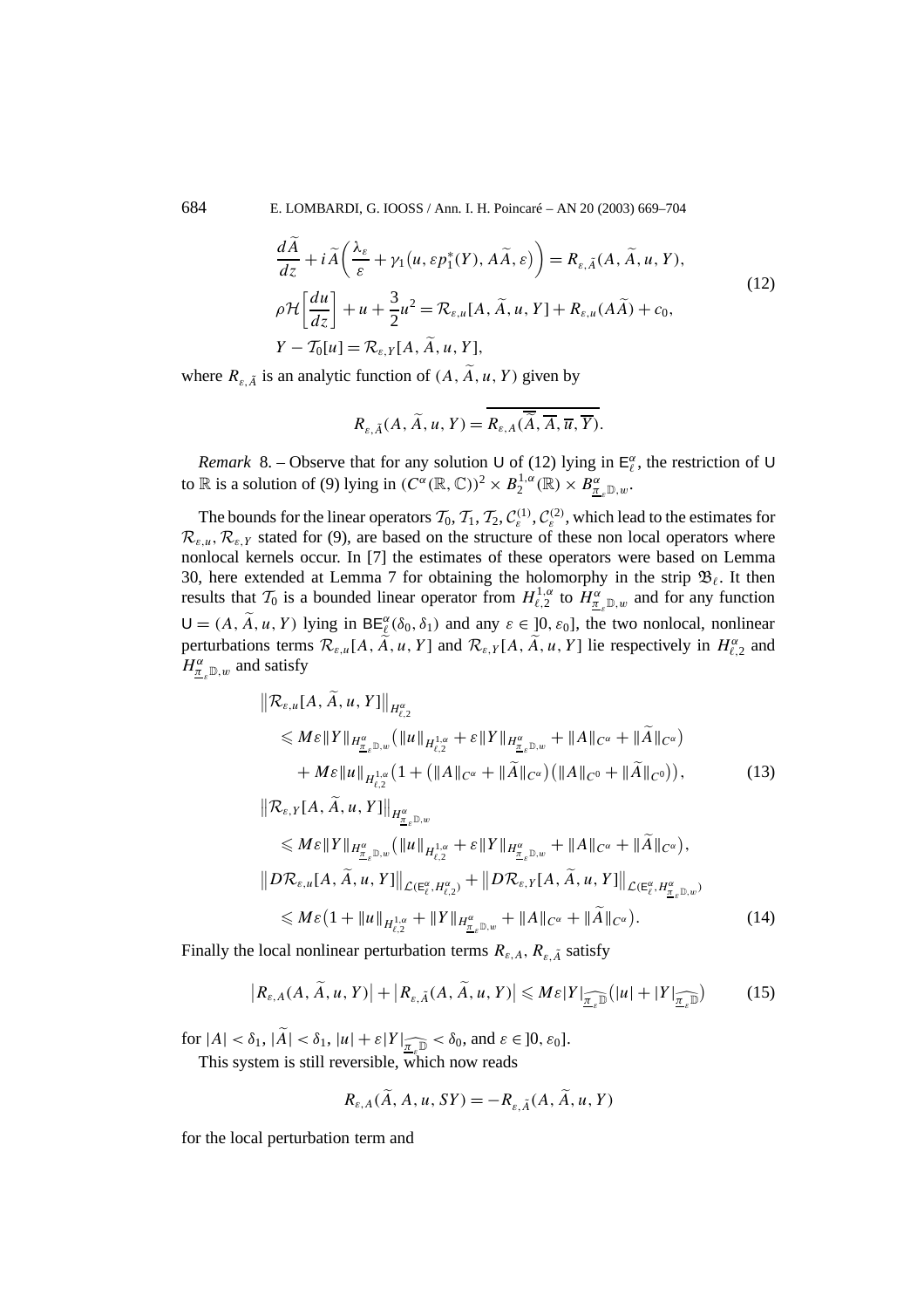$$
\begin{aligned}
&\frac{d\widetilde{A}}{dz} + i\widetilde{A}\left(\frac{\lambda_\varepsilon}{\varepsilon} + \gamma_1\big(u, \varepsilon p_1^*(Y), A\widetilde{A}, \varepsilon\big)\right) = R_{\varepsilon,\tilde{A}}(A, \widetilde{A}, u, Y),\\
&\rho\mathcal{H}\left[\frac{du}{dz}\right] + u + \frac{3}{2}u^2 = \mathcal{R}_{\varepsilon,u}[A, \widetilde{A}, u, Y] + R_{\varepsilon,u}(A\widetilde{A}) + c_0,\\
&Y - \mathcal{T}_0[u] = \mathcal{R}_{\varepsilon,Y}[A, \widetilde{A}, u, Y],
\end{aligned}
\tag{12}
$$

where $R_{\varepsilon,\tilde{A}}$ is an analytic function of $(A, \widetilde{A}, u, Y)$ given by

$$
R_{\varepsilon,\tilde{A}}(A, \widetilde{A}, u, Y) = \overline{R_{\varepsilon,A}(\overline{\widetilde{A}}, \overline{A}, \overline{u}, \overline{Y})}.
$$

*Remark* 8. – Observe that for any solution $\mathsf{U}$ of (12) lying in $\mathsf{E}_\ell^\alpha$, the restriction of $\mathsf{U}$ to $\mathbb{R}$ is a solution of (9) lying in $(C^\alpha(\mathbb{R}, \mathbb{C}))^2 \times B_2^{1,\alpha}(\mathbb{R}) \times B^\alpha_{\underline{\pi}_\varepsilon\mathbb{D},w}$.

The bounds for the linear operators $\mathcal{T}_0, \mathcal{T}_1, \mathcal{T}_2, \mathcal{C}_\varepsilon^{(1)}, \mathcal{C}_\varepsilon^{(2)}$, which lead to the estimates for $\mathcal{R}_{\varepsilon,u}, \mathcal{R}_{\varepsilon,Y}$ stated for (9), are based on the structure of these non local operators where nonlocal kernels occur. In [7] the estimates of these operators were based on Lemma 30, here extended at Lemma 7 for obtaining the holomorphy in the strip $\mathfrak{B}_\ell$. It then results that $\mathcal{T}_0$ is a bounded linear operator from $H_{\ell,2}^{1,\alpha}$ to $H^\alpha_{\underline{\pi}_\varepsilon\mathbb{D},w}$ and for any function $\mathsf{U} = (A, \widetilde{A}, u, Y)$ lying in $\mathsf{BE}_\ell^\alpha(\delta_0, \delta_1)$ and any $\varepsilon \in ]0, \varepsilon_0]$, the two nonlocal, nonlinear perturbations terms $\mathcal{R}_{\varepsilon,u}[A, \widetilde{A}, u, Y]$ and $\mathcal{R}_{\varepsilon,Y}[A, \widetilde{A}, u, Y]$ lie respectively in $H_{\ell,2}^\alpha$ and $H^\alpha_{\underline{\pi}_\varepsilon\mathbb{D},w}$ and satisfy

$$
\begin{aligned}
&\big\|\mathcal{R}_{\varepsilon,u}[A, \widetilde{A}, u, Y]\big\|_{H_{\ell,2}^\alpha}\\
&\quad\leqslant M\varepsilon\|Y\|_{H^\alpha_{\underline{\pi}_\varepsilon\mathbb{D},w}}\big(\|u\|_{H_{\ell,2}^{1,\alpha}} + \varepsilon\|Y\|_{H^\alpha_{\underline{\pi}_\varepsilon\mathbb{D},w}} + \|A\|_{C^\alpha} + \|\widetilde{A}\|_{C^\alpha}\big)\\
&\qquad + M\varepsilon\|u\|_{H_{\ell,2}^{1,\alpha}}\big(1 + \big(\|A\|_{C^\alpha} + \|\widetilde{A}\|_{C^\alpha}\big)\big(\|A\|_{C^0} + \|\widetilde{A}\|_{C^0}\big)\big),
\end{aligned}
\tag{13}
$$

$$
\begin{aligned}
&\big\|\mathcal{R}_{\varepsilon,Y}[A, \widetilde{A}, u, Y]\big\|_{H^\alpha_{\underline{\pi}_\varepsilon\mathbb{D},w}}\\
&\quad\leqslant M\varepsilon\|Y\|_{H^\alpha_{\underline{\pi}_\varepsilon\mathbb{D},w}}\big(\|u\|_{H_{\ell,2}^{1,\alpha}} + \varepsilon\|Y\|_{H^\alpha_{\underline{\pi}_\varepsilon\mathbb{D},w}} + \|A\|_{C^\alpha} + \|\widetilde{A}\|_{C^\alpha}\big),\\
&\big\|D\mathcal{R}_{\varepsilon,u}[A, \widetilde{A}, u, Y]\big\|_{\mathcal{L}(\mathsf{E}_\ell^\alpha, H_{\ell,2}^\alpha)} + \big\|D\mathcal{R}_{\varepsilon,Y}[A, \widetilde{A}, u, Y]\big\|_{\mathcal{L}(\mathsf{E}_\ell^\alpha, H^\alpha_{\underline{\pi}_\varepsilon\mathbb{D},w})}\\
&\quad\leqslant M\varepsilon\big(1 + \|u\|_{H_{\ell,2}^{1,\alpha}} + \|Y\|_{H^\alpha_{\underline{\pi}_\varepsilon\mathbb{D},w}} + \|A\|_{C^\alpha} + \|\widetilde{A}\|_{C^\alpha}\big).
\end{aligned}
\tag{14}
$$

Finally the local nonlinear perturbation terms $R_{\varepsilon,A}$, $R_{\varepsilon,\tilde{A}}$ satisfy

$$
\big|R_{\varepsilon,A}(A, \widetilde{A}, u, Y)\big| + \big|R_{\varepsilon,\tilde{A}}(A, \widetilde{A}, u, Y)\big| \leqslant M\varepsilon|Y|_{\widehat{\underline{\pi}_\varepsilon\mathbb{D}}}\big(|u| + |Y|_{\widehat{\underline{\pi}_\varepsilon\mathbb{D}}}\big)
\tag{15}
$$

for $|A| < \delta_1$, $|\widetilde{A}| < \delta_1$, $|u| + \varepsilon|Y|_{\widehat{\underline{\pi}_\varepsilon\mathbb{D}}} < \delta_0$, and $\varepsilon \in ]0, \varepsilon_0]$.

This system is still reversible, which now reads

$$
R_{\varepsilon,A}(\widetilde{A}, A, u, SY) = -R_{\varepsilon,\tilde{A}}(A, \widetilde{A}, u, Y)
$$

for the local perturbation term and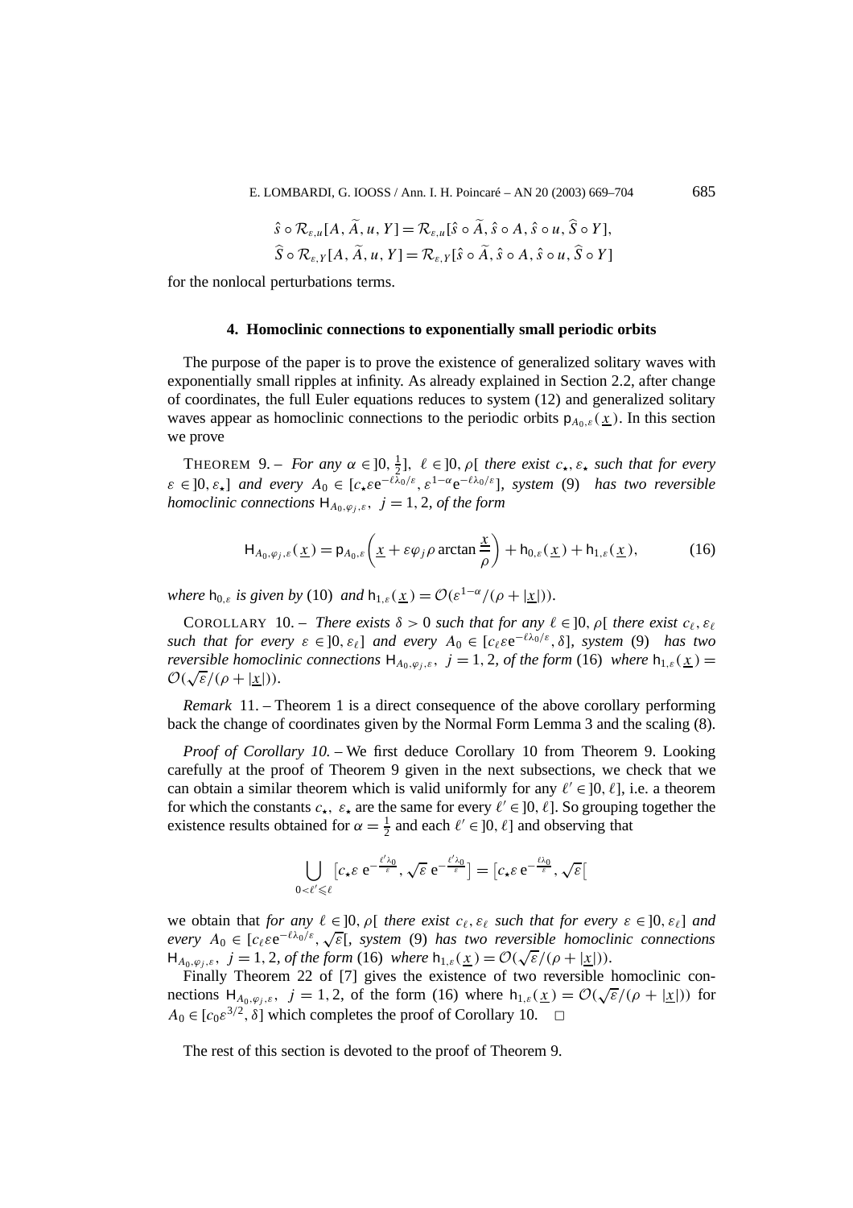$$\hat{s} \circ \mathcal{R}_{\varepsilon,u}[A, \widetilde{A}, u, Y] = \mathcal{R}_{\varepsilon,u}[\hat{s} \circ \widetilde{A}, \hat{s} \circ A, \hat{s} \circ u, \widehat{S} \circ Y],$$
$$\widehat{S} \circ \mathcal{R}_{\varepsilon,Y}[A, \widetilde{A}, u, Y] = \mathcal{R}_{\varepsilon,Y}[\hat{s} \circ \widetilde{A}, \hat{s} \circ A, \hat{s} \circ u, \widehat{S} \circ Y]$$

for the nonlocal perturbations terms.

## 4. Homoclinic connections to exponentially small periodic orbits

The purpose of the paper is to prove the existence of generalized solitary waves with exponentially small ripples at infinity. As already explained in Section 2.2, after change of coordinates, the full Euler equations reduces to system (12) and generalized solitary waves appear as homoclinic connections to the periodic orbits $\mathsf{p}_{A_0,\varepsilon}(\underline{x})$. In this section we prove

THEOREM 9. – *For any $\alpha \in ]0, \frac{1}{2}]$, $\ell \in ]0, \rho[$ there exist $c_\star, \varepsilon_\star$ such that for every $\varepsilon \in ]0, \varepsilon_\star]$ and every $A_0 \in [c_\star \varepsilon \mathrm{e}^{-\ell\lambda_0/\varepsilon}, \varepsilon^{1-\alpha}\mathrm{e}^{-\ell\lambda_0/\varepsilon}]$, system* (9) *has two reversible homoclinic connections $\mathsf{H}_{A_0,\varphi_j,\varepsilon}$, $j = 1, 2$, of the form*

$$\mathsf{H}_{A_0,\varphi_j,\varepsilon}(\underline{x}) = \mathsf{p}_{A_0,\varepsilon}\left(\underline{x} + \varepsilon\varphi_j \rho \arctan \frac{\underline{x}}{\rho}\right) + \mathsf{h}_{0,\varepsilon}(\underline{x}) + \mathsf{h}_{1,\varepsilon}(\underline{x}), \tag{16}$$

*where $\mathsf{h}_{0,\varepsilon}$ is given by* (10) *and $\mathsf{h}_{1,\varepsilon}(\underline{x}) = \mathcal{O}(\varepsilon^{1-\alpha}/(\rho + |\underline{x}|))$.*

COROLLARY 10. – *There exists $\delta > 0$ such that for any $\ell \in ]0, \rho[$ there exist $c_\ell, \varepsilon_\ell$ such that for every $\varepsilon \in ]0, \varepsilon_\ell]$ and every $A_0 \in [c_\ell \varepsilon \mathrm{e}^{-\ell\lambda_0/\varepsilon}, \delta]$, system* (9) *has two reversible homoclinic connections $\mathsf{H}_{A_0,\varphi_j,\varepsilon}$, $j = 1, 2$, of the form* (16) *where $\mathsf{h}_{1,\varepsilon}(\underline{x}) = \mathcal{O}(\sqrt{\varepsilon}/(\rho + |\underline{x}|))$.*

*Remark* 11. – Theorem 1 is a direct consequence of the above corollary performing back the change of coordinates given by the Normal Form Lemma 3 and the scaling (8).

*Proof of Corollary 10.* – We first deduce Corollary 10 from Theorem 9. Looking carefully at the proof of Theorem 9 given in the next subsections, we check that we can obtain a similar theorem which is valid uniformly for any $\ell' \in ]0, \ell]$, i.e. a theorem for which the constants $c_\star$, $\varepsilon_\star$ are the same for every $\ell' \in ]0, \ell]$. So grouping together the existence results obtained for $\alpha = \frac{1}{2}$ and each $\ell' \in ]0, \ell]$ and observing that

$$\bigcup_{0 < \ell' \leqslant \ell} \left[c_\star \varepsilon \, \mathrm{e}^{-\frac{\ell' \lambda_0}{\varepsilon}}, \sqrt{\varepsilon} \, \mathrm{e}^{-\frac{\ell' \lambda_0}{\varepsilon}}\right] = \left[c_\star \varepsilon \, \mathrm{e}^{-\frac{\ell \lambda_0}{\varepsilon}}, \sqrt{\varepsilon}\right[$$

we obtain that *for any $\ell \in ]0, \rho[$ there exist $c_\ell, \varepsilon_\ell$ such that for every $\varepsilon \in ]0, \varepsilon_\ell]$ and every $A_0 \in [c_\ell \varepsilon \mathrm{e}^{-\ell\lambda_0/\varepsilon}, \sqrt{\varepsilon}[$, system* (9) *has two reversible homoclinic connections $\mathsf{H}_{A_0,\varphi_j,\varepsilon}$, $j = 1, 2$, of the form* (16) *where $\mathsf{h}_{1,\varepsilon}(\underline{x}) = \mathcal{O}(\sqrt{\varepsilon}/(\rho + |\underline{x}|))$.*

Finally Theorem 22 of [7] gives the existence of two reversible homoclinic connections $\mathsf{H}_{A_0,\varphi_j,\varepsilon}$, $j = 1, 2$, of the form (16) where $\mathsf{h}_{1,\varepsilon}(\underline{x}) = \mathcal{O}(\sqrt{\varepsilon}/(\rho + |\underline{x}|))$ for $A_0 \in [c_0 \varepsilon^{3/2}, \delta]$ which completes the proof of Corollary 10. □

The rest of this section is devoted to the proof of Theorem 9.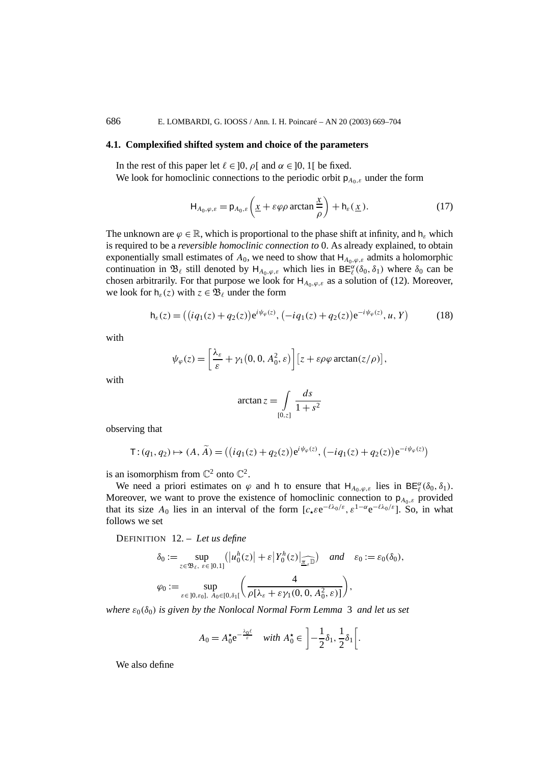### 4.1. Complexified shifted system and choice of the parameters

In the rest of this paper let $\ell \in ]0, \rho[$ and $\alpha \in ]0, 1[$ be fixed.

We look for homoclinic connections to the periodic orbit $\mathsf{p}_{A_0,\varepsilon}$ under the form

$$
\mathsf{H}_{A_0,\varphi,\varepsilon} = \mathsf{p}_{A_0,\varepsilon}\left(\underline{x} + \varepsilon\varphi\rho \arctan\frac{\underline{x}}{\rho}\right) + \mathsf{h}_\varepsilon(\underline{x}). \tag{17}
$$

The unknown are $\varphi \in \mathbb{R}$, which is proportional to the phase shift at infinity, and $\mathsf{h}_\varepsilon$ which is required to be a *reversible homoclinic connection to* 0. As already explained, to obtain exponentially small estimates of $A_0$, we need to show that $\mathsf{H}_{A_0,\varphi,\varepsilon}$ admits a holomorphic continuation in $\mathfrak{B}_\ell$ still denoted by $\mathsf{H}_{A_0,\varphi,\varepsilon}$ which lies in $\mathsf{BE}^\alpha_\ell(\delta_0, \delta_1)$ where $\delta_0$ can be chosen arbitrarily. For that purpose we look for $\mathsf{H}_{A_0,\varphi,\varepsilon}$ as a solution of (12). Moreover, we look for $\mathsf{h}_\varepsilon(z)$ with $z \in \mathfrak{B}_\ell$ under the form

$$
\mathsf{h}_\varepsilon(z) = \left(\left(iq_1(z) + q_2(z)\right)\mathrm{e}^{i\psi_\varphi(z)}, \left(-iq_1(z) + q_2(z)\right)\mathrm{e}^{-i\psi_\varphi(z)}, u, Y\right) \tag{18}
$$

with

$$
\psi_\varphi(z) = \left[\frac{\lambda_\varepsilon}{\varepsilon} + \gamma_1\left(0, 0, A_0^2, \varepsilon\right)\right]\left[z + \varepsilon\rho\varphi \arctan(z/\rho)\right],
$$

with

$$
\arctan z = \int\limits_{[0,z]} \frac{ds}{1+s^2}
$$

observing that

$$
\mathsf{T}: (q_1, q_2) \mapsto (A, \widetilde{A}) = \left(\left(iq_1(z) + q_2(z)\right)\mathrm{e}^{i\psi_\varphi(z)}, \left(-iq_1(z) + q_2(z)\right)\mathrm{e}^{-i\psi_\varphi(z)}\right)
$$

is an isomorphism from $\mathbb{C}^2$ onto $\mathbb{C}^2$.

We need a priori estimates on $\varphi$ and $\mathsf{h}$ to ensure that $\mathsf{H}_{A_0,\varphi,\varepsilon}$ lies in $\mathsf{BE}^\alpha_\ell(\delta_0, \delta_1)$. Moreover, we want to prove the existence of homoclinic connection to $\mathsf{p}_{A_0,\varepsilon}$ provided that its size $A_0$ lies in an interval of the form $[c_\star \varepsilon \mathrm{e}^{-\ell\lambda_0/\varepsilon}, \varepsilon^{1-\alpha}\mathrm{e}^{-\ell\lambda_0/\varepsilon}]$. So, in what follows we set

DEFINITION 12. – *Let us define*

$$
\delta_0 := \sup_{z\in\mathfrak{B}_\ell,\ \varepsilon\in]0,1]} \left(\left|u_0^h(z)\right| + \varepsilon\left|Y_0^h(z)\right|_{\widehat{\underline{\pi}_\varepsilon \mathbb{D}}}\right) \quad \textit{and} \quad \varepsilon_0 := \varepsilon_0(\delta_0),
$$

$$
\varphi_0 := \sup_{\varepsilon\in]0,\varepsilon_0],\ A_0\in[0,\delta_1[} \left(\frac{4}{\rho[\lambda_\varepsilon + \varepsilon\gamma_1(0, 0, A_0^2, \varepsilon)]}\right),
$$

*where* $\varepsilon_0(\delta_0)$ *is given by the Nonlocal Normal Form Lemma* 3 *and let us set*

$$
A_0 = A_0^\star \mathrm{e}^{-\frac{\lambda_0\ell}{\varepsilon}} \quad \textit{with } A_0^\star \in \left]-\frac{1}{2}\delta_1, \frac{1}{2}\delta_1\right[.
$$

We also define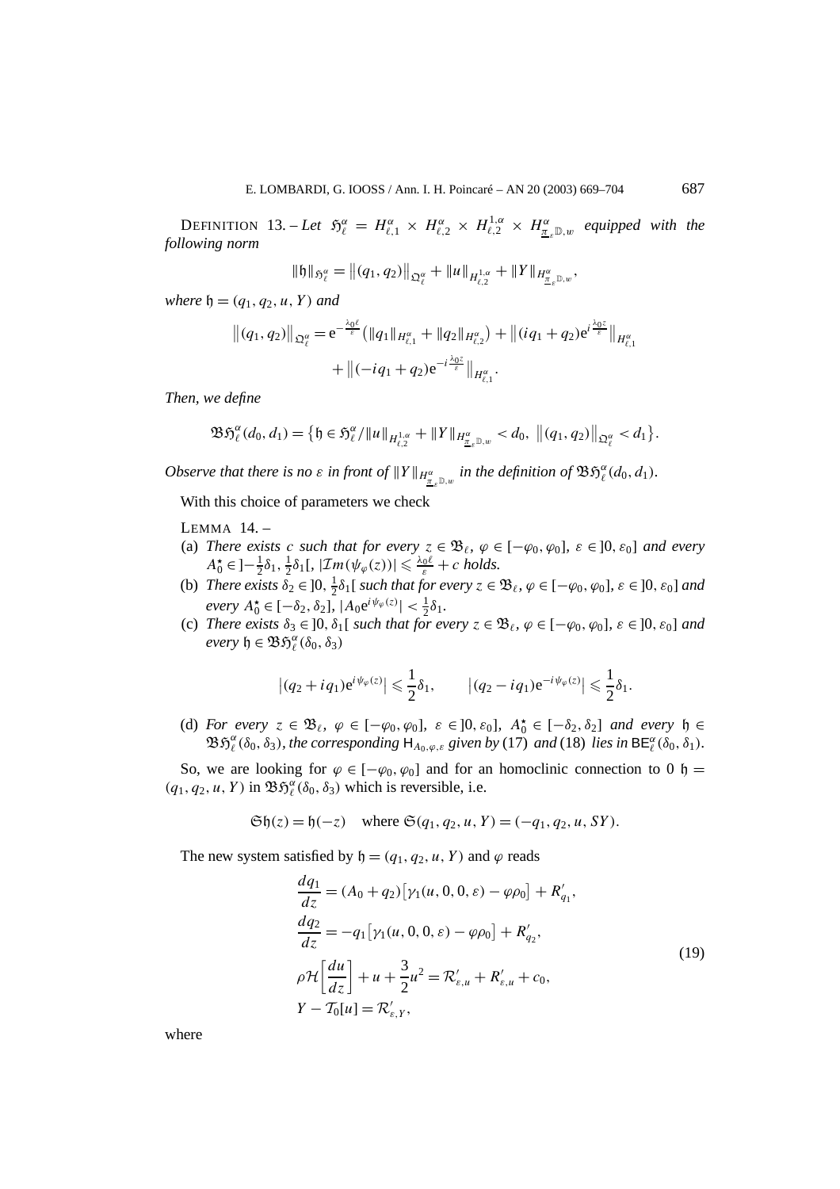DEFINITION 13. – *Let* $\mathfrak{H}^\alpha_\ell = H^\alpha_{\ell,1} \times H^\alpha_{\ell,2} \times H^{1,\alpha}_{\ell,2} \times H^\alpha_{\underline{\pi}_\varepsilon \mathbb{D},w}$ *equipped with the following norm*

$$\|\mathfrak{h}\|_{\mathfrak{H}^\alpha_\ell} = \|(q_1,q_2)\|_{\mathfrak{Q}^\alpha_\ell} + \|u\|_{H^{1,\alpha}_{\ell,2}} + \|Y\|_{H^\alpha_{\underline{\pi}_\varepsilon \mathbb{D},w}},$$

*where* $\mathfrak{h} = (q_1, q_2, u, Y)$ *and*

$$\|(q_1,q_2)\|_{\mathfrak{Q}^\alpha_\ell} = \mathrm{e}^{-\frac{\lambda_0 \ell}{\varepsilon}}\big(\|q_1\|_{H^\alpha_{\ell,1}} + \|q_2\|_{H^\alpha_{\ell,2}}\big) + \big\|(iq_1+q_2)\mathrm{e}^{i\frac{\lambda_0 z}{\varepsilon}}\big\|_{H^\alpha_{\ell,1}} + \big\|(-iq_1+q_2)\mathrm{e}^{-i\frac{\lambda_0 z}{\varepsilon}}\big\|_{H^\alpha_{\ell,1}}.$$

*Then, we define*

$$\mathfrak{B}\mathfrak{H}^\alpha_\ell(d_0,d_1) = \big\{\mathfrak{h} \in \mathfrak{H}^\alpha_\ell / \|u\|_{H^{1,\alpha}_{\ell,2}} + \|Y\|_{H^\alpha_{\underline{\pi}_\varepsilon \mathbb{D},w}} < d_0,\ \|(q_1,q_2)\|_{\mathfrak{Q}^\alpha_\ell} < d_1\big\}.$$

*Observe that there is no* $\varepsilon$ *in front of* $\|Y\|_{H^\alpha_{\underline{\pi}_\varepsilon \mathbb{D},w}}$ *in the definition of* $\mathfrak{B}\mathfrak{H}^\alpha_\ell(d_0,d_1)$.

With this choice of parameters we check

LEMMA 14. –

(a) *There exists* $c$ *such that for every* $z \in \mathfrak{B}_\ell$, $\varphi \in [-\varphi_0, \varphi_0]$, $\varepsilon \in ]0, \varepsilon_0]$ *and every* $A_0^\star \in ]-\frac{1}{2}\delta_1, \frac{1}{2}\delta_1[$, $|\mathcal{I}m(\psi_\varphi(z))| \leqslant \frac{\lambda_0 \ell}{\varepsilon} + c$ *holds.*

(b) *There exists* $\delta_2 \in ]0, \frac{1}{2}\delta_1[$ *such that for every* $z \in \mathfrak{B}_\ell$, $\varphi \in [-\varphi_0, \varphi_0]$, $\varepsilon \in ]0, \varepsilon_0]$ *and every* $A_0^\star \in [-\delta_2, \delta_2]$, $|A_0 \mathrm{e}^{i\psi_\varphi(z)}| < \frac{1}{2}\delta_1$.

(c) *There exists* $\delta_3 \in ]0, \delta_1[$ *such that for every* $z \in \mathfrak{B}_\ell$, $\varphi \in [-\varphi_0, \varphi_0]$, $\varepsilon \in ]0, \varepsilon_0]$ *and every* $\mathfrak{h} \in \mathfrak{B}\mathfrak{H}^\alpha_\ell(\delta_0, \delta_3)$

$$\big|(q_2 + iq_1)\mathrm{e}^{i\psi_\varphi(z)}\big| \leqslant \frac{1}{2}\delta_1, \qquad \big|(q_2 - iq_1)\mathrm{e}^{-i\psi_\varphi(z)}\big| \leqslant \frac{1}{2}\delta_1.$$

(d) *For every* $z \in \mathfrak{B}_\ell$, $\varphi \in [-\varphi_0, \varphi_0]$, $\varepsilon \in ]0, \varepsilon_0]$, $A_0^\star \in [-\delta_2, \delta_2]$ *and every* $\mathfrak{h} \in \mathfrak{B}\mathfrak{H}^\alpha_\ell(\delta_0, \delta_3)$, *the corresponding* $\mathsf{H}_{A_0,\varphi,\varepsilon}$ *given by* (17) *and* (18) *lies in* $\mathsf{BE}^\alpha_\ell(\delta_0, \delta_1)$.

So, we are looking for $\varphi \in [-\varphi_0, \varphi_0]$ and for an homoclinic connection to 0 $\mathfrak{h} = (q_1, q_2, u, Y)$ in $\mathfrak{B}\mathfrak{H}^\alpha_\ell(\delta_0, \delta_3)$ which is reversible, i.e.

$$\mathfrak{S}\mathfrak{h}(z) = \mathfrak{h}(-z) \quad \text{where } \mathfrak{S}(q_1,q_2,u,Y) = (-q_1, q_2, u, SY).$$

The new system satisfied by $\mathfrak{h} = (q_1, q_2, u, Y)$ and $\varphi$ reads

$$\begin{aligned}
\frac{dq_1}{dz} &= (A_0 + q_2)\big[\gamma_1(u,0,0,\varepsilon) - \varphi\rho_0\big] + R'_{q_1},\\
\frac{dq_2}{dz} &= -q_1\big[\gamma_1(u,0,0,\varepsilon) - \varphi\rho_0\big] + R'_{q_2},\\
\rho\mathcal{H}\Big[\frac{du}{dz}\Big] &+ u + \frac{3}{2}u^2 = \mathcal{R}'_{\varepsilon,u} + R'_{\varepsilon,u} + c_0,\\
Y - \mathcal{T}_0[u] &= \mathcal{R}'_{\varepsilon,Y},
\end{aligned} \tag{19}$$

where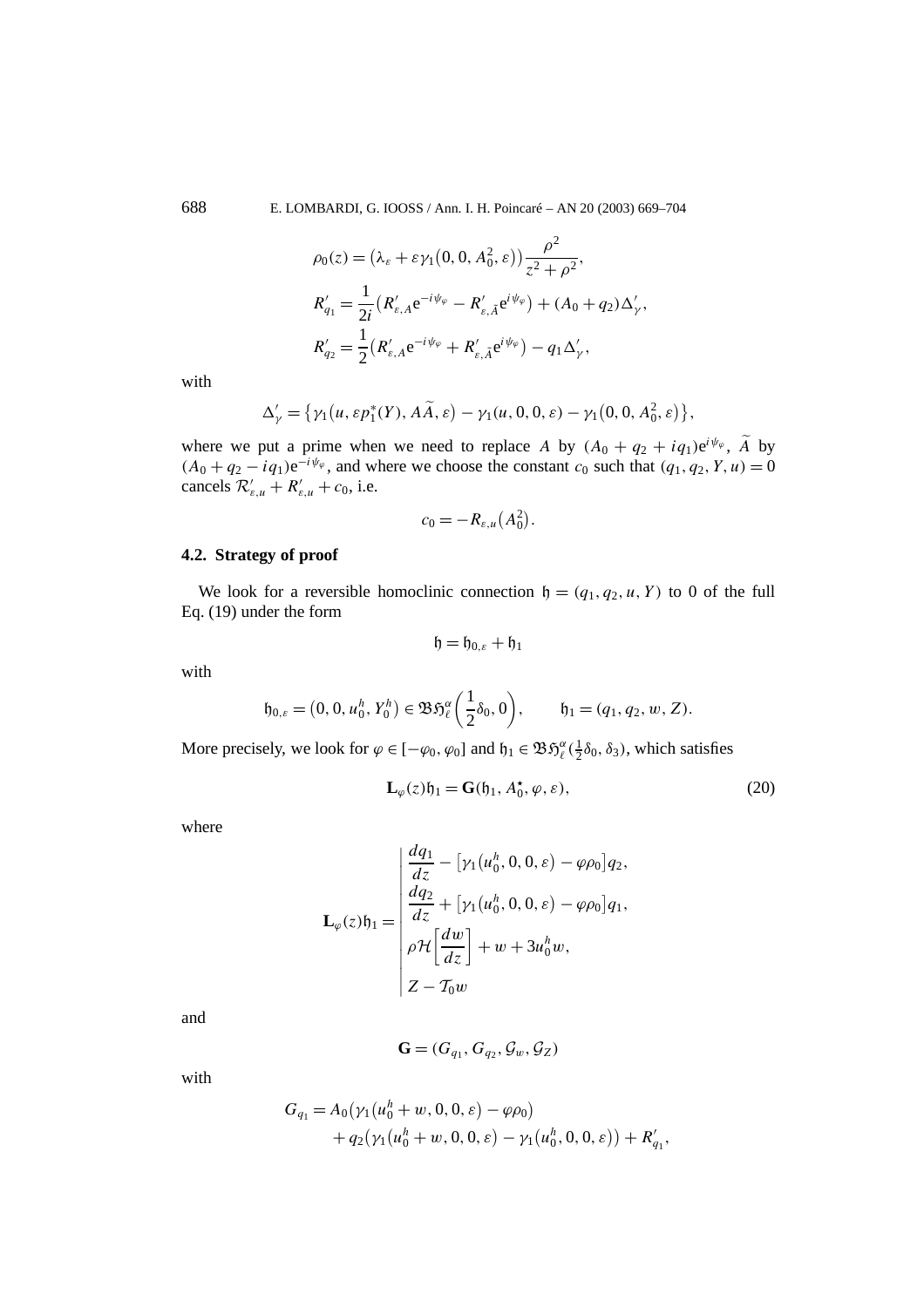$$\rho_0(z) = \left(\lambda_\varepsilon + \varepsilon\gamma_1\left(0, 0, A_0^2, \varepsilon\right)\right)\frac{\rho^2}{z^2+\rho^2},$$

$$R'_{q_1} = \frac{1}{2i}\left(R'_{\varepsilon,A}\mathrm{e}^{-i\psi_\varphi} - R'_{\varepsilon,\tilde{A}}\mathrm{e}^{i\psi_\varphi}\right) + (A_0 + q_2)\Delta'_\gamma,$$

$$R'_{q_2} = \frac{1}{2}\left(R'_{\varepsilon,A}\mathrm{e}^{-i\psi_\varphi} + R'_{\varepsilon,\tilde{A}}\mathrm{e}^{i\psi_\varphi}\right) - q_1\Delta'_\gamma,$$

with

$$\Delta'_\gamma = \left\{\gamma_1\left(u, \varepsilon p_1^*(Y), A\widetilde{A}, \varepsilon\right) - \gamma_1(u, 0, 0, \varepsilon) - \gamma_1\left(0, 0, A_0^2, \varepsilon\right)\right\},$$

where we put a prime when we need to replace $A$ by $(A_0 + q_2 + iq_1)\mathrm{e}^{i\psi_\varphi}$, $\widetilde{A}$ by $(A_0 + q_2 - iq_1)\mathrm{e}^{-i\psi_\varphi}$, and where we choose the constant $c_0$ such that $(q_1, q_2, Y, u) = 0$ cancels $\mathcal{R}'_{\varepsilon,u} + R'_{\varepsilon,u} + c_0$, i.e.

$$c_0 = -R_{\varepsilon,u}\left(A_0^2\right).$$

### 4.2. Strategy of proof

We look for a reversible homoclinic connection $\mathfrak{h} = (q_1, q_2, u, Y)$ to 0 of the full Eq. (19) under the form

$$\mathfrak{h} = \mathfrak{h}_{0,\varepsilon} + \mathfrak{h}_1$$

with

$$\mathfrak{h}_{0,\varepsilon} = \left(0, 0, u_0^h, Y_0^h\right) \in \mathfrak{B}\mathfrak{H}_\ell^\alpha\left(\frac{1}{2}\delta_0, 0\right), \qquad \mathfrak{h}_1 = (q_1, q_2, w, Z).$$

More precisely, we look for $\varphi \in [-\varphi_0, \varphi_0]$ and $\mathfrak{h}_1 \in \mathfrak{B}\mathfrak{H}_\ell^\alpha(\frac{1}{2}\delta_0, \delta_3)$, which satisfies

$$\mathbf{L}_\varphi(z)\mathfrak{h}_1 = \mathbf{G}(\mathfrak{h}_1, A_0^\star, \varphi, \varepsilon), \tag{20}$$

where

$$\mathbf{L}_\varphi(z)\mathfrak{h}_1 = \left|\begin{array}{l} \dfrac{dq_1}{dz} - \left[\gamma_1\left(u_0^h, 0, 0, \varepsilon\right) - \varphi\rho_0\right]q_2, \\ \dfrac{dq_2}{dz} + \left[\gamma_1\left(u_0^h, 0, 0, \varepsilon\right) - \varphi\rho_0\right]q_1, \\ \rho\mathcal{H}\left[\dfrac{dw}{dz}\right] + w + 3u_0^h w, \\ Z - \mathcal{T}_0 w \end{array}\right.$$

and

$$\mathbf{G} = (G_{q_1}, G_{q_2}, \mathcal{G}_w, \mathcal{G}_Z)$$

with

$$G_{q_1} = A_0\left(\gamma_1\left(u_0^h + w, 0, 0, \varepsilon\right) - \varphi\rho_0\right) + q_2\left(\gamma_1\left(u_0^h + w, 0, 0, \varepsilon\right) - \gamma_1\left(u_0^h, 0, 0, \varepsilon\right)\right) + R'_{q_1},$$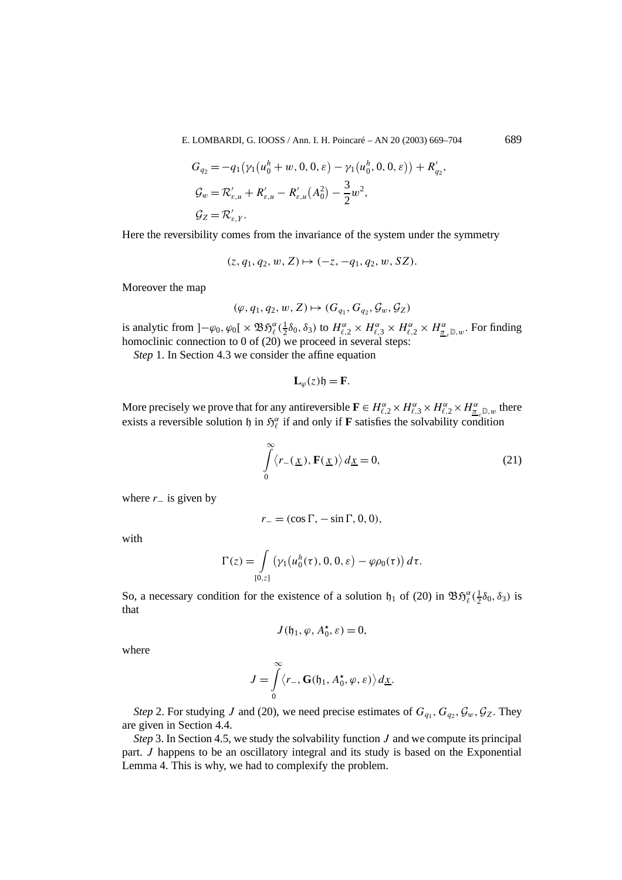$$G_{q_2} = -q_1\big(\gamma_1\big(u_0^h + w, 0, 0, \varepsilon\big) - \gamma_1\big(u_0^h, 0, 0, \varepsilon\big)\big) + R'_{q_2},$$

$$\mathcal{G}_w = \mathcal{R}'_{\varepsilon,u} + R'_{\varepsilon,u} - R'_{\varepsilon,u}\big(A_0^2\big) - \frac{3}{2}w^2,$$

$$\mathcal{G}_Z = \mathcal{R}'_{\varepsilon,Y}.$$

Here the reversibility comes from the invariance of the system under the symmetry

$$(z, q_1, q_2, w, Z) \mapsto (-z, -q_1, q_2, w, SZ).$$

Moreover the map

$$(\varphi, q_1, q_2, w, Z) \mapsto (G_{q_1}, G_{q_2}, \mathcal{G}_w, \mathcal{G}_Z)$$

is analytic from $]-\varphi_0, \varphi_0[ \times \mathfrak{B}\mathfrak{H}_\ell^\alpha(\frac{1}{2}\delta_0, \delta_3)$ to $H_{\ell,2}^\alpha \times H_{\ell,3}^\alpha \times H_{\ell,2}^\alpha \times H_{\underline{\pi}_\varepsilon \mathbb{D},w}^\alpha$. For finding homoclinic connection to 0 of (20) we proceed in several steps:

*Step* 1. In Section 4.3 we consider the affine equation

$$\mathbf{L}_\varphi(z)\mathfrak{h} = \mathbf{F}.$$

More precisely we prove that for any antireversible $\mathbf{F} \in H_{\ell,2}^\alpha \times H_{\ell,3}^\alpha \times H_{\ell,2}^\alpha \times H_{\underline{\pi}_\varepsilon \mathbb{D},w}^\alpha$ there exists a reversible solution $\mathfrak{h}$ in $\mathfrak{H}_\ell^\alpha$ if and only if $\mathbf{F}$ satisfies the solvability condition

$$\int_0^\infty \big\langle r_-(\underline{x}), \mathbf{F}(\underline{x})\big\rangle\, d\underline{x} = 0, \tag{21}$$

where $r_-$ is given by

$$r_- = (\cos\Gamma, -\sin\Gamma, 0, 0),$$

with

$$\Gamma(z) = \int_{[0,z]} \big(\gamma_1\big(u_0^h(\tau), 0, 0, \varepsilon\big) - \varphi\rho_0(\tau)\big)\, d\tau.$$

So, a necessary condition for the existence of a solution $\mathfrak{h}_1$ of (20) in $\mathfrak{B}\mathfrak{H}_\ell^\alpha(\frac{1}{2}\delta_0, \delta_3)$ is that

$$J(\mathfrak{h}_1, \varphi, A_0^\star, \varepsilon) = 0,$$

where

$$J = \int_0^\infty \big\langle r_-, \mathbf{G}(\mathfrak{h}_1, A_0^\star, \varphi, \varepsilon)\big\rangle\, d\underline{x}.$$

*Step* 2. For studying $J$ and (20), we need precise estimates of $G_{q_1}, G_{q_2}, \mathcal{G}_w, \mathcal{G}_Z$. They are given in Section 4.4.

*Step* 3. In Section 4.5, we study the solvability function $J$ and we compute its principal part. $J$ happens to be an oscillatory integral and its study is based on the Exponential Lemma 4. This is why, we had to complexify the problem.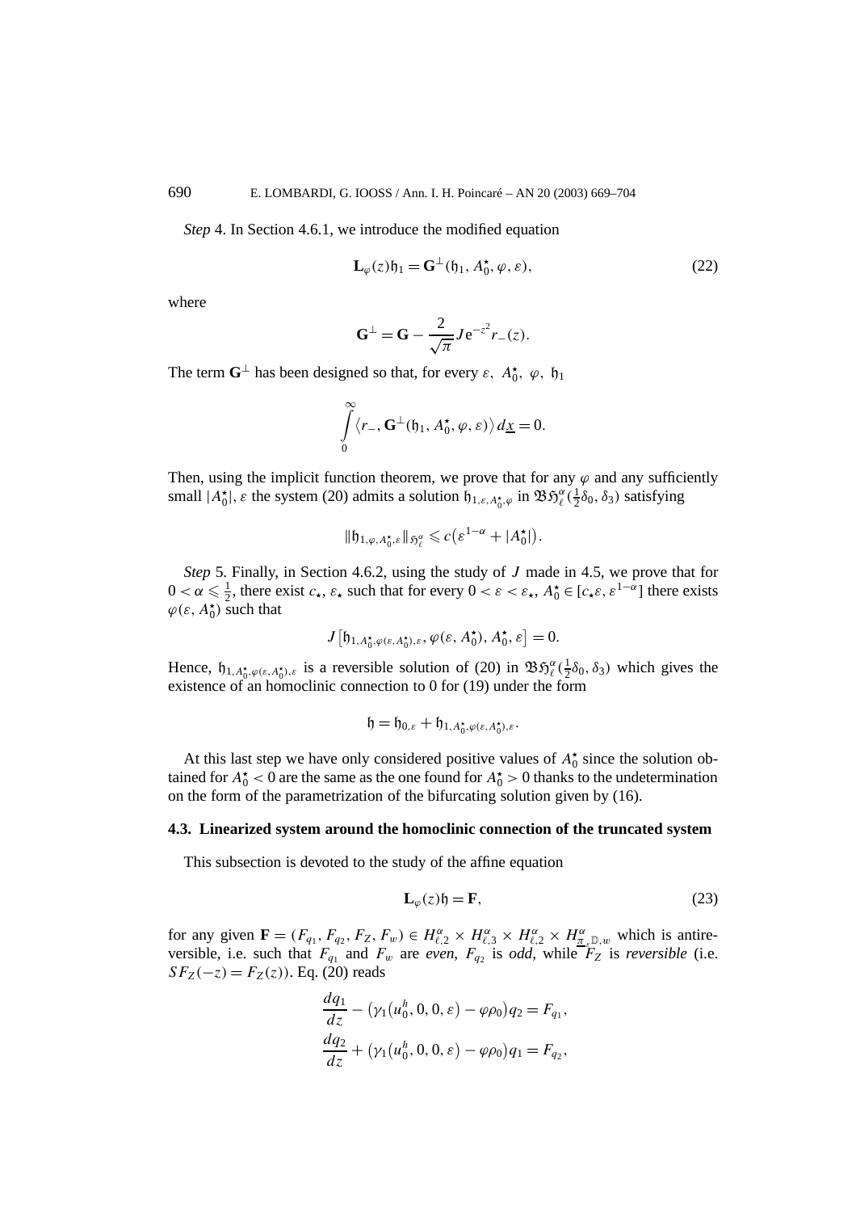*Step* 4. In Section 4.6.1, we introduce the modified equation

$$\mathbf{L}_\varphi(z)\mathfrak{h}_1 = \mathbf{G}^\perp(\mathfrak{h}_1, A_0^\star, \varphi, \varepsilon), \tag{22}$$

where

$$\mathbf{G}^\perp = \mathbf{G} - \frac{2}{\sqrt{\pi}} J \mathrm{e}^{-z^2} r_-(z).$$

The term $\mathbf{G}^\perp$ has been designed so that, for every $\varepsilon,\ A_0^\star,\ \varphi,\ \mathfrak{h}_1$

$$\int_0^\infty \langle r_-, \mathbf{G}^\perp(\mathfrak{h}_1, A_0^\star, \varphi, \varepsilon)\rangle \, d\underline{x} = 0.$$

Then, using the implicit function theorem, we prove that for any $\varphi$ and any sufficiently small $|A_0^\star|, \varepsilon$ the system (20) admits a solution $\mathfrak{h}_{1,\varepsilon,A_0^\star,\varphi}$ in $\mathfrak{B}\mathfrak{H}_\ell^\alpha(\frac{1}{2}\delta_0, \delta_3)$ satisfying

$$\|\mathfrak{h}_{1,\varphi,A_0^\star,\varepsilon}\|_{\mathfrak{H}_\ell^\alpha} \leqslant c\big(\varepsilon^{1-\alpha} + |A_0^\star|\big).$$

*Step* 5. Finally, in Section 4.6.2, using the study of $J$ made in 4.5, we prove that for $0 < \alpha \leqslant \frac{1}{2}$, there exist $c_\star$, $\varepsilon_\star$ such that for every $0 < \varepsilon < \varepsilon_\star$, $A_0^\star \in [c_\star\varepsilon, \varepsilon^{1-\alpha}]$ there exists $\varphi(\varepsilon, A_0^\star)$ such that

$$J\big[\mathfrak{h}_{1,A_0^\star,\varphi(\varepsilon,A_0^\star),\varepsilon}, \varphi(\varepsilon, A_0^\star), A_0^\star, \varepsilon\big] = 0.$$

Hence, $\mathfrak{h}_{1,A_0^\star,\varphi(\varepsilon,A_0^\star),\varepsilon}$ is a reversible solution of (20) in $\mathfrak{B}\mathfrak{H}_\ell^\alpha(\frac{1}{2}\delta_0, \delta_3)$ which gives the existence of an homoclinic connection to 0 for (19) under the form

$$\mathfrak{h} = \mathfrak{h}_{0,\varepsilon} + \mathfrak{h}_{1,A_0^\star,\varphi(\varepsilon,A_0^\star),\varepsilon}.$$

At this last step we have only considered positive values of $A_0^\star$ since the solution obtained for $A_0^\star < 0$ are the same as the one found for $A_0^\star > 0$ thanks to the undetermination on the form of the parametrization of the bifurcating solution given by (16).

### 4.3. Linearized system around the homoclinic connection of the truncated system

This subsection is devoted to the study of the affine equation

$$\mathbf{L}_\varphi(z)\mathfrak{h} = \mathbf{F}, \tag{23}$$

for any given $\mathbf{F} = (F_{q_1}, F_{q_2}, F_Z, F_w) \in H_{\ell,2}^\alpha \times H_{\ell,3}^\alpha \times H_{\ell,2}^\alpha \times H_{\underline{\pi}_\varepsilon\mathbb{D},w}^\alpha$ which is antireversible, i.e. such that $F_{q_1}$ and $F_w$ are *even*, $F_{q_2}$ is *odd*, while $F_Z$ is *reversible* (i.e. $SF_Z(-z) = F_Z(z)$). Eq. (20) reads

$$\frac{dq_1}{dz} - \big(\gamma_1\big(u_0^h, 0, 0, \varepsilon\big) - \varphi\rho_0\big)q_2 = F_{q_1},$$
$$\frac{dq_2}{dz} + \big(\gamma_1\big(u_0^h, 0, 0, \varepsilon\big) - \varphi\rho_0\big)q_1 = F_{q_2},$$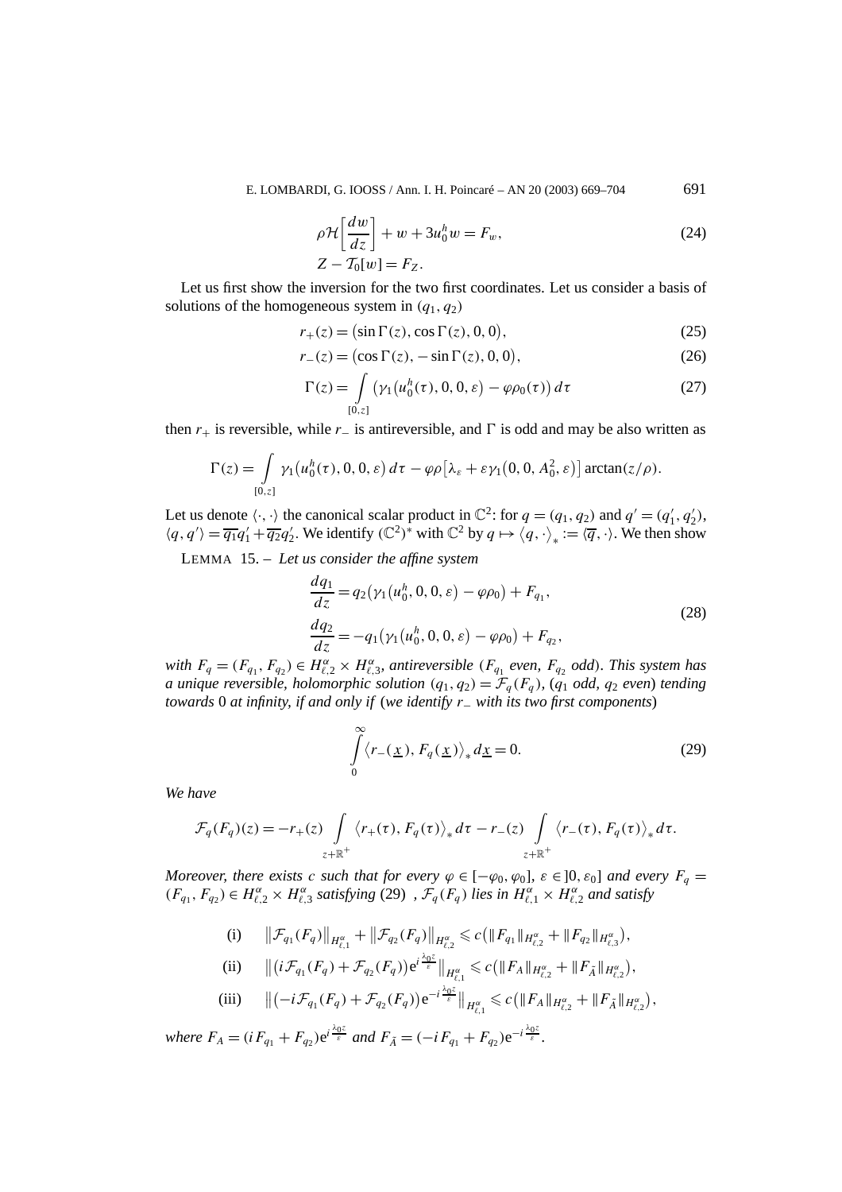$$\rho\mathcal{H}\left[\frac{dw}{dz}\right] + w + 3u_0^h w = F_w, \tag{24}$$
$$Z - \mathcal{T}_0[w] = F_Z.$$

Let us first show the inversion for the two first coordinates. Let us consider a basis of solutions of the homogeneous system in $(q_1, q_2)$

$$r_+(z) = \left(\sin\Gamma(z), \cos\Gamma(z), 0, 0\right), \tag{25}$$

$$r_-(z) = \left(\cos\Gamma(z), -\sin\Gamma(z), 0, 0\right), \tag{26}$$

$$\Gamma(z) = \int\limits_{[0,z]} \left(\gamma_1\left(u_0^h(\tau), 0, 0, \varepsilon\right) - \varphi\rho_0(\tau)\right) d\tau \tag{27}$$

then $r_+$ is reversible, while $r_-$ is antireversible, and $\Gamma$ is odd and may be also written as

$$\Gamma(z) = \int\limits_{[0,z]} \gamma_1\left(u_0^h(\tau), 0, 0, \varepsilon\right) d\tau - \varphi\rho\left[\lambda_\varepsilon + \varepsilon\gamma_1\left(0, 0, A_0^2, \varepsilon\right)\right] \arctan(z/\rho).$$

Let us denote $\langle\cdot,\cdot\rangle$ the canonical scalar product in $\mathbb{C}^2$: for $q = (q_1, q_2)$ and $q' = (q_1', q_2')$, $\langle q, q'\rangle = \overline{q_1}q_1' + \overline{q_2}q_2'$. We identify $(\mathbb{C}^2)^*$ with $\mathbb{C}^2$ by $q \mapsto \langle q, \cdot\rangle_* := \langle\overline{q}, \cdot\rangle$. We then show

LEMMA 15. – *Let us consider the affine system*

$$\begin{aligned}
\frac{dq_1}{dz} &= q_2\left(\gamma_1\left(u_0^h, 0, 0, \varepsilon\right) - \varphi\rho_0\right) + F_{q_1}, \\
\frac{dq_2}{dz} &= -q_1\left(\gamma_1\left(u_0^h, 0, 0, \varepsilon\right) - \varphi\rho_0\right) + F_{q_2},
\end{aligned} \tag{28}$$

*with $F_q = (F_{q_1}, F_{q_2}) \in H^\alpha_{\ell,2} \times H^\alpha_{\ell,3}$, antireversible ($F_{q_1}$ even, $F_{q_2}$ odd). This system has a unique reversible, holomorphic solution $(q_1, q_2) = \mathcal{F}_q(F_q)$, ($q_1$ odd, $q_2$ even) tending towards $0$ at infinity, if and only if (we identify $r_-$ with its two first components)*

$$\int\limits_0^\infty \left\langle r_-(\underline{x}), F_q(\underline{x})\right\rangle_* d\underline{x} = 0. \tag{29}$$

*We have*

$$\mathcal{F}_q(F_q)(z) = -r_+(z) \int\limits_{z+\mathbb{R}^+} \left\langle r_+(\tau), F_q(\tau)\right\rangle_* d\tau - r_-(z) \int\limits_{z+\mathbb{R}^+} \left\langle r_-(\tau), F_q(\tau)\right\rangle_* d\tau.$$

*Moreover, there exists $c$ such that for every $\varphi \in [-\varphi_0, \varphi_0]$, $\varepsilon \in ]0, \varepsilon_0]$ and every $F_q = (F_{q_1}, F_{q_2}) \in H^\alpha_{\ell,2} \times H^\alpha_{\ell,3}$ satisfying (29) , $\mathcal{F}_q(F_q)$ lies in $H^\alpha_{\ell,1} \times H^\alpha_{\ell,2}$ and satisfy*

(i) $\quad \left\|\mathcal{F}_{q_1}(F_q)\right\|_{H^\alpha_{\ell,1}} + \left\|\mathcal{F}_{q_2}(F_q)\right\|_{H^\alpha_{\ell,2}} \leqslant c\left(\|F_{q_1}\|_{H^\alpha_{\ell,2}} + \|F_{q_2}\|_{H^\alpha_{\ell,3}}\right),$

(ii) $\quad \left\|\left(i\mathcal{F}_{q_1}(F_q) + \mathcal{F}_{q_2}(F_q)\right)e^{i\frac{\lambda_0 z}{\varepsilon}}\right\|_{H^\alpha_{\ell,1}} \leqslant c\left(\|F_A\|_{H^\alpha_{\ell,2}} + \|F_{\tilde{A}}\|_{H^\alpha_{\ell,2}}\right),$

(iii) $\quad \left\|\left(-i\mathcal{F}_{q_1}(F_q) + \mathcal{F}_{q_2}(F_q)\right)e^{-i\frac{\lambda_0 z}{\varepsilon}}\right\|_{H^\alpha_{\ell,1}} \leqslant c\left(\|F_A\|_{H^\alpha_{\ell,2}} + \|F_{\tilde{A}}\|_{H^\alpha_{\ell,2}}\right),$

*where $F_A = (iF_{q_1} + F_{q_2})e^{i\frac{\lambda_0 z}{\varepsilon}}$ and $F_{\tilde{A}} = (-iF_{q_1} + F_{q_2})e^{-i\frac{\lambda_0 z}{\varepsilon}}$.*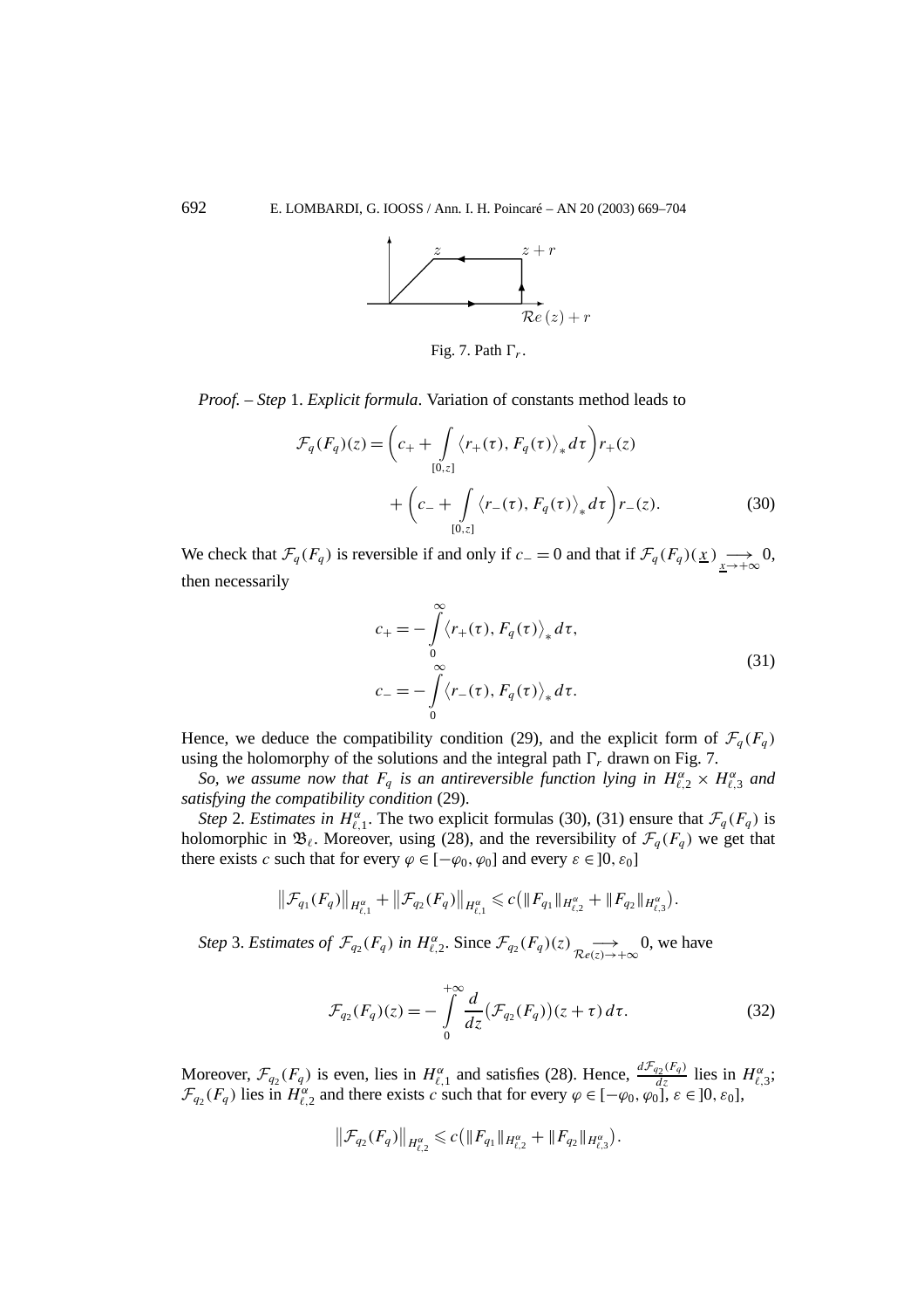Fig. 7. Path $\Gamma_r$.

*Proof. – Step* 1. *Explicit formula*. Variation of constants method leads to

$$\mathcal{F}_q(F_q)(z) = \left(c_+ + \int_{[0,z]} \langle r_+(\tau), F_q(\tau)\rangle_* \, d\tau\right) r_+(z) + \left(c_- + \int_{[0,z]} \langle r_-(\tau), F_q(\tau)\rangle_* \, d\tau\right) r_-(z). \tag{30}$$

We check that $\mathcal{F}_q(F_q)$ is reversible if and only if $c_- = 0$ and that if $\mathcal{F}_q(F_q)(\underline{x}) \underset{\underline{x}\to+\infty}{\longrightarrow} 0$, then necessarily

$$c_+ = -\int_0^\infty \langle r_+(\tau), F_q(\tau)\rangle_* \, d\tau,$$
$$c_- = -\int_0^\infty \langle r_-(\tau), F_q(\tau)\rangle_* \, d\tau. \tag{31}$$

Hence, we deduce the compatibility condition (29), and the explicit form of $\mathcal{F}_q(F_q)$ using the holomorphy of the solutions and the integral path $\Gamma_r$ drawn on Fig. 7.

*So, we assume now that $F_q$ is an antireversible function lying in $H^\alpha_{\ell,2} \times H^\alpha_{\ell,3}$ and satisfying the compatibility condition* (29).

*Step* 2. *Estimates in $H^\alpha_{\ell,1}$*. The two explicit formulas (30), (31) ensure that $\mathcal{F}_q(F_q)$ is holomorphic in $\mathfrak{B}_\ell$. Moreover, using (28), and the reversibility of $\mathcal{F}_q(F_q)$ we get that there exists $c$ such that for every $\varphi \in [-\varphi_0, \varphi_0]$ and every $\varepsilon \in ]0, \varepsilon_0]$

$$\|\mathcal{F}_{q_1}(F_q)\|_{H^\alpha_{\ell,1}} + \|\mathcal{F}_{q_2}(F_q)\|_{H^\alpha_{\ell,1}} \leqslant c\big(\|F_{q_1}\|_{H^\alpha_{\ell,2}} + \|F_{q_2}\|_{H^\alpha_{\ell,3}}\big).$$

*Step* 3. *Estimates of $\mathcal{F}_{q_2}(F_q)$ in $H^\alpha_{\ell,2}$*. Since $\mathcal{F}_{q_2}(F_q)(z) \underset{\mathcal{R}e(z)\to+\infty}{\longrightarrow} 0$, we have

$$\mathcal{F}_{q_2}(F_q)(z) = -\int_0^{+\infty} \frac{d}{dz}\big(\mathcal{F}_{q_2}(F_q)\big)(z+\tau)\, d\tau. \tag{32}$$

Moreover, $\mathcal{F}_{q_2}(F_q)$ is even, lies in $H^\alpha_{\ell,1}$ and satisfies (28). Hence, $\frac{d\mathcal{F}_{q_2}(F_q)}{dz}$ lies in $H^\alpha_{\ell,3}$; $\mathcal{F}_{q_2}(F_q)$ lies in $H^\alpha_{\ell,2}$ and there exists $c$ such that for every $\varphi \in [-\varphi_0, \varphi_0]$, $\varepsilon \in ]0, \varepsilon_0]$,

$$\|\mathcal{F}_{q_2}(F_q)\|_{H^\alpha_{\ell,2}} \leqslant c\big(\|F_{q_1}\|_{H^\alpha_{\ell,2}} + \|F_{q_2}\|_{H^\alpha_{\ell,3}}\big).$$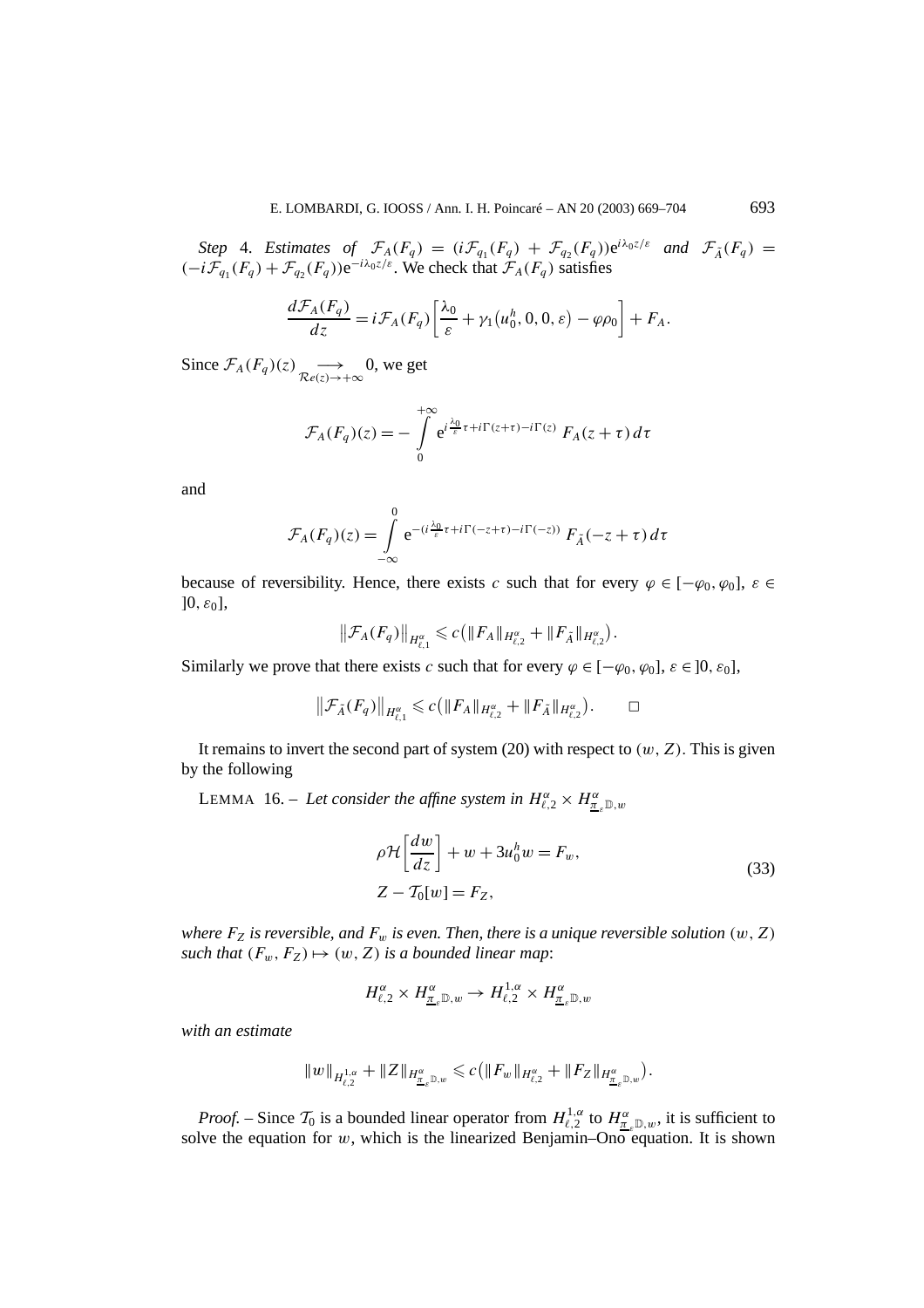*Step* 4. *Estimates of* $\mathcal{F}_A(F_q) = (i\mathcal{F}_{q_1}(F_q) + \mathcal{F}_{q_2}(F_q))\mathrm{e}^{i\lambda_0 z/\varepsilon}$ *and* $\mathcal{F}_{\tilde{A}}(F_q) = (-i\mathcal{F}_{q_1}(F_q) + \mathcal{F}_{q_2}(F_q))\mathrm{e}^{-i\lambda_0 z/\varepsilon}$. We check that $\mathcal{F}_A(F_q)$ satisfies

$$\frac{d\mathcal{F}_A(F_q)}{dz} = i\mathcal{F}_A(F_q)\left[\frac{\lambda_0}{\varepsilon} + \gamma_1(u_0^h, 0, 0, \varepsilon) - \varphi\rho_0\right] + F_A.$$

Since $\mathcal{F}_A(F_q)(z) \underset{\mathcal{R}e(z)\to+\infty}{\longrightarrow} 0$, we get

$$\mathcal{F}_A(F_q)(z) = -\int_0^{+\infty} \mathrm{e}^{i\frac{\lambda_0}{\varepsilon}\tau + i\Gamma(z+\tau) - i\Gamma(z)}\, F_A(z+\tau)\, d\tau$$

and

$$\mathcal{F}_A(F_q)(z) = \int_{-\infty}^{0} \mathrm{e}^{-(i\frac{\lambda_0}{\varepsilon}\tau + i\Gamma(-z+\tau) - i\Gamma(-z))}\, F_{\tilde{A}}(-z+\tau)\, d\tau$$

because of reversibility. Hence, there exists $c$ such that for every $\varphi \in [-\varphi_0, \varphi_0]$, $\varepsilon \in ]0, \varepsilon_0]$,

$$\left\|\mathcal{F}_A(F_q)\right\|_{H^\alpha_{\ell,1}} \leqslant c\left(\|F_A\|_{H^\alpha_{\ell,2}} + \|F_{\tilde{A}}\|_{H^\alpha_{\ell,2}}\right).$$

Similarly we prove that there exists $c$ such that for every $\varphi \in [-\varphi_0, \varphi_0]$, $\varepsilon \in ]0, \varepsilon_0]$,

$$\left\|\mathcal{F}_{\tilde{A}}(F_q)\right\|_{H^\alpha_{\ell,1}} \leqslant c\left(\|F_A\|_{H^\alpha_{\ell,2}} + \|F_{\tilde{A}}\|_{H^\alpha_{\ell,2}}\right). \qquad \square$$

It remains to invert the second part of system (20) with respect to $(w, Z)$. This is given by the following

LEMMA 16. – *Let consider the affine system in* $H^\alpha_{\ell,2} \times H^\alpha_{\underline{\pi}_\varepsilon \mathbb{D},w}$

$$\begin{aligned} &\rho\mathcal{H}\left[\frac{dw}{dz}\right] + w + 3u_0^h w = F_w,\\ &Z - \mathcal{T}_0[w] = F_Z, \end{aligned} \tag{33}$$

*where* $F_Z$ *is reversible, and* $F_w$ *is even. Then, there is a unique reversible solution* $(w, Z)$ *such that* $(F_w, F_Z) \mapsto (w, Z)$ *is a bounded linear map*:

$$H^\alpha_{\ell,2} \times H^\alpha_{\underline{\pi}_\varepsilon \mathbb{D},w} \to H^{1,\alpha}_{\ell,2} \times H^\alpha_{\underline{\pi}_\varepsilon \mathbb{D},w}$$

*with an estimate*

$$\|w\|_{H^{1,\alpha}_{\ell,2}} + \|Z\|_{H^\alpha_{\underline{\pi}_\varepsilon \mathbb{D},w}} \leqslant c\left(\|F_w\|_{H^\alpha_{\ell,2}} + \|F_Z\|_{H^\alpha_{\underline{\pi}_\varepsilon \mathbb{D},w}}\right).$$

*Proof.* – Since $\mathcal{T}_0$ is a bounded linear operator from $H^{1,\alpha}_{\ell,2}$ to $H^\alpha_{\underline{\pi}_\varepsilon \mathbb{D},w}$, it is sufficient to solve the equation for $w$, which is the linearized Benjamin–Ono equation. It is shown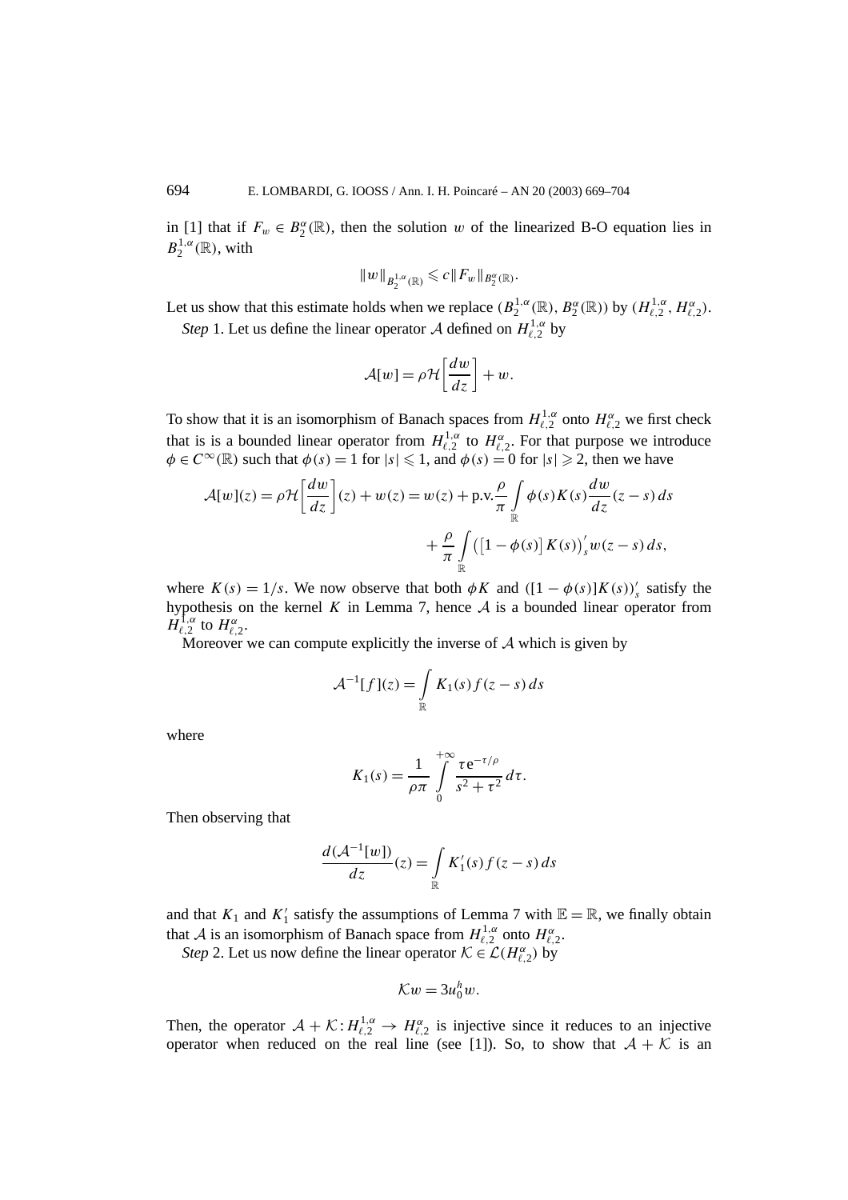in [1] that if $F_w \in B_2^{\alpha}(\mathbb{R})$, then the solution $w$ of the linearized B-O equation lies in $B_2^{1,\alpha}(\mathbb{R})$, with

$$\|w\|_{B_2^{1,\alpha}(\mathbb{R})} \leqslant c\|F_w\|_{B_2^{\alpha}(\mathbb{R})}.$$

Let us show that this estimate holds when we replace $(B_2^{1,\alpha}(\mathbb{R}), B_2^{\alpha}(\mathbb{R}))$ by $(H_{\ell,2}^{1,\alpha}, H_{\ell,2}^{\alpha})$.

*Step* 1. Let us define the linear operator $\mathcal{A}$ defined on $H_{\ell,2}^{1,\alpha}$ by

$$\mathcal{A}[w] = \rho\mathcal{H}\left[\frac{dw}{dz}\right] + w.$$

To show that it is an isomorphism of Banach spaces from $H_{\ell,2}^{1,\alpha}$ onto $H_{\ell,2}^{\alpha}$ we first check that is is a bounded linear operator from $H_{\ell,2}^{1,\alpha}$ to $H_{\ell,2}^{\alpha}$. For that purpose we introduce $\phi \in C^{\infty}(\mathbb{R})$ such that $\phi(s) = 1$ for $|s| \leqslant 1$, and $\phi(s) = 0$ for $|s| \geqslant 2$, then we have

$$\mathcal{A}[w](z) = \rho\mathcal{H}\left[\frac{dw}{dz}\right](z) + w(z) = w(z) + \text{p.v.}\frac{\rho}{\pi}\int_{\mathbb{R}} \phi(s)K(s)\frac{dw}{dz}(z-s)\,ds + \frac{\rho}{\pi}\int_{\mathbb{R}} \left(\left[1-\phi(s)\right]K(s)\right)_s' w(z-s)\,ds,$$

where $K(s) = 1/s$. We now observe that both $\phi K$ and $([1-\phi(s)]K(s))_s'$ satisfy the hypothesis on the kernel $K$ in Lemma 7, hence $\mathcal{A}$ is a bounded linear operator from $H_{\ell,2}^{1,\alpha}$ to $H_{\ell,2}^{\alpha}$.

Moreover we can compute explicitly the inverse of $\mathcal{A}$ which is given by

$$\mathcal{A}^{-1}[f](z) = \int_{\mathbb{R}} K_1(s)f(z-s)\,ds$$

where

$$K_1(s) = \frac{1}{\rho\pi}\int_0^{+\infty} \frac{\tau \mathrm{e}^{-\tau/\rho}}{s^2+\tau^2}\,d\tau.$$

Then observing that

$$\frac{d(\mathcal{A}^{-1}[w])}{dz}(z) = \int_{\mathbb{R}} K_1'(s)f(z-s)\,ds$$

and that $K_1$ and $K_1'$ satisfy the assumptions of Lemma 7 with $\mathbb{E} = \mathbb{R}$, we finally obtain that $\mathcal{A}$ is an isomorphism of Banach space from $H_{\ell,2}^{1,\alpha}$ onto $H_{\ell,2}^{\alpha}$.

*Step* 2. Let us now define the linear operator $\mathcal{K} \in \mathcal{L}(H_{\ell,2}^{\alpha})$ by

$$\mathcal{K}w = 3u_0^h w.$$

Then, the operator $\mathcal{A} + \mathcal{K} : H_{\ell,2}^{1,\alpha} \to H_{\ell,2}^{\alpha}$ is injective since it reduces to an injective operator when reduced on the real line (see [1]). So, to show that $\mathcal{A} + \mathcal{K}$ is an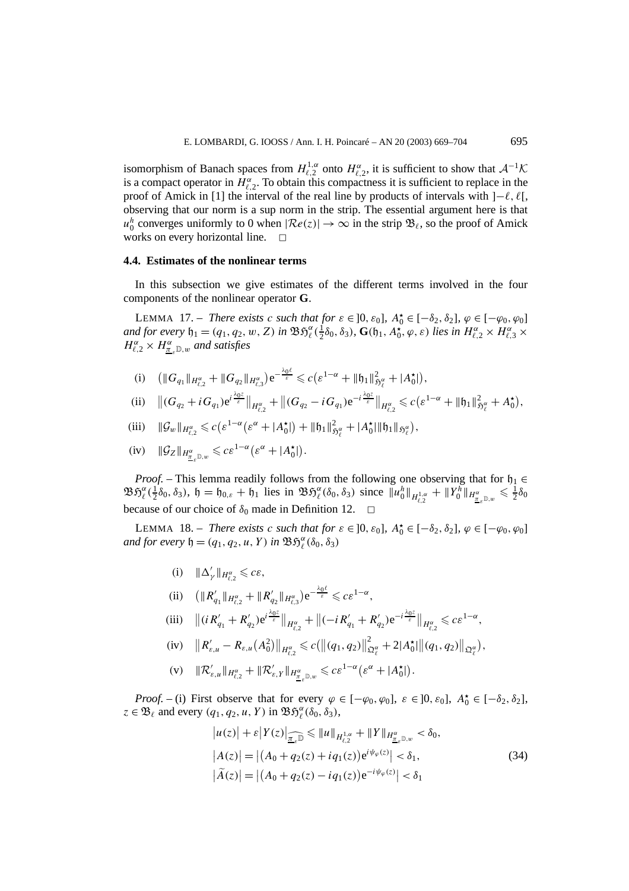isomorphism of Banach spaces from $H^{1,\alpha}_{\ell,2}$ onto $H^{\alpha}_{\ell,2}$, it is sufficient to show that $\mathcal{A}^{-1}\mathcal{K}$ is a compact operator in $H^{\alpha}_{\ell,2}$. To obtain this compactness it is sufficient to replace in the proof of Amick in [1] the interval of the real line by products of intervals with $]-\ell,\ell[$, observing that our norm is a sup norm in the strip. The essential argument here is that $u_0^h$ converges uniformly to 0 when $|\mathcal{R}e(z)| \to \infty$ in the strip $\mathfrak{B}_\ell$, so the proof of Amick works on every horizontal line. $\square$

### 4.4. Estimates of the nonlinear terms

In this subsection we give estimates of the different terms involved in the four components of the nonlinear operator $\mathbf{G}$.

LEMMA 17. – *There exists $c$ such that for $\varepsilon \in ]0,\varepsilon_0]$, $A_0^\star \in [-\delta_2,\delta_2]$, $\varphi \in [-\varphi_0,\varphi_0]$ and for every $\mathfrak{h}_1 = (q_1,q_2,w,Z)$ in $\mathfrak{B}\mathfrak{H}^\alpha_\ell(\frac{1}{2}\delta_0,\delta_3)$, $\mathbf{G}(\mathfrak{h}_1, A_0^\star, \varphi, \varepsilon)$ lies in $H^\alpha_{\ell,2} \times H^\alpha_{\ell,3} \times H^\alpha_{\ell,2} \times H^\alpha_{\underline{\pi}_\varepsilon \mathbb{D},w}$ and satisfies*

$$\text{(i)} \quad \big(\|G_{q_1}\|_{H^\alpha_{\ell,2}} + \|G_{q_2}\|_{H^\alpha_{\ell,3}}\big)\mathrm{e}^{-\frac{\lambda_0 \ell}{\varepsilon}} \leqslant c\big(\varepsilon^{1-\alpha} + \|\mathfrak{h}_1\|^2_{\mathfrak{H}^\alpha_\ell} + |A_0^\star|\big),$$

$$\text{(ii)} \quad \big\|(G_{q_2} + iG_{q_1})\mathrm{e}^{i\frac{\lambda_0 z}{\varepsilon}}\big\|_{H^\alpha_{\ell,2}} + \big\|(G_{q_2} - iG_{q_1})\mathrm{e}^{-i\frac{\lambda_0 z}{\varepsilon}}\big\|_{H^\alpha_{\ell,2}} \leqslant c\big(\varepsilon^{1-\alpha} + \|\mathfrak{h}_1\|^2_{\mathfrak{H}^\alpha_\ell} + A_0^\star\big),$$

$$\text{(iii)} \quad \|\mathcal{G}_w\|_{H^\alpha_{\ell,2}} \leqslant c\big(\varepsilon^{1-\alpha}\big(\varepsilon^\alpha + |A_0^\star|\big) + \|\mathfrak{h}_1\|^2_{\mathfrak{H}^\alpha_\ell} + |A_0^\star|\|\mathfrak{h}_1\|_{\mathfrak{H}^\alpha_\ell}\big),$$

$$\text{(iv)} \quad \|\mathcal{G}_Z\|_{H^\alpha_{\underline{\pi}_\varepsilon \mathbb{D},w}} \leqslant c\varepsilon^{1-\alpha}\big(\varepsilon^\alpha + |A_0^\star|\big).$$

*Proof.* – This lemma readily follows from the following one observing that for $\mathfrak{h}_1 \in \mathfrak{B}\mathfrak{H}^\alpha_\ell(\frac{1}{2}\delta_0,\delta_3)$, $\mathfrak{h} = \mathfrak{h}_{0,\varepsilon} + \mathfrak{h}_1$ lies in $\mathfrak{B}\mathfrak{H}^\alpha_\ell(\delta_0,\delta_3)$ since $\|u_0^h\|_{H^{1,\alpha}_{\ell,2}} + \|Y_0^h\|_{H^\alpha_{\underline{\pi}_\varepsilon \mathbb{D},w}} \leqslant \frac{1}{2}\delta_0$ because of our choice of $\delta_0$ made in Definition 12. $\square$

LEMMA 18. – *There exists $c$ such that for $\varepsilon \in ]0,\varepsilon_0]$, $A_0^\star \in [-\delta_2,\delta_2]$, $\varphi \in [-\varphi_0,\varphi_0]$ and for every $\mathfrak{h} = (q_1,q_2,u,Y)$ in $\mathfrak{B}\mathfrak{H}^\alpha_\ell(\delta_0,\delta_3)$*

$$\text{(i)} \quad \|\Delta'_\gamma\|_{H^\alpha_{\ell,2}} \leqslant c\varepsilon,$$

$$\text{(ii)} \quad \big(\|R'_{q_1}\|_{H^\alpha_{\ell,2}} + \|R'_{q_2}\|_{H^\alpha_{\ell,3}}\big)\mathrm{e}^{-\frac{\lambda_0 \ell}{\varepsilon}} \leqslant c\varepsilon^{1-\alpha},$$

$$\text{(iii)} \quad \big\|(iR'_{q_1} + R'_{q_2})\mathrm{e}^{i\frac{\lambda_0 z}{\varepsilon}}\big\|_{H^\alpha_{\ell,2}} + \big\|(-iR'_{q_1} + R'_{q_2})\mathrm{e}^{-i\frac{\lambda_0 z}{\varepsilon}}\big\|_{H^\alpha_{\ell,2}} \leqslant c\varepsilon^{1-\alpha},$$

$$\text{(iv)} \quad \big\|R'_{\varepsilon,u} - R_{\varepsilon,u}\big(A_0^2\big)\big\|_{H^\alpha_{\ell,2}} \leqslant c\big(\big\|(q_1,q_2)\big\|^2_{\mathfrak{Q}^\alpha_\ell} + 2|A_0^\star|\big\|(q_1,q_2)\big\|_{\mathfrak{Q}^\alpha_\ell}\big),$$

$$\text{(v)} \quad \|\mathcal{R}'_{\varepsilon,u}\|_{H^\alpha_{\ell,2}} + \|\mathcal{R}'_{\varepsilon,Y}\|_{H^\alpha_{\underline{\pi}_\varepsilon \mathbb{D},w}} \leqslant c\varepsilon^{1-\alpha}\big(\varepsilon^\alpha + |A_0^\star|\big).$$

*Proof.* – (i) First observe that for every $\varphi \in [-\varphi_0,\varphi_0]$, $\varepsilon \in ]0,\varepsilon_0]$, $A_0^\star \in [-\delta_2,\delta_2]$, $z \in \mathfrak{B}_\ell$ and every $(q_1,q_2,u,Y)$ in $\mathfrak{B}\mathfrak{H}^\alpha_\ell(\delta_0,\delta_3)$,

$$\begin{aligned}
&\big|u(z)\big| + \varepsilon\big|Y(z)\big|_{\widehat{\underline{\pi}_\varepsilon \mathbb{D}}} \leqslant \|u\|_{H^{1,\alpha}_{\ell,2}} + \|Y\|_{H^\alpha_{\underline{\pi}_\varepsilon \mathbb{D},w}} < \delta_0,\\
&\big|A(z)\big| = \big|\big(A_0 + q_2(z) + iq_1(z)\big)\mathrm{e}^{i\psi_\varphi(z)}\big| < \delta_1,\\
&\big|\widetilde{A}(z)\big| = \big|\big(A_0 + q_2(z) - iq_1(z)\big)\mathrm{e}^{-i\psi_\varphi(z)}\big| < \delta_1
\end{aligned} \tag{34}$$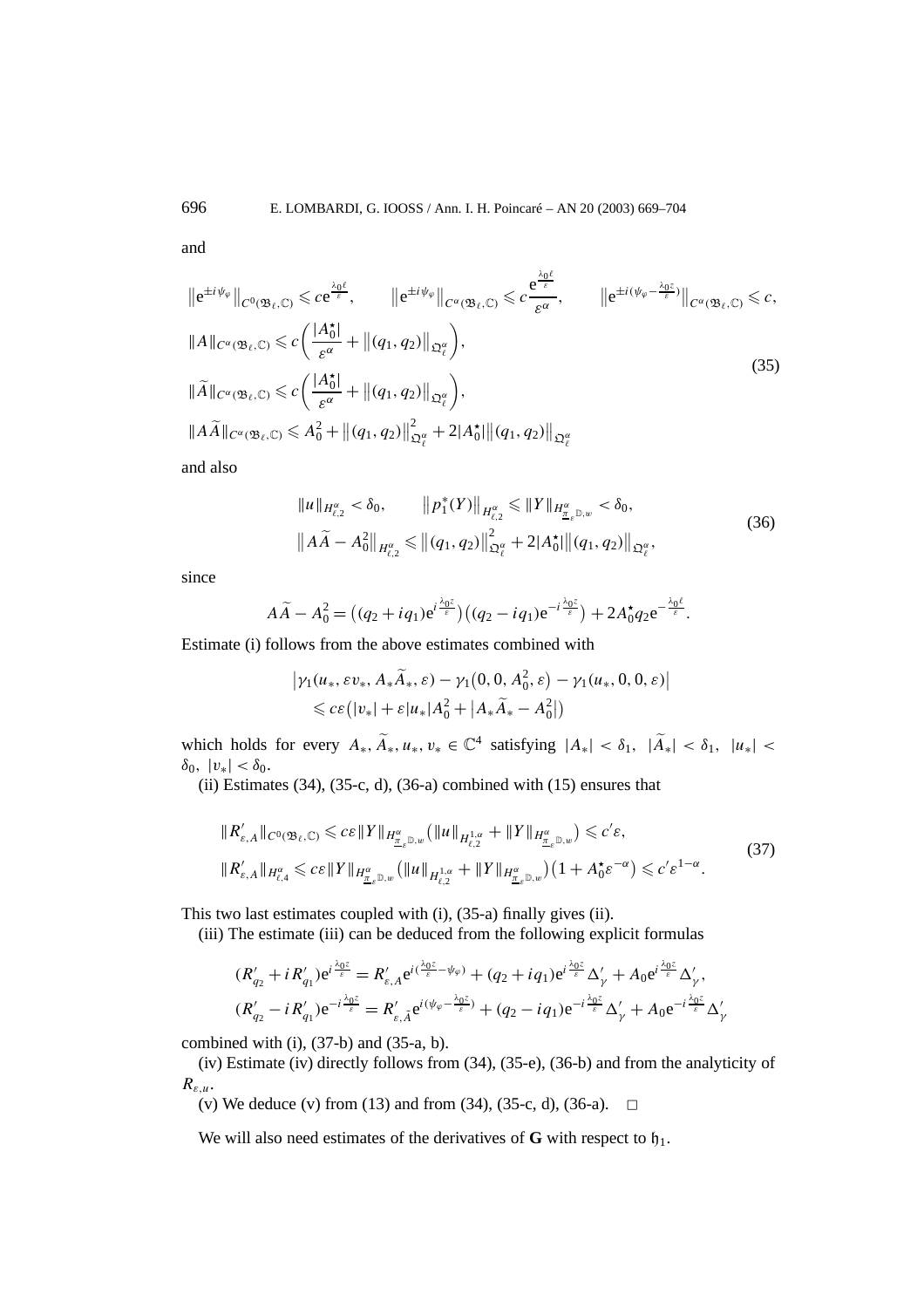and

$$
\begin{aligned}
&\left\|\mathrm{e}^{\pm i\psi_\varphi}\right\|_{C^0(\mathfrak{B}_\ell,\mathbb{C})} \leqslant c\mathrm{e}^{\frac{\lambda_0\ell}{\varepsilon}}, \qquad \left\|\mathrm{e}^{\pm i\psi_\varphi}\right\|_{C^\alpha(\mathfrak{B}_\ell,\mathbb{C})} \leqslant c\frac{\mathrm{e}^{\frac{\lambda_0\ell}{\varepsilon}}}{\varepsilon^\alpha}, \qquad \left\|\mathrm{e}^{\pm i(\psi_\varphi - \frac{\lambda_0 z}{\varepsilon})}\right\|_{C^\alpha(\mathfrak{B}_\ell,\mathbb{C})} \leqslant c,\\
&\|A\|_{C^\alpha(\mathfrak{B}_\ell,\mathbb{C})} \leqslant c\left(\frac{|A_0^\star|}{\varepsilon^\alpha} + \left\|(q_1,q_2)\right\|_{\mathfrak{Q}_\ell^\alpha}\right),\\
&\|\widetilde{A}\|_{C^\alpha(\mathfrak{B}_\ell,\mathbb{C})} \leqslant c\left(\frac{|A_0^\star|}{\varepsilon^\alpha} + \left\|(q_1,q_2)\right\|_{\mathfrak{Q}_\ell^\alpha}\right),\\
&\|A\widetilde{A}\|_{C^\alpha(\mathfrak{B}_\ell,\mathbb{C})} \leqslant A_0^2 + \left\|(q_1,q_2)\right\|^2_{\mathfrak{Q}_\ell^\alpha} + 2|A_0^\star|\left\|(q_1,q_2)\right\|_{\mathfrak{Q}_\ell^\alpha}
\end{aligned}
\tag{35}
$$

and also

$$
\begin{aligned}
&\|u\|_{H^\alpha_{\ell,2}} < \delta_0, \qquad \left\|p_1^*(Y)\right\|_{H^\alpha_{\ell,2}} \leqslant \|Y\|_{H^\alpha_{\underline{\pi}_\varepsilon\mathbb{D},w}} < \delta_0,\\
&\left\|A\widetilde{A} - A_0^2\right\|_{H^\alpha_{\ell,2}} \leqslant \left\|(q_1,q_2)\right\|^2_{\mathfrak{Q}_\ell^\alpha} + 2|A_0^\star|\left\|(q_1,q_2)\right\|_{\mathfrak{Q}_\ell^\alpha},
\end{aligned}
\tag{36}
$$

since

$$
A\widetilde{A} - A_0^2 = \left((q_2 + iq_1)\mathrm{e}^{i\frac{\lambda_0 z}{\varepsilon}}\right)\left((q_2 - iq_1)\mathrm{e}^{-i\frac{\lambda_0 z}{\varepsilon}}\right) + 2A_0^\star q_2 \mathrm{e}^{-\frac{\lambda_0\ell}{\varepsilon}}.
$$

Estimate (i) follows from the above estimates combined with

$$
\begin{aligned}
&\left|\gamma_1(u_*, \varepsilon v_*, A_*\widetilde{A}_*, \varepsilon) - \gamma_1(0,0,A_0^2,\varepsilon) - \gamma_1(u_*,0,0,\varepsilon)\right|\\
&\quad \leqslant c\varepsilon\left(|v_*| + \varepsilon|u_*|A_0^2 + \left|A_*\widetilde{A}_* - A_0^2\right|\right)
\end{aligned}
$$

which holds for every $A_*, \widetilde{A}_*, u_*, v_* \in \mathbb{C}^4$ satisfying $|A_*| < \delta_1$, $|\widetilde{A}_*| < \delta_1$, $|u_*| < \delta_0$, $|v_*| < \delta_0$.

(ii) Estimates (34), (35-c, d), (36-a) combined with (15) ensures that

$$
\begin{aligned}
&\|R'_{\varepsilon,A}\|_{C^0(\mathfrak{B}_\ell,\mathbb{C})} \leqslant c\varepsilon\|Y\|_{H^\alpha_{\underline{\pi}_\varepsilon\mathbb{D},w}}\left(\|u\|_{H^{1,\alpha}_{\ell,2}} + \|Y\|_{H^\alpha_{\underline{\pi}_\varepsilon\mathbb{D},w}}\right) \leqslant c'\varepsilon,\\
&\|R'_{\varepsilon,A}\|_{H^\alpha_{\ell,4}} \leqslant c\varepsilon\|Y\|_{H^\alpha_{\underline{\pi}_\varepsilon\mathbb{D},w}}\left(\|u\|_{H^{1,\alpha}_{\ell,2}} + \|Y\|_{H^\alpha_{\underline{\pi}_\varepsilon\mathbb{D},w}}\right)\left(1 + A_0^\star\varepsilon^{-\alpha}\right) \leqslant c'\varepsilon^{1-\alpha}.
\end{aligned}
\tag{37}
$$

This two last estimates coupled with (i), (35-a) finally gives (ii).

(iii) The estimate (iii) can be deduced from the following explicit formulas

$$
\begin{aligned}
&(R'_{q_2} + iR'_{q_1})\mathrm{e}^{i\frac{\lambda_0 z}{\varepsilon}} = R'_{\varepsilon,A}\mathrm{e}^{i(\frac{\lambda_0 z}{\varepsilon} - \psi_\varphi)} + (q_2 + iq_1)\mathrm{e}^{i\frac{\lambda_0 z}{\varepsilon}}\Delta'_\gamma + A_0\mathrm{e}^{i\frac{\lambda_0 z}{\varepsilon}}\Delta'_\gamma,\\
&(R'_{q_2} - iR'_{q_1})\mathrm{e}^{-i\frac{\lambda_0 z}{\varepsilon}} = R'_{\varepsilon,\tilde{A}}\mathrm{e}^{i(\psi_\varphi - \frac{\lambda_0 z}{\varepsilon})} + (q_2 - iq_1)\mathrm{e}^{-i\frac{\lambda_0 z}{\varepsilon}}\Delta'_\gamma + A_0\mathrm{e}^{-i\frac{\lambda_0 z}{\varepsilon}}\Delta'_\gamma
\end{aligned}
$$

combined with (i), (37-b) and (35-a, b).

(iv) Estimate (iv) directly follows from (34), (35-e), (36-b) and from the analyticity of $R_{\varepsilon,u}$.

(v) We deduce (v) from (13) and from (34), (35-c, d), (36-a). $\square$

We will also need estimates of the derivatives of $\mathbf{G}$ with respect to $\mathfrak{h}_1$.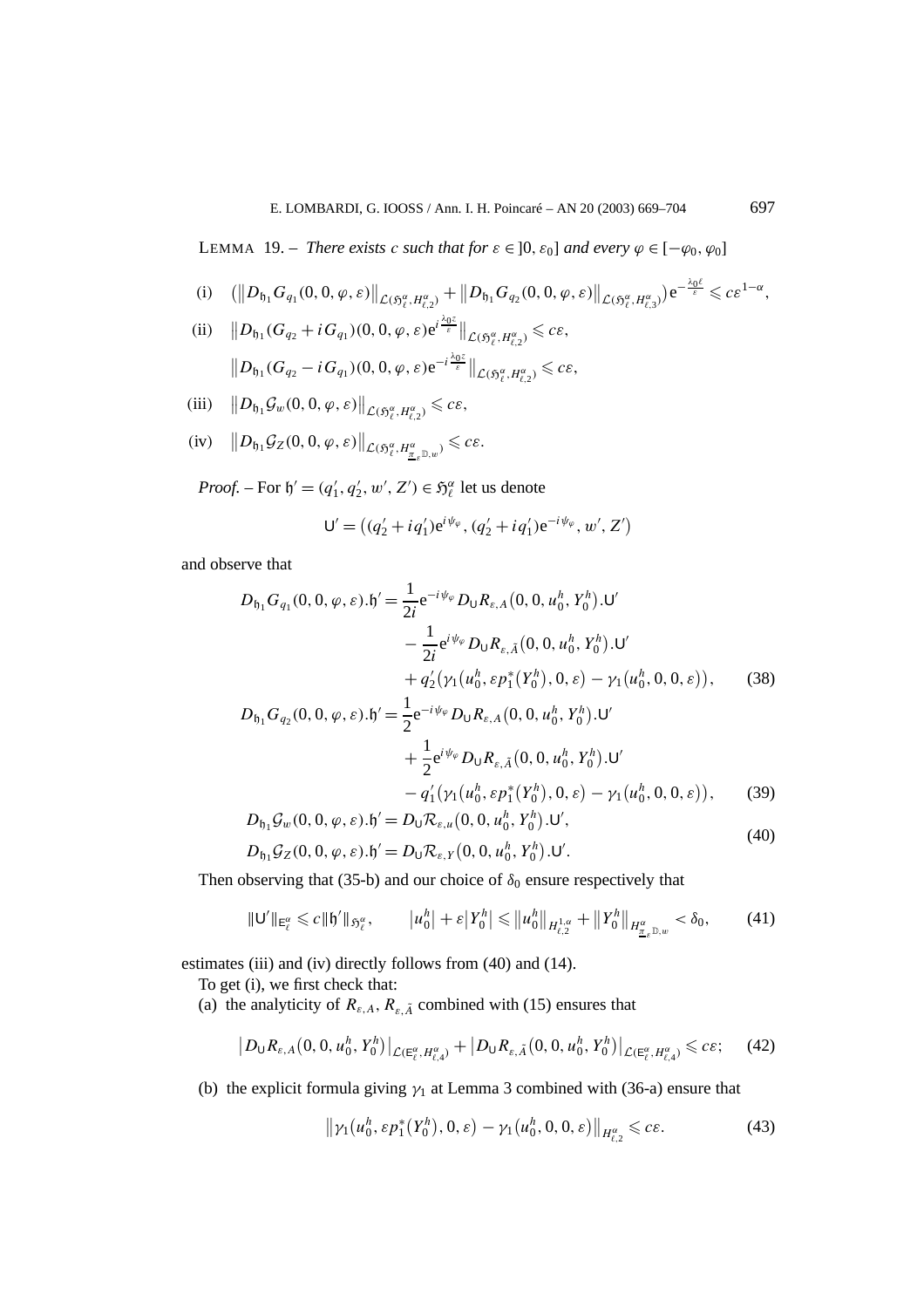LEMMA 19. – *There exists $c$ such that for $\varepsilon \in ]0, \varepsilon_0]$ and every $\varphi \in [-\varphi_0, \varphi_0]$*

$$
\text{(i)} \quad \left(\left\|D_{\mathfrak{h}_1} G_{q_1}(0,0,\varphi,\varepsilon)\right\|_{\mathcal{L}(\mathfrak{H}_\ell^\alpha, H_{\ell,2}^\alpha)} + \left\|D_{\mathfrak{h}_1} G_{q_2}(0,0,\varphi,\varepsilon)\right\|_{\mathcal{L}(\mathfrak{H}_\ell^\alpha, H_{\ell,3}^\alpha)}\right) \mathrm{e}^{-\frac{\lambda_0 \ell}{\varepsilon}} \leqslant c\varepsilon^{1-\alpha},
$$

$$
\text{(ii)} \quad \left\|D_{\mathfrak{h}_1}(G_{q_2} + iG_{q_1})(0,0,\varphi,\varepsilon)\mathrm{e}^{i\frac{\lambda_0 z}{\varepsilon}}\right\|_{\mathcal{L}(\mathfrak{H}_\ell^\alpha, H_{\ell,2}^\alpha)} \leqslant c\varepsilon,
$$

$$
\left\|D_{\mathfrak{h}_1}(G_{q_2} - iG_{q_1})(0,0,\varphi,\varepsilon)\mathrm{e}^{-i\frac{\lambda_0 z}{\varepsilon}}\right\|_{\mathcal{L}(\mathfrak{H}_\ell^\alpha, H_{\ell,2}^\alpha)} \leqslant c\varepsilon,
$$

$$
\text{(iii)} \quad \left\|D_{\mathfrak{h}_1}\mathcal{G}_w(0,0,\varphi,\varepsilon)\right\|_{\mathcal{L}(\mathfrak{H}_\ell^\alpha, H_{\ell,2}^\alpha)} \leqslant c\varepsilon,
$$

$$
\text{(iv)} \quad \left\|D_{\mathfrak{h}_1}\mathcal{G}_Z(0,0,\varphi,\varepsilon)\right\|_{\mathcal{L}(\mathfrak{H}_\ell^\alpha, H^\alpha_{\underline{\pi}_\varepsilon \mathbb{D},w})} \leqslant c\varepsilon.
$$

*Proof.* – For $\mathfrak{h}' = (q_1', q_2', w', Z') \in \mathfrak{H}_\ell^\alpha$ let us denote

$$
\mathsf{U}' = \left((q_2' + iq_1')\mathrm{e}^{i\psi_\varphi}, (q_2' + iq_1')\mathrm{e}^{-i\psi_\varphi}, w', Z'\right)
$$

and observe that

$$
\begin{aligned}
D_{\mathfrak{h}_1} G_{q_1}(0,0,\varphi,\varepsilon).\mathfrak{h}' = {} & \frac{1}{2i}\mathrm{e}^{-i\psi_\varphi} D_{\mathsf{U}} R_{\varepsilon,A}\left(0,0,u_0^h,Y_0^h\right).\mathsf{U}' \\
& - \frac{1}{2i}\mathrm{e}^{i\psi_\varphi} D_{\mathsf{U}} R_{\varepsilon,\bar{A}}\left(0,0,u_0^h,Y_0^h\right).\mathsf{U}' \\
& + q_2'\left(\gamma_1\left(u_0^h, \varepsilon p_1^*(Y_0^h), 0, \varepsilon\right) - \gamma_1\left(u_0^h, 0, 0, \varepsilon\right)\right), \qquad (38)
\end{aligned}
$$

$$
\begin{aligned}
D_{\mathfrak{h}_1} G_{q_2}(0,0,\varphi,\varepsilon).\mathfrak{h}' = {} & \frac{1}{2}\mathrm{e}^{-i\psi_\varphi} D_{\mathsf{U}} R_{\varepsilon,A}\left(0,0,u_0^h,Y_0^h\right).\mathsf{U}' \\
& + \frac{1}{2}\mathrm{e}^{i\psi_\varphi} D_{\mathsf{U}} R_{\varepsilon,\bar{A}}\left(0,0,u_0^h,Y_0^h\right).\mathsf{U}' \\
& - q_1'\left(\gamma_1\left(u_0^h, \varepsilon p_1^*(Y_0^h), 0, \varepsilon\right) - \gamma_1\left(u_0^h, 0, 0, \varepsilon\right)\right), \qquad (39)
\end{aligned}
$$

$$
\begin{aligned}
& D_{\mathfrak{h}_1}\mathcal{G}_w(0,0,\varphi,\varepsilon).\mathfrak{h}' = D_{\mathsf{U}}\mathcal{R}_{\varepsilon,u}\left(0,0,u_0^h,Y_0^h\right).\mathsf{U}', \\
& D_{\mathfrak{h}_1}\mathcal{G}_Z(0,0,\varphi,\varepsilon).\mathfrak{h}' = D_{\mathsf{U}}\mathcal{R}_{\varepsilon,Y}\left(0,0,u_0^h,Y_0^h\right).\mathsf{U}'.
\end{aligned} \qquad (40)
$$

Then observing that (35-b) and our choice of $\delta_0$ ensure respectively that

$$
\|\mathsf{U}'\|_{\mathsf{E}_\ell^\alpha} \leqslant c\|\mathfrak{h}'\|_{\mathfrak{H}_\ell^\alpha}, \qquad \left|u_0^h\right| + \varepsilon\left|Y_0^h\right| \leqslant \left\|u_0^h\right\|_{H_{\ell,2}^{1,\alpha}} + \left\|Y_0^h\right\|_{H^\alpha_{\underline{\pi}_\varepsilon \mathbb{D},w}} < \delta_0, \qquad (41)
$$

estimates (iii) and (iv) directly follows from (40) and (14).

To get (i), we first check that:

(a) the analyticity of $R_{\varepsilon,A}, R_{\varepsilon,\bar{A}}$ combined with (15) ensures that

$$
\left|D_{\mathsf{U}} R_{\varepsilon,A}\left(0,0,u_0^h,Y_0^h\right)\right|_{\mathcal{L}(\mathsf{E}_\ell^\alpha, H_{\ell,4}^\alpha)} + \left|D_{\mathsf{U}} R_{\varepsilon,\bar{A}}\left(0,0,u_0^h,Y_0^h\right)\right|_{\mathcal{L}(\mathsf{E}_\ell^\alpha, H_{\ell,4}^\alpha)} \leqslant c\varepsilon; \qquad (42)
$$

(b) the explicit formula giving $\gamma_1$ at Lemma 3 combined with (36-a) ensure that

$$
\left\|\gamma_1\left(u_0^h, \varepsilon p_1^*(Y_0^h), 0, \varepsilon\right) - \gamma_1\left(u_0^h, 0, 0, \varepsilon\right)\right\|_{H_{\ell,2}^\alpha} \leqslant c\varepsilon. \qquad (43)
$$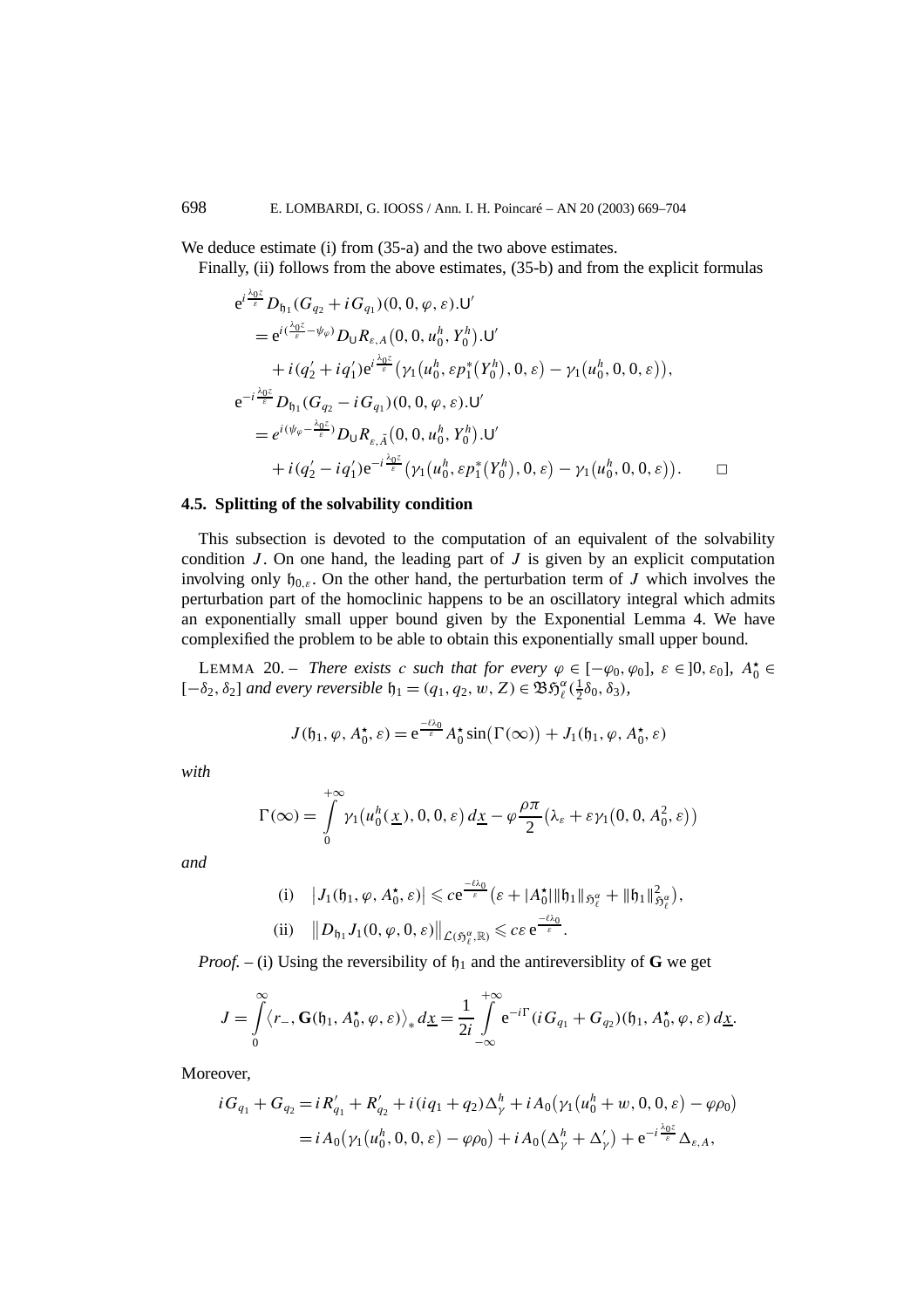We deduce estimate (i) from (35-a) and the two above estimates.

Finally, (ii) follows from the above estimates, (35-b) and from the explicit formulas

$$
\begin{aligned}
&\mathrm{e}^{i\frac{\lambda_0 z}{\varepsilon}} D_{\mathfrak{h}_1}(G_{q_2}+iG_{q_1})(0,0,\varphi,\varepsilon).\mathsf{U}' \\
&\quad = \mathrm{e}^{i(\frac{\lambda_0 z}{\varepsilon}-\psi_\varphi)} D_{\mathsf{U}} R_{\varepsilon,A}\big(0,0,u_0^h,Y_0^h\big).\mathsf{U}' \\
&\qquad + i(q_2'+iq_1')\mathrm{e}^{i\frac{\lambda_0 z}{\varepsilon}}\big(\gamma_1\big(u_0^h,\varepsilon p_1^*\big(Y_0^h\big),0,\varepsilon\big)-\gamma_1\big(u_0^h,0,0,\varepsilon\big)\big), \\
&\mathrm{e}^{-i\frac{\lambda_0 z}{\varepsilon}} D_{\mathfrak{h}_1}(G_{q_2}-iG_{q_1})(0,0,\varphi,\varepsilon).\mathsf{U}' \\
&\quad = e^{i(\psi_\varphi-\frac{\lambda_0 z}{\varepsilon})} D_{\mathsf{U}} R_{\varepsilon,\bar{A}}\big(0,0,u_0^h,Y_0^h\big).\mathsf{U}' \\
&\qquad + i(q_2'-iq_1')\mathrm{e}^{-i\frac{\lambda_0 z}{\varepsilon}}\big(\gamma_1\big(u_0^h,\varepsilon p_1^*\big(Y_0^h\big),0,\varepsilon\big)-\gamma_1\big(u_0^h,0,0,\varepsilon\big)\big). \qquad \square
\end{aligned}
$$

### 4.5. Splitting of the solvability condition

This subsection is devoted to the computation of an equivalent of the solvability condition $J$. On one hand, the leading part of $J$ is given by an explicit computation involving only $\mathfrak{h}_{0,\varepsilon}$. On the other hand, the perturbation term of $J$ which involves the perturbation part of the homoclinic happens to be an oscillatory integral which admits an exponentially small upper bound given by the Exponential Lemma 4. We have complexified the problem to be able to obtain this exponentially small upper bound.

LEMMA 20. – *There exists $c$ such that for every $\varphi \in [-\varphi_0,\varphi_0]$, $\varepsilon \in ]0,\varepsilon_0]$, $A_0^\star \in [-\delta_2,\delta_2]$ and every reversible $\mathfrak{h}_1 = (q_1,q_2,w,Z) \in \mathfrak{B}\mathfrak{H}_\ell^\alpha(\frac{1}{2}\delta_0,\delta_3)$,*

$$
J(\mathfrak{h}_1,\varphi,A_0^\star,\varepsilon) = \mathrm{e}^{\frac{-\ell\lambda_0}{\varepsilon}} A_0^\star \sin\big(\Gamma(\infty)\big) + J_1(\mathfrak{h}_1,\varphi,A_0^\star,\varepsilon)
$$

*with*

$$
\Gamma(\infty) = \int_0^{+\infty} \gamma_1\big(u_0^h(\underline{x}),0,0,\varepsilon\big)\,d\underline{x} - \varphi\frac{\rho\pi}{2}\big(\lambda_\varepsilon + \varepsilon\gamma_1\big(0,0,A_0^2,\varepsilon\big)\big)
$$

*and*

$$
\begin{aligned}
&\text{(i)}\quad \big|J_1(\mathfrak{h}_1,\varphi,A_0^\star,\varepsilon)\big| \leqslant c\mathrm{e}^{\frac{-\ell\lambda_0}{\varepsilon}}\big(\varepsilon + |A_0^\star|\|\mathfrak{h}_1\|_{\mathfrak{H}_\ell^\alpha} + \|\mathfrak{h}_1\|_{\mathfrak{H}_\ell^\alpha}^2\big), \\
&\text{(ii)}\quad \big\|D_{\mathfrak{h}_1} J_1(0,\varphi,0,\varepsilon)\big\|_{\mathcal{L}(\mathfrak{H}_\ell^\alpha,\mathbb{R})} \leqslant c\varepsilon\,\mathrm{e}^{\frac{-\ell\lambda_0}{\varepsilon}}.
\end{aligned}
$$

*Proof.* – (i) Using the reversibility of $\mathfrak{h}_1$ and the antireversiblity of $\mathbf{G}$ we get

$$
J = \int_0^{\infty} \big\langle r_-, \mathbf{G}(\mathfrak{h}_1,A_0^\star,\varphi,\varepsilon)\big\rangle_* \,d\underline{x} = \frac{1}{2i}\int_{-\infty}^{+\infty} \mathrm{e}^{-i\Gamma}(iG_{q_1}+G_{q_2})(\mathfrak{h}_1,A_0^\star,\varphi,\varepsilon)\,d\underline{x}.
$$

Moreover,

$$
\begin{aligned}
iG_{q_1}+G_{q_2} &= iR_{q_1}' + R_{q_2}' + i(iq_1+q_2)\Delta_\gamma^h + iA_0\big(\gamma_1\big(u_0^h+w,0,0,\varepsilon\big)-\varphi\rho_0\big) \\
&= iA_0\big(\gamma_1\big(u_0^h,0,0,\varepsilon\big)-\varphi\rho_0\big) + iA_0\big(\Delta_\gamma^h+\Delta_\gamma'\big) + \mathrm{e}^{-i\frac{\lambda_0 z}{\varepsilon}}\Delta_{\varepsilon,A},
\end{aligned}
$$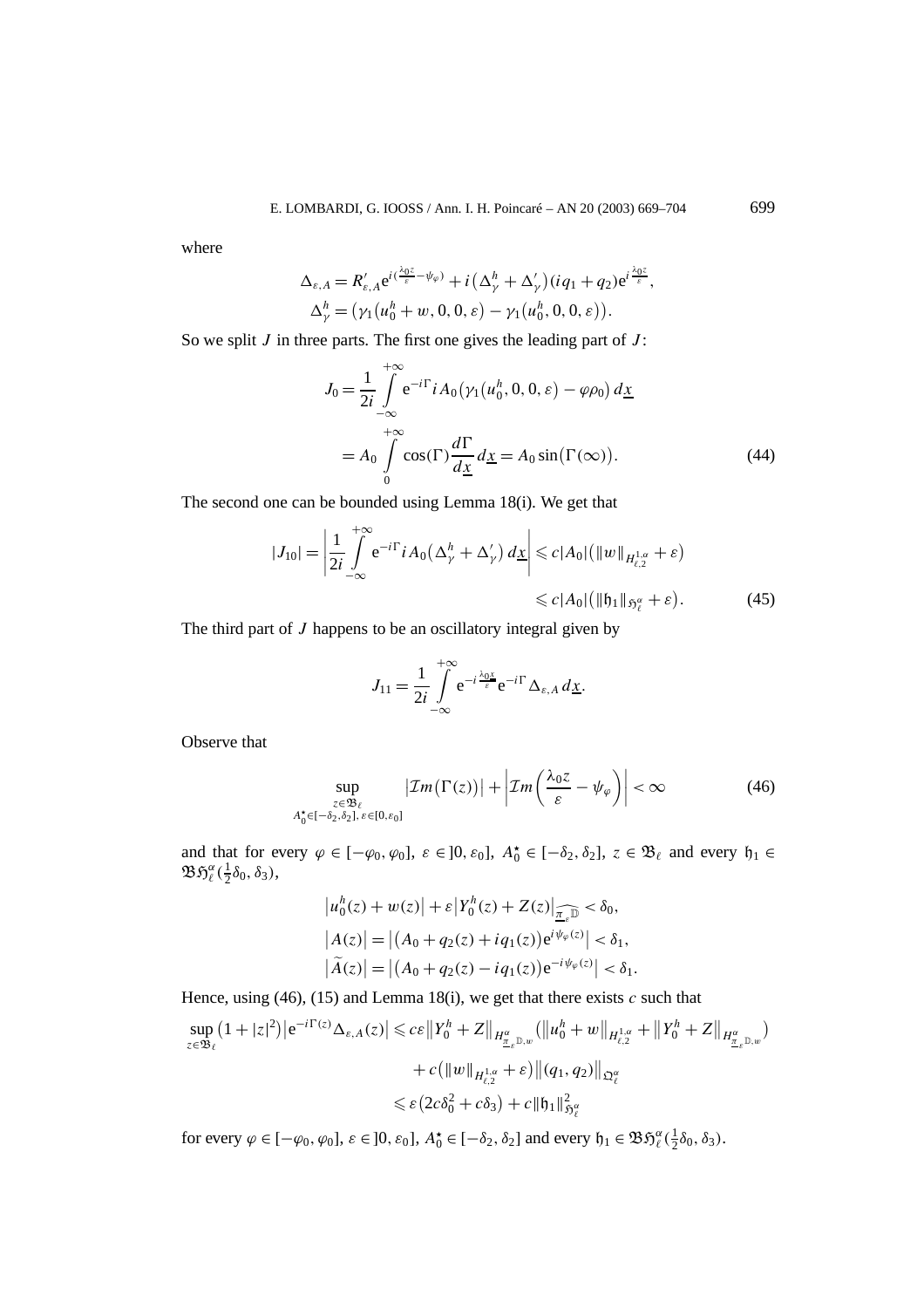where

$$\Delta_{\varepsilon,A} = R'_{\varepsilon,A} \mathrm{e}^{i(\frac{\lambda_0 z}{\varepsilon} - \psi_\varphi)} + i\left(\Delta^h_\gamma + \Delta'_\gamma\right)(iq_1 + q_2)\mathrm{e}^{i\frac{\lambda_0 z}{\varepsilon}},$$
$$\Delta^h_\gamma = \left(\gamma_1\left(u^h_0 + w, 0, 0, \varepsilon\right) - \gamma_1\left(u^h_0, 0, 0, \varepsilon\right)\right).$$

So we split $J$ in three parts. The first one gives the leading part of $J$:

$$\begin{aligned} J_0 &= \frac{1}{2i} \int_{-\infty}^{+\infty} \mathrm{e}^{-i\Gamma} i A_0\left(\gamma_1\left(u^h_0, 0, 0, \varepsilon\right) - \varphi\rho_0\right) d\underline{x} \\ &= A_0 \int_0^{+\infty} \cos(\Gamma) \frac{d\Gamma}{d\underline{x}}\, d\underline{x} = A_0 \sin\left(\Gamma(\infty)\right). \end{aligned} \tag{44}$$

The second one can be bounded using Lemma 18(i). We get that

$$\begin{aligned} |J_{10}| = \left| \frac{1}{2i} \int_{-\infty}^{+\infty} \mathrm{e}^{-i\Gamma} i A_0\left(\Delta^h_\gamma + \Delta'_\gamma\right) d\underline{x} \right| &\leqslant c|A_0|\left(\|w\|_{H^{1,\alpha}_{\ell,2}} + \varepsilon\right) \\ &\leqslant c|A_0|\left(\|\mathfrak{h}_1\|_{\mathfrak{H}^\alpha_\ell} + \varepsilon\right). \end{aligned} \tag{45}$$

The third part of $J$ happens to be an oscillatory integral given by

$$J_{11} = \frac{1}{2i} \int_{-\infty}^{+\infty} \mathrm{e}^{-i\frac{\lambda_0 \underline{x}}{\varepsilon}} \mathrm{e}^{-i\Gamma} \Delta_{\varepsilon,A}\, d\underline{x}.$$

Observe that

$$\sup_{\substack{z \in \mathfrak{B}_\ell \\ A^\star_0 \in [-\delta_2, \delta_2],\, \varepsilon \in [0, \varepsilon_0]}} \left|\mathcal{I}m\left(\Gamma(z)\right)\right| + \left|\mathcal{I}m\left(\frac{\lambda_0 z}{\varepsilon} - \psi_\varphi\right)\right| < \infty \tag{46}$$

and that for every $\varphi \in [-\varphi_0, \varphi_0]$, $\varepsilon \in ]0, \varepsilon_0]$, $A^\star_0 \in [-\delta_2, \delta_2]$, $z \in \mathfrak{B}_\ell$ and every $\mathfrak{h}_1 \in \mathfrak{B}\mathfrak{H}^\alpha_\ell(\frac{1}{2}\delta_0, \delta_3)$,

$$\begin{aligned} &\left|u^h_0(z) + w(z)\right| + \varepsilon\left|Y^h_0(z) + Z(z)\right|_{\widehat{\frac{\pi}{\varepsilon}\mathbb{D}}} < \delta_0, \\ &\left|A(z)\right| = \left|\left(A_0 + q_2(z) + iq_1(z)\right)\mathrm{e}^{i\psi_\varphi(z)}\right| < \delta_1, \\ &\left|\widetilde{A}(z)\right| = \left|\left(A_0 + q_2(z) - iq_1(z)\right)\mathrm{e}^{-i\psi_\varphi(z)}\right| < \delta_1. \end{aligned}$$

Hence, using (46), (15) and Lemma 18(i), we get that there exists $c$ such that

$$\begin{aligned} \sup_{z \in \mathfrak{B}_\ell} \left(1 + |z|^2\right)\left|\mathrm{e}^{-i\Gamma(z)} \Delta_{\varepsilon,A}(z)\right| &\leqslant c\varepsilon\left\|Y^h_0 + Z\right\|_{H^\alpha_{\frac{\pi}{\varepsilon}\mathbb{D},w}} \left(\left\|u^h_0 + w\right\|_{H^{1,\alpha}_{\ell,2}} + \left\|Y^h_0 + Z\right\|_{H^\alpha_{\frac{\pi}{\varepsilon}\mathbb{D},w}}\right) \\ &\quad + c\left(\|w\|_{H^{1,\alpha}_{\ell,2}} + \varepsilon\right)\left\|(q_1, q_2)\right\|_{\mathfrak{Q}^\alpha_\ell} \\ &\leqslant \varepsilon\left(2c\delta_0^2 + c\delta_3\right) + c\|\mathfrak{h}_1\|^2_{\mathfrak{H}^\alpha_\ell} \end{aligned}$$

for every $\varphi \in [-\varphi_0, \varphi_0]$, $\varepsilon \in ]0, \varepsilon_0]$, $A^\star_0 \in [-\delta_2, \delta_2]$ and every $\mathfrak{h}_1 \in \mathfrak{B}\mathfrak{H}^\alpha_\ell(\frac{1}{2}\delta_0, \delta_3)$.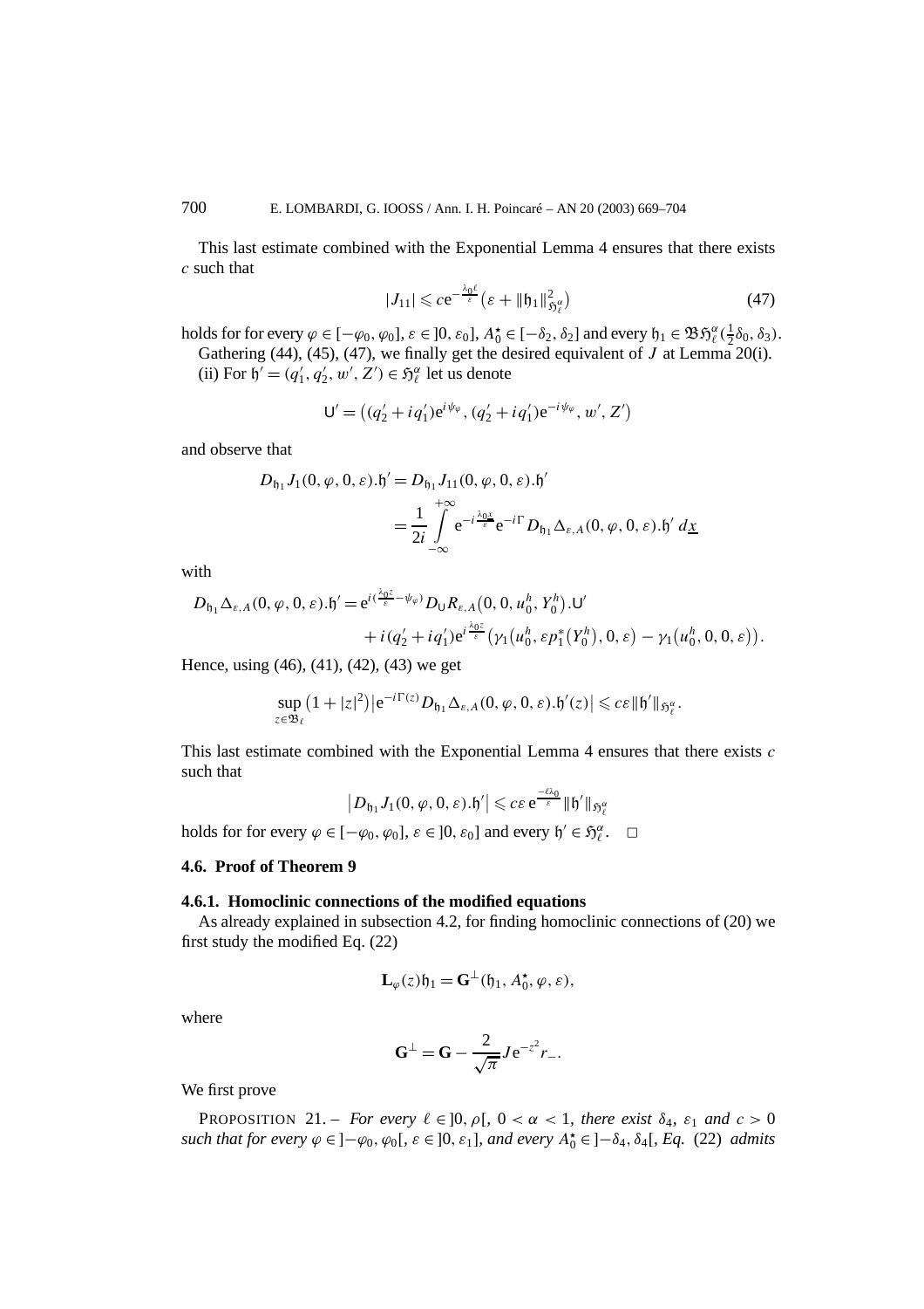This last estimate combined with the Exponential Lemma 4 ensures that there exists $c$ such that

$$|J_{11}| \leqslant c\mathrm{e}^{-\frac{\lambda_0 \ell}{\varepsilon}}\left(\varepsilon + \|\mathfrak{h}_1\|^2_{\mathfrak{H}^\alpha_\ell}\right) \tag{47}$$

holds for for every $\varphi \in [-\varphi_0, \varphi_0]$, $\varepsilon \in ]0, \varepsilon_0]$, $A_0^\star \in [-\delta_2, \delta_2]$ and every $\mathfrak{h}_1 \in \mathfrak{B}\mathfrak{H}^\alpha_\ell(\frac{1}{2}\delta_0, \delta_3)$.

Gathering (44), (45), (47), we finally get the desired equivalent of $J$ at Lemma 20(i).

(ii) For $\mathfrak{h}' = (q_1', q_2', w', Z') \in \mathfrak{H}^\alpha_\ell$ let us denote

$$\mathsf{U}' = \left((q_2' + iq_1')\mathrm{e}^{i\psi_\varphi}, (q_2' + iq_1')\mathrm{e}^{-i\psi_\varphi}, w', Z'\right)$$

and observe that

$$\begin{aligned} D_{\mathfrak{h}_1} J_1(0, \varphi, 0, \varepsilon).\mathfrak{h}' &= D_{\mathfrak{h}_1} J_{11}(0, \varphi, 0, \varepsilon).\mathfrak{h}' \\ &= \frac{1}{2i} \int_{-\infty}^{+\infty} \mathrm{e}^{-i\frac{\lambda_0 x}{\varepsilon}} \mathrm{e}^{-i\Gamma} D_{\mathfrak{h}_1} \Delta_{\varepsilon, A}(0, \varphi, 0, \varepsilon).\mathfrak{h}' \, d\underline{x} \end{aligned}$$

with

$$\begin{aligned} D_{\mathfrak{h}_1} \Delta_{\varepsilon, A}(0, \varphi, 0, \varepsilon).\mathfrak{h}' = {} & \mathrm{e}^{i(\frac{\lambda_0 z}{\varepsilon} - \psi_\varphi)} D_{\mathsf{U}} R_{\varepsilon, A}\left(0, 0, u_0^h, Y_0^h\right).\mathsf{U}' \\ & + i(q_2' + iq_1')\mathrm{e}^{i\frac{\lambda_0 z}{\varepsilon}}\left(\gamma_1\left(u_0^h, \varepsilon p_1^*(Y_0^h), 0, \varepsilon\right) - \gamma_1\left(u_0^h, 0, 0, \varepsilon\right)\right). \end{aligned}$$

Hence, using (46), (41), (42), (43) we get

$$\sup_{z \in \mathfrak{B}_\ell} \left(1 + |z|^2\right)\left|\mathrm{e}^{-i\Gamma(z)} D_{\mathfrak{h}_1} \Delta_{\varepsilon, A}(0, \varphi, 0, \varepsilon).\mathfrak{h}'(z)\right| \leqslant c\varepsilon \|\mathfrak{h}'\|_{\mathfrak{H}^\alpha_\ell}.$$

This last estimate combined with the Exponential Lemma 4 ensures that there exists $c$ such that

$$\left|D_{\mathfrak{h}_1} J_1(0, \varphi, 0, \varepsilon).\mathfrak{h}'\right| \leqslant c\varepsilon\, \mathrm{e}^{\frac{-\ell\lambda_0}{\varepsilon}} \|\mathfrak{h}'\|_{\mathfrak{H}^\alpha_\ell}$$

holds for for every $\varphi \in [-\varphi_0, \varphi_0]$, $\varepsilon \in ]0, \varepsilon_0]$ and every $\mathfrak{h}' \in \mathfrak{H}^\alpha_\ell$. □

### 4.6. Proof of Theorem 9

#### 4.6.1. Homoclinic connections of the modified equations

As already explained in subsection 4.2, for finding homoclinic connections of (20) we first study the modified Eq. (22)

$$\mathbf{L}_\varphi(z)\mathfrak{h}_1 = \mathbf{G}^\perp(\mathfrak{h}_1, A_0^\star, \varphi, \varepsilon),$$

where

$$\mathbf{G}^\perp = \mathbf{G} - \frac{2}{\sqrt{\pi}} J \mathrm{e}^{-z^2} r_-.$$

We first prove

PROPOSITION 21. – *For every $\ell \in ]0, \rho[$, $0 < \alpha < 1$, there exist $\delta_4$, $\varepsilon_1$ and $c > 0$ such that for every $\varphi \in ]-\varphi_0, \varphi_0[$, $\varepsilon \in ]0, \varepsilon_1]$, and every $A_0^\star \in ]-\delta_4, \delta_4[$, Eq.* (22) *admits*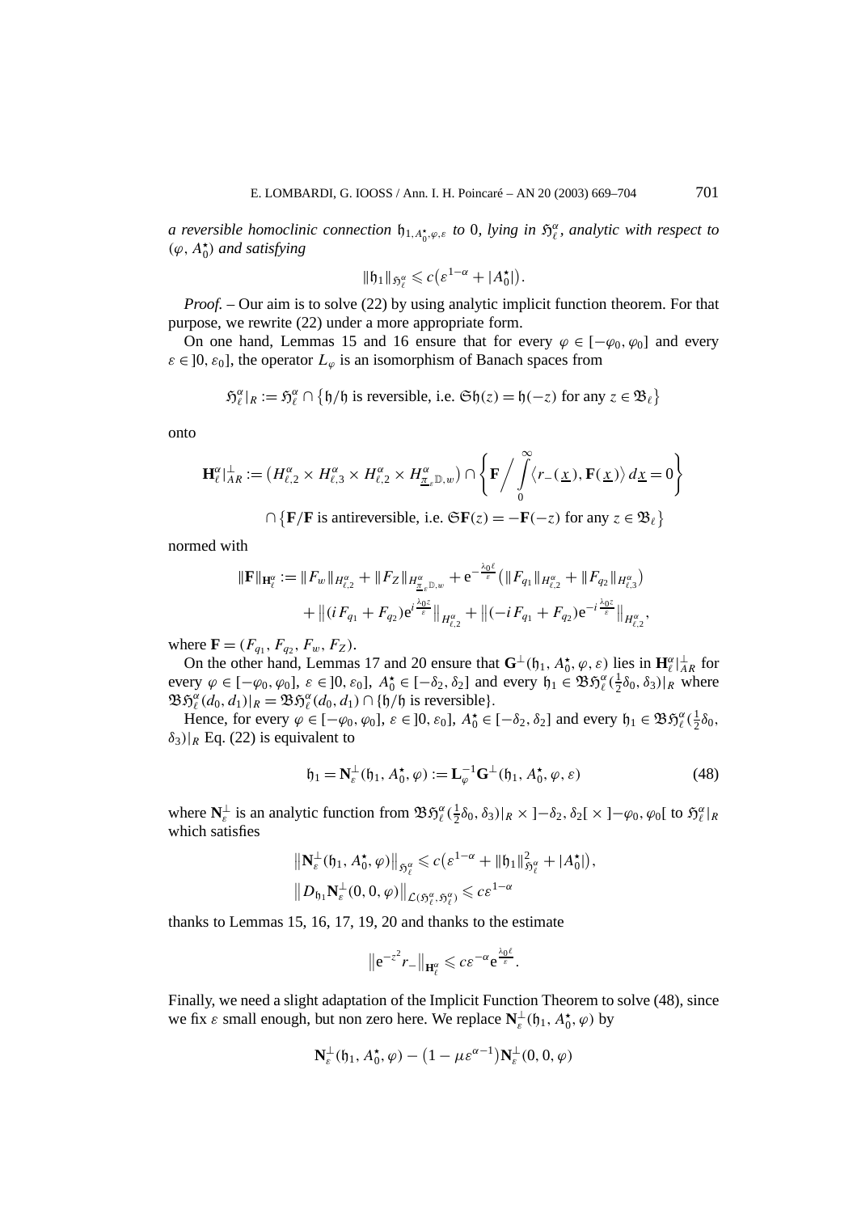*a reversible homoclinic connection* $\mathfrak{h}_{1,A_0^\star,\varphi,\varepsilon}$ *to* 0*, lying in* $\mathfrak{H}_\ell^\alpha$*, analytic with respect to* $(\varphi, A_0^\star)$ *and satisfying*

$$\|\mathfrak{h}_1\|_{\mathfrak{H}_\ell^\alpha} \leqslant c\big(\varepsilon^{1-\alpha} + |A_0^\star|\big).$$

*Proof.* – Our aim is to solve (22) by using analytic implicit function theorem. For that purpose, we rewrite (22) under a more appropriate form.

On one hand, Lemmas 15 and 16 ensure that for every $\varphi \in [-\varphi_0, \varphi_0]$ and every $\varepsilon \in ]0, \varepsilon_0]$, the operator $L_\varphi$ is an isomorphism of Banach spaces from

$$\mathfrak{H}_\ell^\alpha|_R := \mathfrak{H}_\ell^\alpha \cap \big\{\mathfrak{h}/\mathfrak{h} \text{ is reversible, i.e. } \mathfrak{S}\mathfrak{h}(z) = \mathfrak{h}(-z) \text{ for any } z \in \mathfrak{B}_\ell\big\}$$

onto

$$\mathbf{H}_\ell^\alpha|_{AR}^\perp := \big(H_{\ell,2}^\alpha \times H_{\ell,3}^\alpha \times H_{\ell,2}^\alpha \times H_{\underline{\pi}_\varepsilon \mathbb{D},w}^\alpha\big) \cap \left\{\mathbf{F} \Big/ \int_0^\infty \big\langle r_-(\underline{x}), \mathbf{F}(\underline{x})\big\rangle\, d\underline{x} = 0\right\}$$
$$\cap \big\{\mathbf{F}/\mathbf{F} \text{ is antireversible, i.e. } \mathfrak{S}\mathbf{F}(z) = -\mathbf{F}(-z) \text{ for any } z \in \mathfrak{B}_\ell\big\}$$

normed with

$$\begin{aligned}\|\mathbf{F}\|_{\mathbf{H}_\ell^\alpha} := {}& \|F_w\|_{H_{\ell,2}^\alpha} + \|F_Z\|_{H_{\underline{\pi}_\varepsilon \mathbb{D},w}^\alpha} + \mathrm{e}^{-\frac{\lambda_0 \ell}{\varepsilon}}\big(\|F_{q_1}\|_{H_{\ell,2}^\alpha} + \|F_{q_2}\|_{H_{\ell,3}^\alpha}\big) \\ & + \big\|(iF_{q_1} + F_{q_2})\mathrm{e}^{i\frac{\lambda_0 z}{\varepsilon}}\big\|_{H_{\ell,2}^\alpha} + \big\|(-iF_{q_1} + F_{q_2})\mathrm{e}^{-i\frac{\lambda_0 z}{\varepsilon}}\big\|_{H_{\ell,2}^\alpha},\end{aligned}$$

where $\mathbf{F} = (F_{q_1}, F_{q_2}, F_w, F_Z)$.

On the other hand, Lemmas 17 and 20 ensure that $\mathbf{G}^\perp(\mathfrak{h}_1, A_0^\star, \varphi, \varepsilon)$ lies in $\mathbf{H}_\ell^\alpha|_{AR}^\perp$ for every $\varphi \in [-\varphi_0, \varphi_0]$, $\varepsilon \in ]0, \varepsilon_0]$, $A_0^\star \in [-\delta_2, \delta_2]$ and every $\mathfrak{h}_1 \in \mathfrak{B}\mathfrak{H}_\ell^\alpha(\frac{1}{2}\delta_0, \delta_3)|_R$ where $\mathfrak{B}\mathfrak{H}_\ell^\alpha(d_0, d_1)|_R = \mathfrak{B}\mathfrak{H}_\ell^\alpha(d_0, d_1) \cap \{\mathfrak{h}/\mathfrak{h} \text{ is reversible}\}$.

Hence, for every $\varphi \in [-\varphi_0, \varphi_0]$, $\varepsilon \in ]0, \varepsilon_0]$, $A_0^\star \in [-\delta_2, \delta_2]$ and every $\mathfrak{h}_1 \in \mathfrak{B}\mathfrak{H}_\ell^\alpha(\frac{1}{2}\delta_0, \delta_3)|_R$ Eq. (22) is equivalent to

$$\mathfrak{h}_1 = \mathbf{N}_\varepsilon^\perp(\mathfrak{h}_1, A_0^\star, \varphi) := \mathbf{L}_\varphi^{-1}\mathbf{G}^\perp(\mathfrak{h}_1, A_0^\star, \varphi, \varepsilon) \tag{48}$$

where $\mathbf{N}_\varepsilon^\perp$ is an analytic function from $\mathfrak{B}\mathfrak{H}_\ell^\alpha(\frac{1}{2}\delta_0, \delta_3)|_R \times ]-\delta_2, \delta_2[ \times ]-\varphi_0, \varphi_0[$ to $\mathfrak{H}_\ell^\alpha|_R$ which satisfies

$$\big\|\mathbf{N}_\varepsilon^\perp(\mathfrak{h}_1, A_0^\star, \varphi)\big\|_{\mathfrak{H}_\ell^\alpha} \leqslant c\big(\varepsilon^{1-\alpha} + \|\mathfrak{h}_1\|_{\mathfrak{H}_\ell^\alpha}^2 + |A_0^\star|\big),$$
$$\big\|D_{\mathfrak{h}_1}\mathbf{N}_\varepsilon^\perp(0, 0, \varphi)\big\|_{\mathcal{L}(\mathfrak{H}_\ell^\alpha, \mathfrak{H}_\ell^\alpha)} \leqslant c\varepsilon^{1-\alpha}$$

thanks to Lemmas 15, 16, 17, 19, 20 and thanks to the estimate

$$\big\|\mathrm{e}^{-z^2} r_-\big\|_{\mathbf{H}_\ell^\alpha} \leqslant c\varepsilon^{-\alpha}\mathrm{e}^{\frac{\lambda_0 \ell}{\varepsilon}}.$$

Finally, we need a slight adaptation of the Implicit Function Theorem to solve (48), since we fix $\varepsilon$ small enough, but non zero here. We replace $\mathbf{N}_\varepsilon^\perp(\mathfrak{h}_1, A_0^\star, \varphi)$ by

$$\mathbf{N}_\varepsilon^\perp(\mathfrak{h}_1, A_0^\star, \varphi) - \big(1 - \mu\varepsilon^{\alpha-1}\big)\mathbf{N}_\varepsilon^\perp(0, 0, \varphi)$$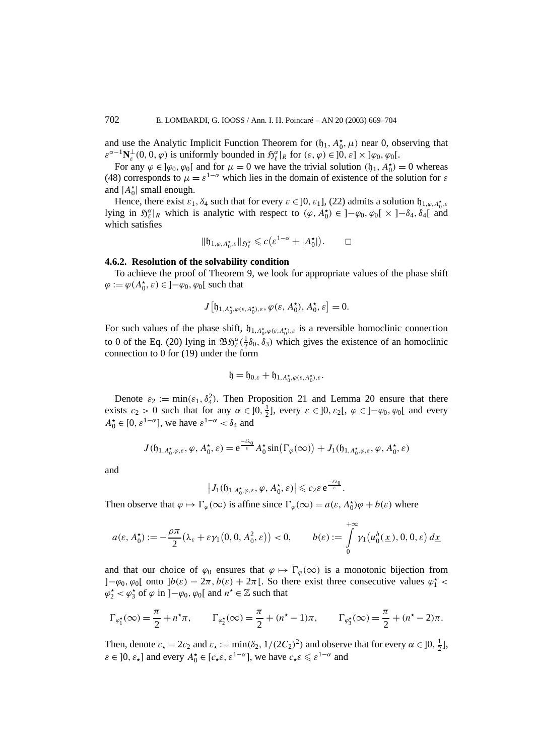and use the Analytic Implicit Function Theorem for $(\mathfrak{h}_1, A_0^\star, \mu)$ near 0, observing that $\varepsilon^{\alpha-1}\mathbf{N}_\varepsilon^\perp(0,0,\varphi)$ is uniformly bounded in $\mathfrak{H}_\ell^\alpha|_R$ for $(\varepsilon,\varphi) \in ]0,\varepsilon] \times ]\varphi_0, \varphi_0[$.

For any $\varphi \in ]\varphi_0, \varphi_0[$ and for $\mu = 0$ we have the trivial solution $(\mathfrak{h}_1, A_0^\star) = 0$ whereas (48) corresponds to $\mu = \varepsilon^{1-\alpha}$ which lies in the domain of existence of the solution for $\varepsilon$ and $|A_0^\star|$ small enough.

Hence, there exist $\varepsilon_1, \delta_4$ such that for every $\varepsilon \in ]0, \varepsilon_1]$, (22) admits a solution $\mathfrak{h}_{1,\varphi,A_0^\star,\varepsilon}$ lying in $\mathfrak{H}_\ell^\alpha|_R$ which is analytic with respect to $(\varphi, A_0^\star) \in ]-\varphi_0, \varphi_0[ \times ]-\delta_4, \delta_4[$ and which satisfies

$$\|\mathfrak{h}_{1,\varphi,A_0^\star,\varepsilon}\|_{\mathfrak{H}_\ell^\alpha} \leqslant c\big(\varepsilon^{1-\alpha} + |A_0^\star|\big). \qquad \square$$

#### 4.6.2. Resolution of the solvability condition

To achieve the proof of Theorem 9, we look for appropriate values of the phase shift $\varphi := \varphi(A_0^\star, \varepsilon) \in ]-\varphi_0, \varphi_0[$ such that

$$J\big[\mathfrak{h}_{1,A_0^\star,\varphi(\varepsilon,A_0^\star),\varepsilon}, \varphi(\varepsilon, A_0^\star), A_0^\star, \varepsilon\big] = 0.$$

For such values of the phase shift, $\mathfrak{h}_{1,A_0^\star,\varphi(\varepsilon,A_0^\star),\varepsilon}$ is a reversible homoclinic connection to 0 of the Eq. (20) lying in $\mathfrak{B}\mathfrak{H}_\ell^\alpha(\frac{1}{2}\delta_0, \delta_3)$ which gives the existence of an homoclinic connection to 0 for (19) under the form

$$\mathfrak{h} = \mathfrak{h}_{0,\varepsilon} + \mathfrak{h}_{1,A_0^\star,\varphi(\varepsilon,A_0^\star),\varepsilon}.$$

Denote $\varepsilon_2 := \min(\varepsilon_1, \delta_4^2)$. Then Proposition 21 and Lemma 20 ensure that there exists $c_2 > 0$ such that for any $\alpha \in ]0, \frac{1}{2}]$, every $\varepsilon \in ]0, \varepsilon_2[$, $\varphi \in ]-\varphi_0, \varphi_0[$ and every $A_0^\star \in [0, \varepsilon^{1-\alpha}]$, we have $\varepsilon^{1-\alpha} < \delta_4$ and

$$J(\mathfrak{h}_{1,A_0^\star,\varphi,\varepsilon}, \varphi, A_0^\star, \varepsilon) = \mathrm{e}^{\frac{-\ell\lambda_0}{\varepsilon}} A_0^\star \sin\big(\Gamma_\varphi(\infty)\big) + J_1(\mathfrak{h}_{1,A_0^\star,\varphi,\varepsilon}, \varphi, A_0^\star, \varepsilon)$$

and

$$\big|J_1(\mathfrak{h}_{1,A_0^\star,\varphi,\varepsilon}, \varphi, A_0^\star, \varepsilon)\big| \leqslant c_2\varepsilon\,\mathrm{e}^{\frac{-\ell\lambda_0}{\varepsilon}}.$$

Then observe that $\varphi \mapsto \Gamma_\varphi(\infty)$ is affine since $\Gamma_\varphi(\infty) = a(\varepsilon, A_0^\star)\varphi + b(\varepsilon)$ where

$$a(\varepsilon, A_0^\star) := -\frac{\rho\pi}{2}\big(\lambda_\varepsilon + \varepsilon\gamma_1\big(0,0,A_0^2,\varepsilon\big)\big) < 0, \qquad b(\varepsilon) := \int_0^{+\infty} \gamma_1\big(u_0^h(\underline{x}), 0, 0, \varepsilon\big)\, d\underline{x}$$

and that our choice of $\varphi_0$ ensures that $\varphi \mapsto \Gamma_\varphi(\infty)$ is a monotonic bijection from $]-\varphi_0, \varphi_0[$ onto $]b(\varepsilon) - 2\pi, b(\varepsilon) + 2\pi[$. So there exist three consecutive values $\varphi_1^\star < \varphi_2^\star < \varphi_3^\star$ of $\varphi$ in $]-\varphi_0, \varphi_0[$ and $n^\star \in \mathbb{Z}$ such that

$$\Gamma_{\varphi_1^\star}(\infty) = \frac{\pi}{2} + n^\star\pi, \qquad \Gamma_{\varphi_2^\star}(\infty) = \frac{\pi}{2} + (n^\star - 1)\pi, \qquad \Gamma_{\varphi_3^\star}(\infty) = \frac{\pi}{2} + (n^\star - 2)\pi.$$

Then, denote $c_\star = 2c_2$ and $\varepsilon_\star := \min(\delta_2, 1/(2C_2)^2)$ and observe that for every $\alpha \in ]0, \frac{1}{2}]$, $\varepsilon \in ]0, \varepsilon_\star]$ and every $A_0^\star \in [c_\star\varepsilon, \varepsilon^{1-\alpha}]$, we have $c_\star\varepsilon \leqslant \varepsilon^{1-\alpha}$ and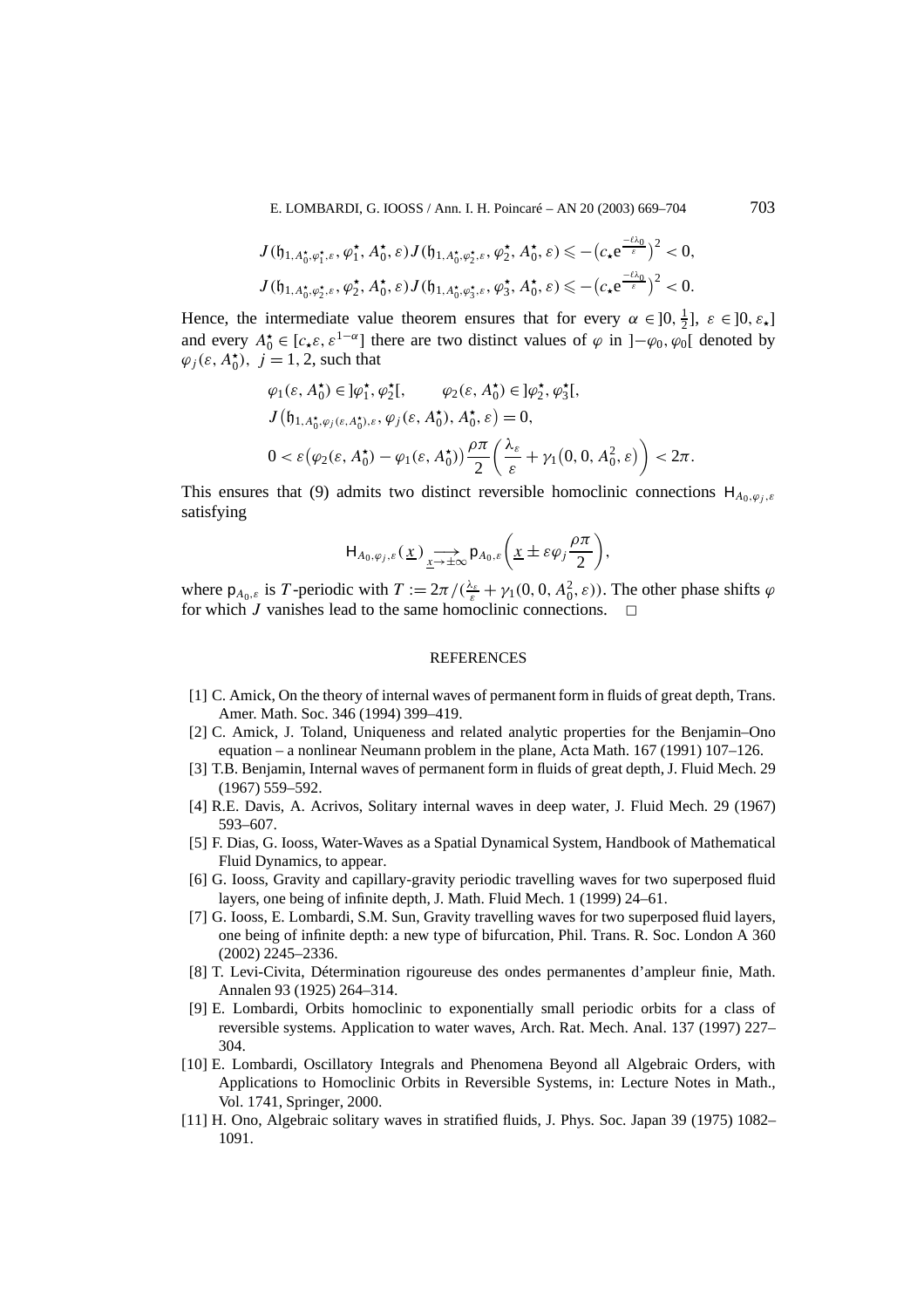$$J(\mathfrak{h}_{1,A_0^\star,\varphi_1^\star,\varepsilon},\varphi_1^\star,A_0^\star,\varepsilon)\,J(\mathfrak{h}_{1,A_0^\star,\varphi_2^\star,\varepsilon},\varphi_2^\star,A_0^\star,\varepsilon)\leqslant -\big(c_\star \mathrm{e}^{\frac{-\ell\lambda_0}{\varepsilon}}\big)^2<0,$$

$$J(\mathfrak{h}_{1,A_0^\star,\varphi_2^\star,\varepsilon},\varphi_2^\star,A_0^\star,\varepsilon)\,J(\mathfrak{h}_{1,A_0^\star,\varphi_3^\star,\varepsilon},\varphi_3^\star,A_0^\star,\varepsilon)\leqslant -\big(c_\star \mathrm{e}^{\frac{-\ell\lambda_0}{\varepsilon}}\big)^2<0.$$

Hence, the intermediate value theorem ensures that for every $\alpha\in\,]0,\frac{1}{2}]$, $\varepsilon\in\,]0,\varepsilon_\star]$ and every $A_0^\star\in[c_\star\varepsilon,\varepsilon^{1-\alpha}]$ there are two distinct values of $\varphi$ in $]-\varphi_0,\varphi_0[$ denoted by $\varphi_j(\varepsilon,A_0^\star)$, $j=1,2$, such that

$$\varphi_1(\varepsilon,A_0^\star)\in\,]\varphi_1^\star,\varphi_2^\star[,\qquad \varphi_2(\varepsilon,A_0^\star)\in\,]\varphi_2^\star,\varphi_3^\star[,$$

$$J\big(\mathfrak{h}_{1,A_0^\star,\varphi_j(\varepsilon,A_0^\star),\varepsilon},\varphi_j(\varepsilon,A_0^\star),A_0^\star,\varepsilon\big)=0,$$

$$0<\varepsilon\big(\varphi_2(\varepsilon,A_0^\star)-\varphi_1(\varepsilon,A_0^\star)\big)\frac{\rho\pi}{2}\left(\frac{\lambda_\varepsilon}{\varepsilon}+\gamma_1\big(0,0,A_0^2,\varepsilon\big)\right)<2\pi.$$

This ensures that (9) admits two distinct reversible homoclinic connections $\mathsf{H}_{A_0,\varphi_j,\varepsilon}$ satisfying

$$\mathsf{H}_{A_0,\varphi_j,\varepsilon}(\underline{x})\underset{\underline{x}\to\pm\infty}{\longrightarrow}\mathsf{p}_{A_0,\varepsilon}\left(\underline{x}\pm\varepsilon\varphi_j\frac{\rho\pi}{2}\right),$$

where $\mathsf{p}_{A_0,\varepsilon}$ is $T$-periodic with $T:=2\pi/(\frac{\lambda_\varepsilon}{\varepsilon}+\gamma_1(0,0,A_0^2,\varepsilon))$. The other phase shifts $\varphi$ for which $J$ vanishes lead to the same homoclinic connections. □

## REFERENCES

[1] C. Amick, On the theory of internal waves of permanent form in fluids of great depth, Trans. Amer. Math. Soc. 346 (1994) 399–419.

[2] C. Amick, J. Toland, Uniqueness and related analytic properties for the Benjamin–Ono equation – a nonlinear Neumann problem in the plane, Acta Math. 167 (1991) 107–126.

[3] T.B. Benjamin, Internal waves of permanent form in fluids of great depth, J. Fluid Mech. 29 (1967) 559–592.

[4] R.E. Davis, A. Acrivos, Solitary internal waves in deep water, J. Fluid Mech. 29 (1967) 593–607.

[5] F. Dias, G. Iooss, Water-Waves as a Spatial Dynamical System, Handbook of Mathematical Fluid Dynamics, to appear.

[6] G. Iooss, Gravity and capillary-gravity periodic travelling waves for two superposed fluid layers, one being of infinite depth, J. Math. Fluid Mech. 1 (1999) 24–61.

[7] G. Iooss, E. Lombardi, S.M. Sun, Gravity travelling waves for two superposed fluid layers, one being of infinite depth: a new type of bifurcation, Phil. Trans. R. Soc. London A 360 (2002) 2245–2336.

[8] T. Levi-Civita, Détermination rigoureuse des ondes permanentes d'ampleur finie, Math. Annalen 93 (1925) 264–314.

[9] E. Lombardi, Orbits homoclinic to exponentially small periodic orbits for a class of reversible systems. Application to water waves, Arch. Rat. Mech. Anal. 137 (1997) 227–304.

[10] E. Lombardi, Oscillatory Integrals and Phenomena Beyond all Algebraic Orders, with Applications to Homoclinic Orbits in Reversible Systems, in: Lecture Notes in Math., Vol. 1741, Springer, 2000.

[11] H. Ono, Algebraic solitary waves in stratified fluids, J. Phys. Soc. Japan 39 (1975) 1082–1091.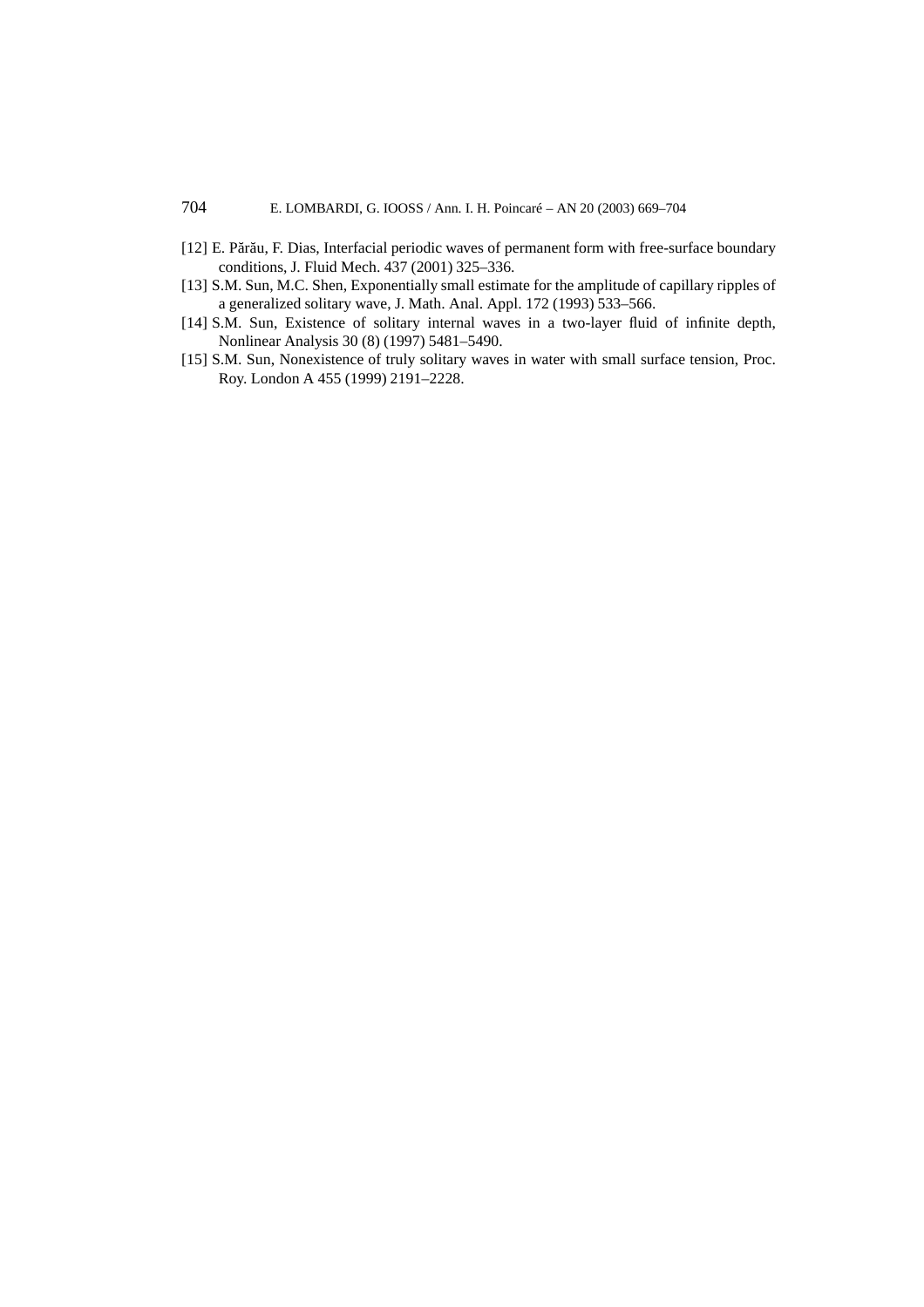[12] E. Părău, F. Dias, Interfacial periodic waves of permanent form with free-surface boundary conditions, J. Fluid Mech. 437 (2001) 325–336.

[13] S.M. Sun, M.C. Shen, Exponentially small estimate for the amplitude of capillary ripples of a generalized solitary wave, J. Math. Anal. Appl. 172 (1993) 533–566.

[14] S.M. Sun, Existence of solitary internal waves in a two-layer fluid of infinite depth, Nonlinear Analysis 30 (8) (1997) 5481–5490.

[15] S.M. Sun, Nonexistence of truly solitary waves in water with small surface tension, Proc. Roy. London A 455 (1999) 2191–2228.